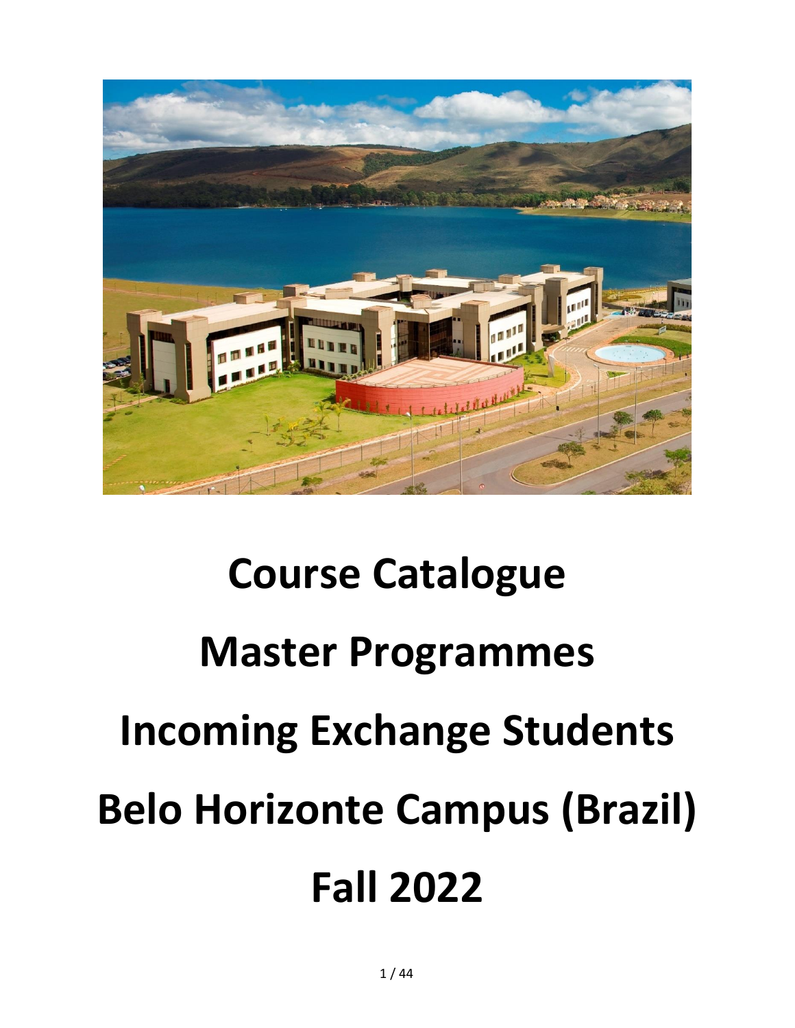# Course Catalogue

# Master Programmes

# Incoming Exchange Students

# Belo Horizonte Campus (Brazil)

# Fall 2022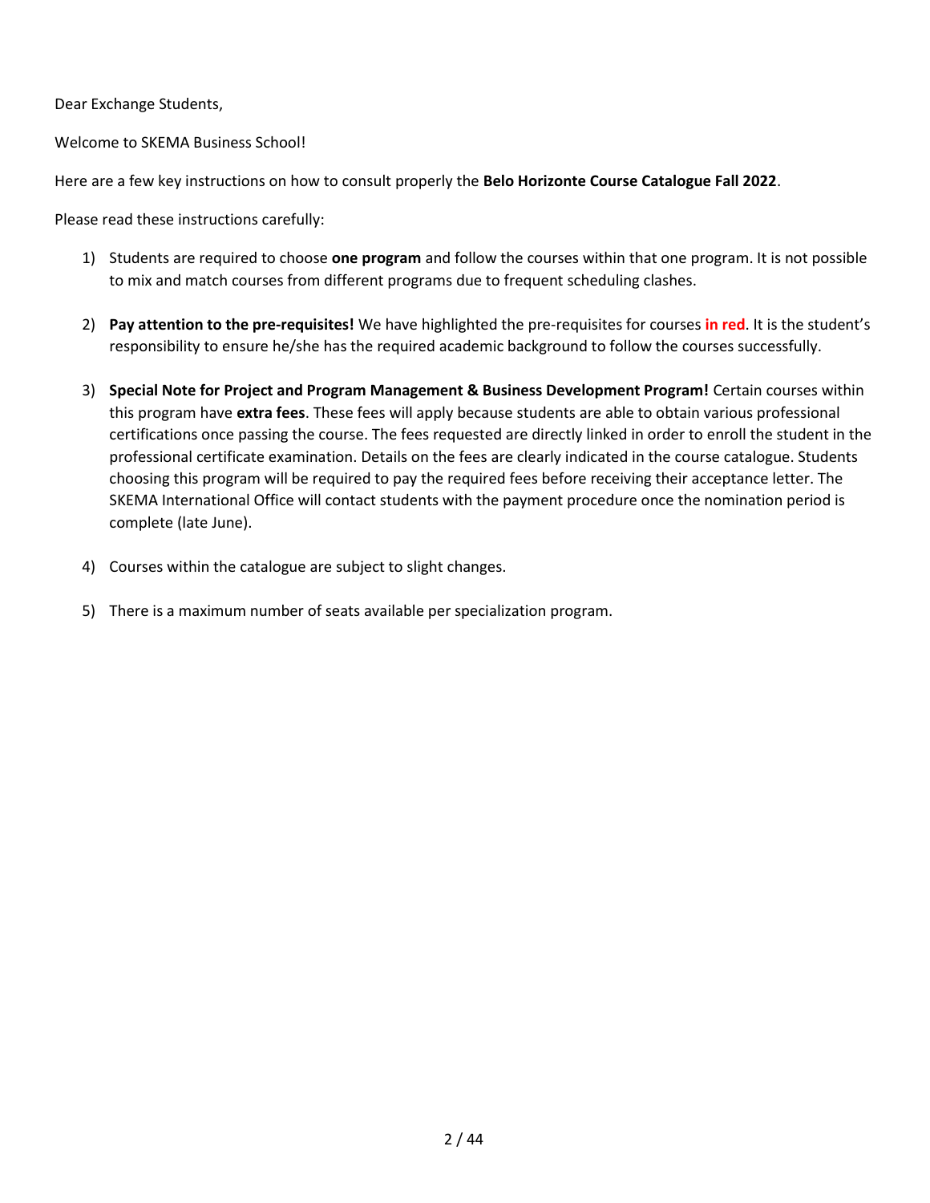Dear Exchange Students,

Welcome to SKEMA Business School!

Here are a few key instructions on how to consult properly the **Belo Horizonte Course Catalogue Fall 2022**.

Please read these instructions carefully:

1) Students are required to choose **one program** and follow the courses within that one program. It is not possible to mix and match courses from different programs due to frequent scheduling clashes.

2) **Pay attention to the pre-requisites!** We have highlighted the pre-requisites for courses **in red**. It is the student's responsibility to ensure he/she has the required academic background to follow the courses successfully.

3) **Special Note for Project and Program Management & Business Development Program!** Certain courses within this program have **extra fees**. These fees will apply because students are able to obtain various professional certifications once passing the course. The fees requested are directly linked in order to enroll the student in the professional certificate examination. Details on the fees are clearly indicated in the course catalogue. Students choosing this program will be required to pay the required fees before receiving their acceptance letter. The SKEMA International Office will contact students with the payment procedure once the nomination period is complete (late June).

4) Courses within the catalogue are subject to slight changes.

5) There is a maximum number of seats available per specialization program.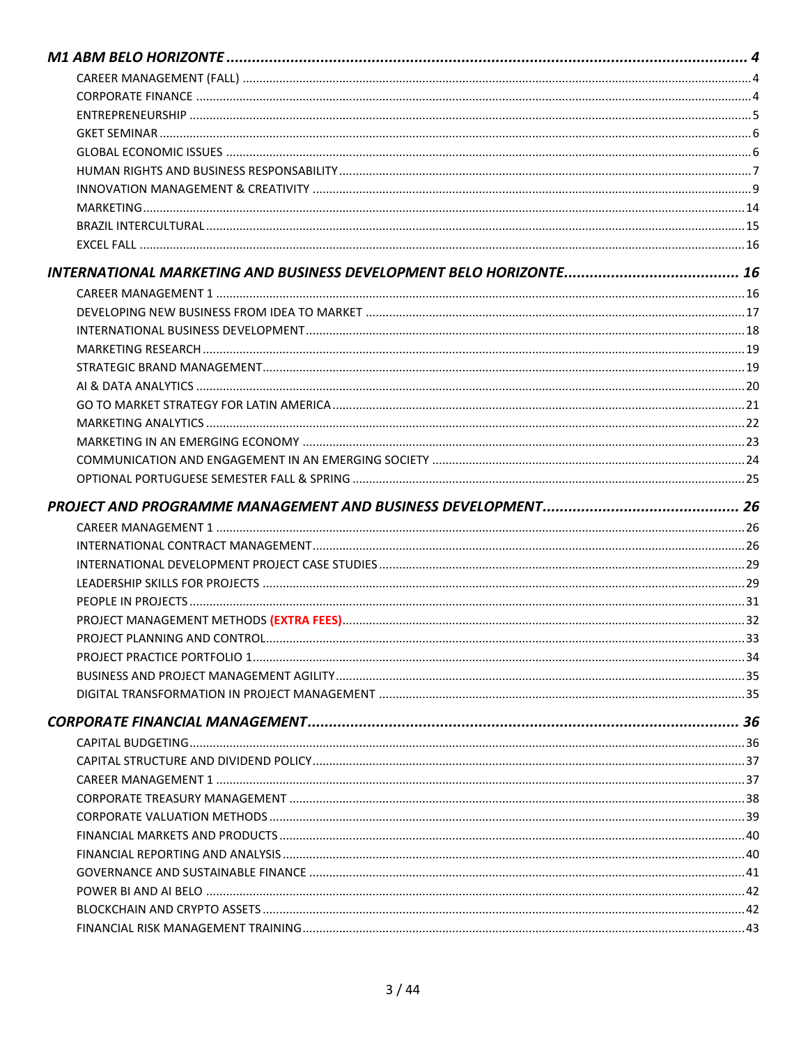***M1 ABM BELO HORIZONTE*** ........ **4**

- CAREER MANAGEMENT (FALL) ........ 4
- CORPORATE FINANCE ........ 4
- ENTREPRENEURSHIP ........ 5
- GKET SEMINAR ........ 6
- GLOBAL ECONOMIC ISSUES ........ 6
- HUMAN RIGHTS AND BUSINESS RESPONSABILITY ........ 7
- INNOVATION MANAGEMENT & CREATIVITY ........ 9
- MARKETING ........ 14
- BRAZIL INTERCULTURAL ........ 15
- EXCEL FALL ........ 16

***INTERNATIONAL MARKETING AND BUSINESS DEVELOPMENT BELO HORIZONTE*** ........ **16**

- CAREER MANAGEMENT 1 ........ 16
- DEVELOPING NEW BUSINESS FROM IDEA TO MARKET ........ 17
- INTERNATIONAL BUSINESS DEVELOPMENT ........ 18
- MARKETING RESEARCH ........ 19
- STRATEGIC BRAND MANAGEMENT ........ 19
- AI & DATA ANALYTICS ........ 20
- GO TO MARKET STRATEGY FOR LATIN AMERICA ........ 21
- MARKETING ANALYTICS ........ 22
- MARKETING IN AN EMERGING ECONOMY ........ 23
- COMMUNICATION AND ENGAGEMENT IN AN EMERGING SOCIETY ........ 24
- OPTIONAL PORTUGUESE SEMESTER FALL & SPRING ........ 25

***PROJECT AND PROGRAMME MANAGEMENT AND BUSINESS DEVELOPMENT*** ........ **26**

- CAREER MANAGEMENT 1 ........ 26
- INTERNATIONAL CONTRACT MANAGEMENT ........ 26
- INTERNATIONAL DEVELOPMENT PROJECT CASE STUDIES ........ 29
- LEADERSHIP SKILLS FOR PROJECTS ........ 29
- PEOPLE IN PROJECTS ........ 31
- PROJECT MANAGEMENT METHODS **(EXTRA FEES)** ........ 32
- PROJECT PLANNING AND CONTROL ........ 33
- PROJECT PRACTICE PORTFOLIO 1 ........ 34
- BUSINESS AND PROJECT MANAGEMENT AGILITY ........ 35
- DIGITAL TRANSFORMATION IN PROJECT MANAGEMENT ........ 35

***CORPORATE FINANCIAL MANAGEMENT*** ........ **36**

- CAPITAL BUDGETING ........ 36
- CAPITAL STRUCTURE AND DIVIDEND POLICY ........ 37
- CAREER MANAGEMENT 1 ........ 37
- CORPORATE TREASURY MANAGEMENT ........ 38
- CORPORATE VALUATION METHODS ........ 39
- FINANCIAL MARKETS AND PRODUCTS ........ 40
- FINANCIAL REPORTING AND ANALYSIS ........ 40
- GOVERNANCE AND SUSTAINABLE FINANCE ........ 41
- POWER BI AND AI BELO ........ 42
- BLOCKCHAIN AND CRYPTO ASSETS ........ 42
- FINANCIAL RISK MANAGEMENT TRAINING ........ 43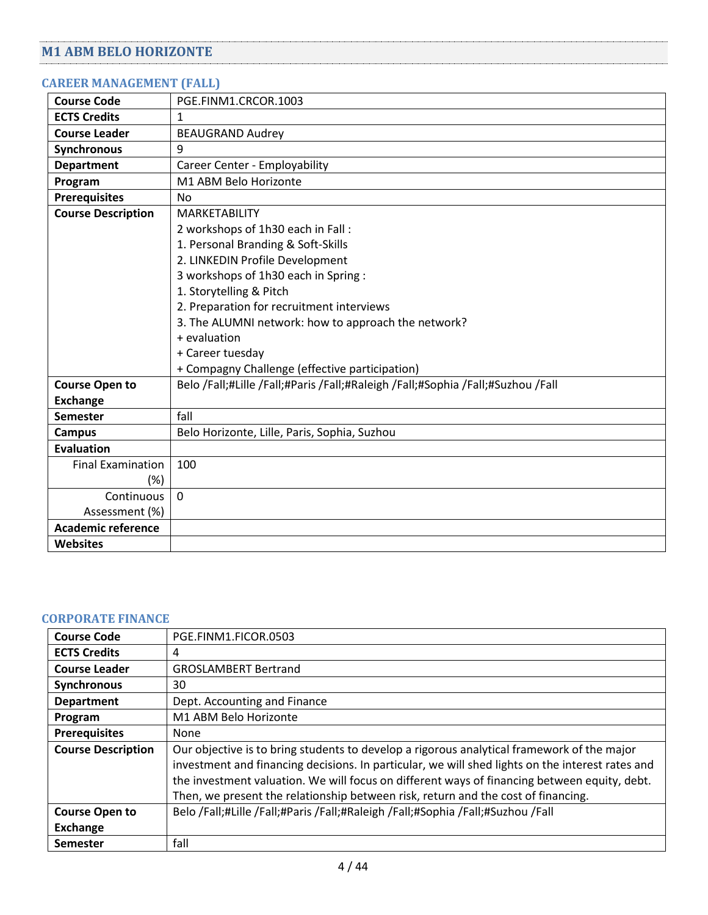## M1 ABM BELO HORIZONTE

### CAREER MANAGEMENT (FALL)

| | |
|---|---|
| **Course Code** | PGE.FINM1.CRCOR.1003 |
| **ECTS Credits** | 1 |
| **Course Leader** | BEAUGRAND Audrey |
| **Synchronous** | 9 |
| **Department** | Career Center - Employability |
| **Program** | M1 ABM Belo Horizonte |
| **Prerequisites** | No |
| **Course Description** | MARKETABILITY<br>2 workshops of 1h30 each in Fall :<br>1. Personal Branding & Soft-Skills<br>2. LINKEDIN Profile Development<br>3 workshops of 1h30 each in Spring :<br>1. Storytelling & Pitch<br>2. Preparation for recruitment interviews<br>3. The ALUMNI network: how to approach the network?<br>+ evaluation<br>+ Career tuesday<br>+ Compagny Challenge (effective participation) |
| **Course Open to Exchange** | Belo /Fall;#Lille /Fall;#Paris /Fall;#Raleigh /Fall;#Sophia /Fall;#Suzhou /Fall |
| **Semester** | fall |
| **Campus** | Belo Horizonte, Lille, Paris, Sophia, Suzhou |
| **Evaluation** | |
| Final Examination (%) | 100 |
| Continuous Assessment (%) | 0 |
| **Academic reference** | |
| **Websites** | |

### CORPORATE FINANCE

| | |
|---|---|
| **Course Code** | PGE.FINM1.FICOR.0503 |
| **ECTS Credits** | 4 |
| **Course Leader** | GROSLAMBERT Bertrand |
| **Synchronous** | 30 |
| **Department** | Dept. Accounting and Finance |
| **Program** | M1 ABM Belo Horizonte |
| **Prerequisites** | None |
| **Course Description** | Our objective is to bring students to develop a rigorous analytical framework of the major investment and financing decisions. In particular, we will shed lights on the interest rates and the investment valuation. We will focus on different ways of financing between equity, debt. Then, we present the relationship between risk, return and the cost of financing. |
| **Course Open to Exchange** | Belo /Fall;#Lille /Fall;#Paris /Fall;#Raleigh /Fall;#Sophia /Fall;#Suzhou /Fall |
| **Semester** | fall |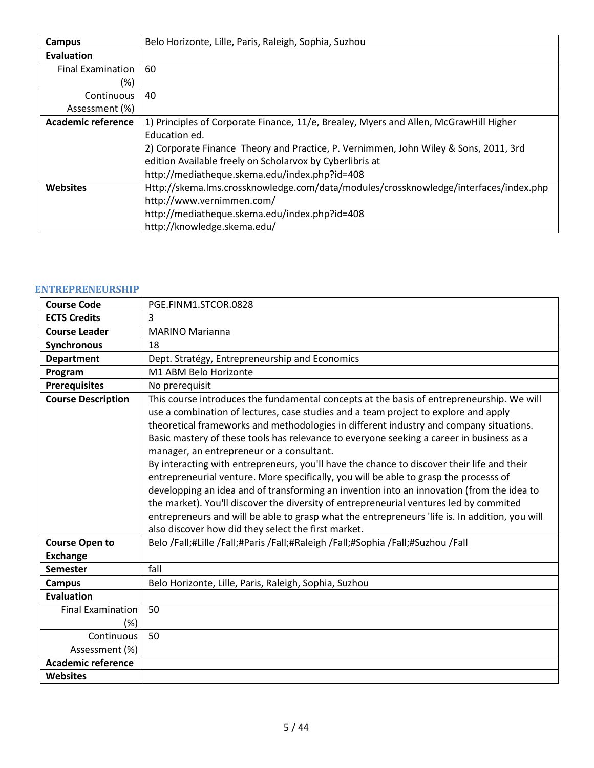| Campus | Belo Horizonte, Lille, Paris, Raleigh, Sophia, Suzhou |
|---|---|
| **Evaluation** | |
| Final Examination (%) | 60 |
| Continuous Assessment (%) | 40 |
| **Academic reference** | 1) Principles of Corporate Finance, 11/e, Brealey, Myers and Allen, McGrawHill Higher Education ed.<br>2) Corporate Finance Theory and Practice, P. Vernimmen, John Wiley & Sons, 2011, 3rd edition Available freely on Scholarvox by Cyberlibris at http://mediatheque.skema.edu/index.php?id=408 |
| **Websites** | Http://skema.lms.crossknowledge.com/data/modules/crossknowledge/interfaces/index.php<br>http://www.vernimmen.com/<br>http://mediatheque.skema.edu/index.php?id=408<br>http://knowledge.skema.edu/ |

### ENTREPRENEURSHIP

| Course Code | PGE.FINM1.STCOR.0828 |
|---|---|
| **ECTS Credits** | 3 |
| **Course Leader** | MARINO Marianna |
| **Synchronous** | 18 |
| **Department** | Dept. Stratégy, Entrepreneurship and Economics |
| **Program** | M1 ABM Belo Horizonte |
| **Prerequisites** | No prerequisit |
| **Course Description** | This course introduces the fundamental concepts at the basis of entrepreneurship. We will use a combination of lectures, case studies and a team project to explore and apply theoretical frameworks and methodologies in different industry and company situations. Basic mastery of these tools has relevance to everyone seeking a career in business as a manager, an entrepreneur or a consultant.<br>By interacting with entrepreneurs, you'll have the chance to discover their life and their entrepreneurial venture. More specifically, you will be able to grasp the processs of developping an idea and of transforming an invention into an innovation (from the idea to the market). You'll discover the diversity of entrepreneurial ventures led by commited entrepreneurs and will be able to grasp what the entrepreneurs 'life is. In addition, you will also discover how did they select the first market. |
| **Course Open to Exchange** | Belo /Fall;#Lille /Fall;#Paris /Fall;#Raleigh /Fall;#Sophia /Fall;#Suzhou /Fall |
| **Semester** | fall |
| **Campus** | Belo Horizonte, Lille, Paris, Raleigh, Sophia, Suzhou |
| **Evaluation** | |
| Final Examination (%) | 50 |
| Continuous Assessment (%) | 50 |
| **Academic reference** | |
| **Websites** | |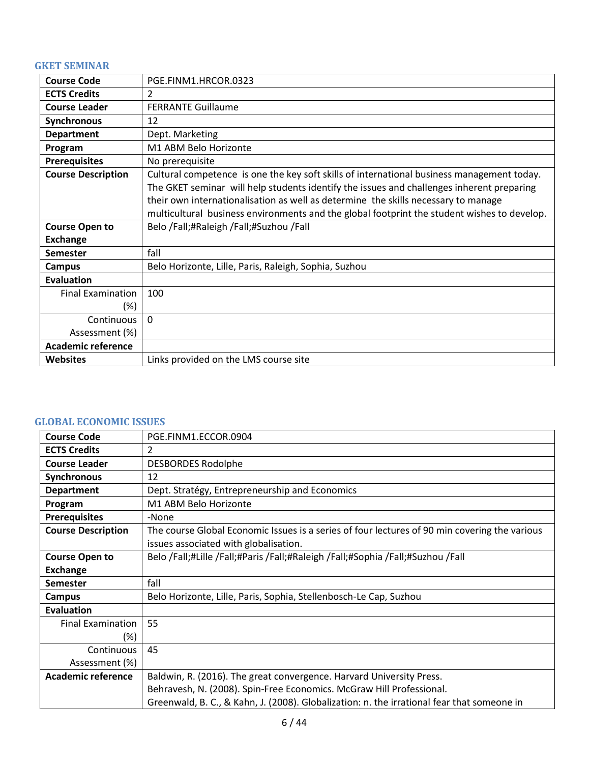### GKET SEMINAR

| Course Code | PGE.FINM1.HRCOR.0323 |
| --- | --- |
| ECTS Credits | 2 |
| Course Leader | FERRANTE Guillaume |
| Synchronous | 12 |
| Department | Dept. Marketing |
| Program | M1 ABM Belo Horizonte |
| Prerequisites | No prerequisite |
| Course Description | Cultural competence is one the key soft skills of international business management today. The GKET seminar will help students identify the issues and challenges inherent preparing their own internationalisation as well as determine the skills necessary to manage multicultural business environments and the global footprint the student wishes to develop. |
| Course Open to Exchange | Belo /Fall;#Raleigh /Fall;#Suzhou /Fall |
| Semester | fall |
| Campus | Belo Horizonte, Lille, Paris, Raleigh, Sophia, Suzhou |
| Evaluation | |
| Final Examination (%) | 100 |
| Continuous Assessment (%) | 0 |
| Academic reference | |
| Websites | Links provided on the LMS course site |

### GLOBAL ECONOMIC ISSUES

| Course Code | PGE.FINM1.ECCOR.0904 |
| --- | --- |
| ECTS Credits | 2 |
| Course Leader | DESBORDES Rodolphe |
| Synchronous | 12 |
| Department | Dept. Stratégy, Entrepreneurship and Economics |
| Program | M1 ABM Belo Horizonte |
| Prerequisites | -None |
| Course Description | The course Global Economic Issues is a series of four lectures of 90 min covering the various issues associated with globalisation. |
| Course Open to Exchange | Belo /Fall;#Lille /Fall;#Paris /Fall;#Raleigh /Fall;#Sophia /Fall;#Suzhou /Fall |
| Semester | fall |
| Campus | Belo Horizonte, Lille, Paris, Sophia, Stellenbosch-Le Cap, Suzhou |
| Evaluation | |
| Final Examination (%) | 55 |
| Continuous Assessment (%) | 45 |
| Academic reference | Baldwin, R. (2016). The great convergence. Harvard University Press.<br>Behravesh, N. (2008). Spin-Free Economics. McGraw Hill Professional.<br>Greenwald, B. C., & Kahn, J. (2008). Globalization: n. the irrational fear that someone in |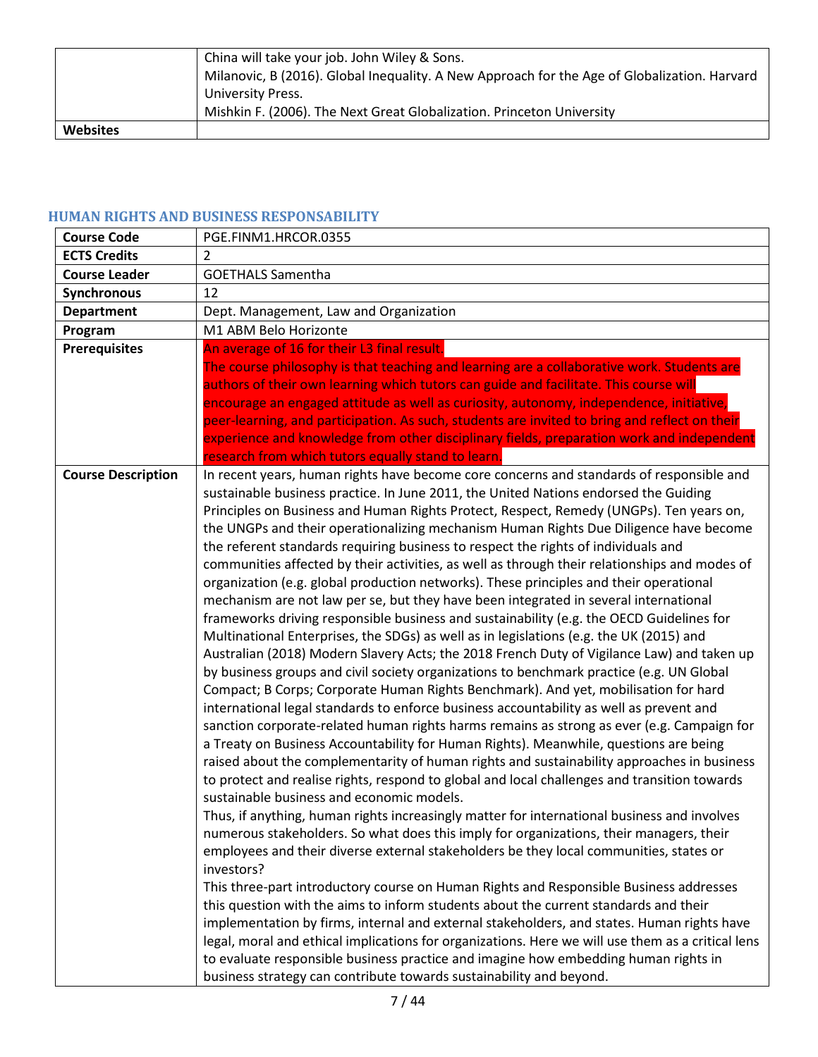|  | China will take your job. John Wiley & Sons.<br>Milanovic, B (2016). Global Inequality. A New Approach for the Age of Globalization. Harvard University Press.<br>Mishkin F. (2006). The Next Great Globalization. Princeton University |
|---|---|
| **Websites** |  |

## HUMAN RIGHTS AND BUSINESS RESPONSABILITY

| **Course Code** | PGE.FINM1.HRCOR.0355 |
|---|---|
| **ECTS Credits** | 2 |
| **Course Leader** | GOETHALS Samentha |
| **Synchronous** | 12 |
| **Department** | Dept. Management, Law and Organization |
| **Program** | M1 ABM Belo Horizonte |
| **Prerequisites** | An average of 16 for their L3 final result.<br>The course philosophy is that teaching and learning are a collaborative work. Students are authors of their own learning which tutors can guide and facilitate. This course will encourage an engaged attitude as well as curiosity, autonomy, independence, initiative, peer-learning, and participation. As such, students are invited to bring and reflect on their experience and knowledge from other disciplinary fields, preparation work and independent research from which tutors equally stand to learn. |
| **Course Description** | In recent years, human rights have become core concerns and standards of responsible and sustainable business practice. In June 2011, the United Nations endorsed the Guiding Principles on Business and Human Rights Protect, Respect, Remedy (UNGPs). Ten years on, the UNGPs and their operationalizing mechanism Human Rights Due Diligence have become the referent standards requiring business to respect the rights of individuals and communities affected by their activities, as well as through their relationships and modes of organization (e.g. global production networks). These principles and their operational mechanism are not law per se, but they have been integrated in several international frameworks driving responsible business and sustainability (e.g. the OECD Guidelines for Multinational Enterprises, the SDGs) as well as in legislations (e.g. the UK (2015) and Australian (2018) Modern Slavery Acts; the 2018 French Duty of Vigilance Law) and taken up by business groups and civil society organizations to benchmark practice (e.g. UN Global Compact; B Corps; Corporate Human Rights Benchmark). And yet, mobilisation for hard international legal standards to enforce business accountability as well as prevent and sanction corporate-related human rights harms remains as strong as ever (e.g. Campaign for a Treaty on Business Accountability for Human Rights). Meanwhile, questions are being raised about the complementarity of human rights and sustainability approaches in business to protect and realise rights, respond to global and local challenges and transition towards sustainable business and economic models.<br>Thus, if anything, human rights increasingly matter for international business and involves numerous stakeholders. So what does this imply for organizations, their managers, their employees and their diverse external stakeholders be they local communities, states or investors?<br>This three-part introductory course on Human Rights and Responsible Business addresses this question with the aims to inform students about the current standards and their implementation by firms, internal and external stakeholders, and states. Human rights have legal, moral and ethical implications for organizations. Here we will use them as a critical lens to evaluate responsible business practice and imagine how embedding human rights in business strategy can contribute towards sustainability and beyond. |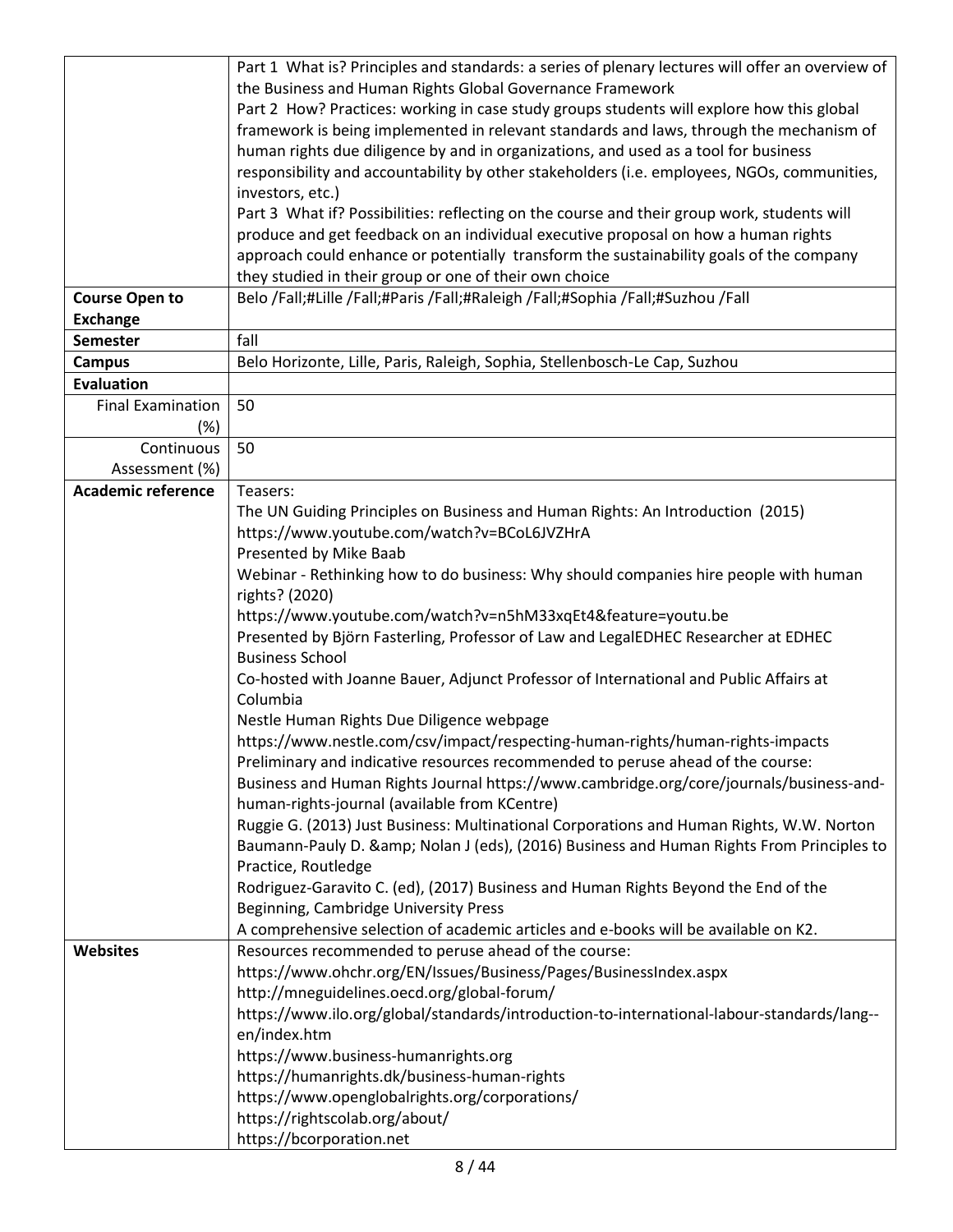|  |  |
|---|---|
|  | Part 1 What is? Principles and standards: a series of plenary lectures will offer an overview of the Business and Human Rights Global Governance Framework<br>Part 2 How? Practices: working in case study groups students will explore how this global framework is being implemented in relevant standards and laws, through the mechanism of human rights due diligence by and in organizations, and used as a tool for business responsibility and accountability by other stakeholders (i.e. employees, NGOs, communities, investors, etc.)<br>Part 3 What if? Possibilities: reflecting on the course and their group work, students will produce and get feedback on an individual executive proposal on how a human rights approach could enhance or potentially transform the sustainability goals of the company they studied in their group or one of their own choice |
| **Course Open to Exchange** | Belo /Fall;#Lille /Fall;#Paris /Fall;#Raleigh /Fall;#Sophia /Fall;#Suzhou /Fall |
| **Semester** | fall |
| **Campus** | Belo Horizonte, Lille, Paris, Raleigh, Sophia, Stellenbosch-Le Cap, Suzhou |
| **Evaluation** |  |
| Final Examination (%) | 50 |
| Continuous Assessment (%) | 50 |
| **Academic reference** | Teasers:<br>The UN Guiding Principles on Business and Human Rights: An Introduction (2015)<br>https://www.youtube.com/watch?v=BCoL6JVZHrA<br>Presented by Mike Baab<br>Webinar - Rethinking how to do business: Why should companies hire people with human rights? (2020)<br>https://www.youtube.com/watch?v=n5hM33xqEt4&feature=youtu.be<br>Presented by Björn Fasterling, Professor of Law and LegalEDHEC Researcher at EDHEC Business School<br>Co-hosted with Joanne Bauer, Adjunct Professor of International and Public Affairs at Columbia<br>Nestle Human Rights Due Diligence webpage<br>https://www.nestle.com/csv/impact/respecting-human-rights/human-rights-impacts<br>Preliminary and indicative resources recommended to peruse ahead of the course:<br>Business and Human Rights Journal https://www.cambridge.org/core/journals/business-and-human-rights-journal (available from KCentre)<br>Ruggie G. (2013) Just Business: Multinational Corporations and Human Rights, W.W. Norton<br>Baumann-Pauly D. &amp; Nolan J (eds), (2016) Business and Human Rights From Principles to Practice, Routledge<br>Rodriguez-Garavito C. (ed), (2017) Business and Human Rights Beyond the End of the Beginning, Cambridge University Press<br>A comprehensive selection of academic articles and e-books will be available on K2. |
| **Websites** | Resources recommended to peruse ahead of the course:<br>https://www.ohchr.org/EN/Issues/Business/Pages/BusinessIndex.aspx<br>http://mneguidelines.oecd.org/global-forum/<br>https://www.ilo.org/global/standards/introduction-to-international-labour-standards/lang--en/index.htm<br>https://www.business-humanrights.org<br>https://humanrights.dk/business-human-rights<br>https://www.openglobalrights.org/corporations/<br>https://rightscolab.org/about/<br>https://bcorporation.net |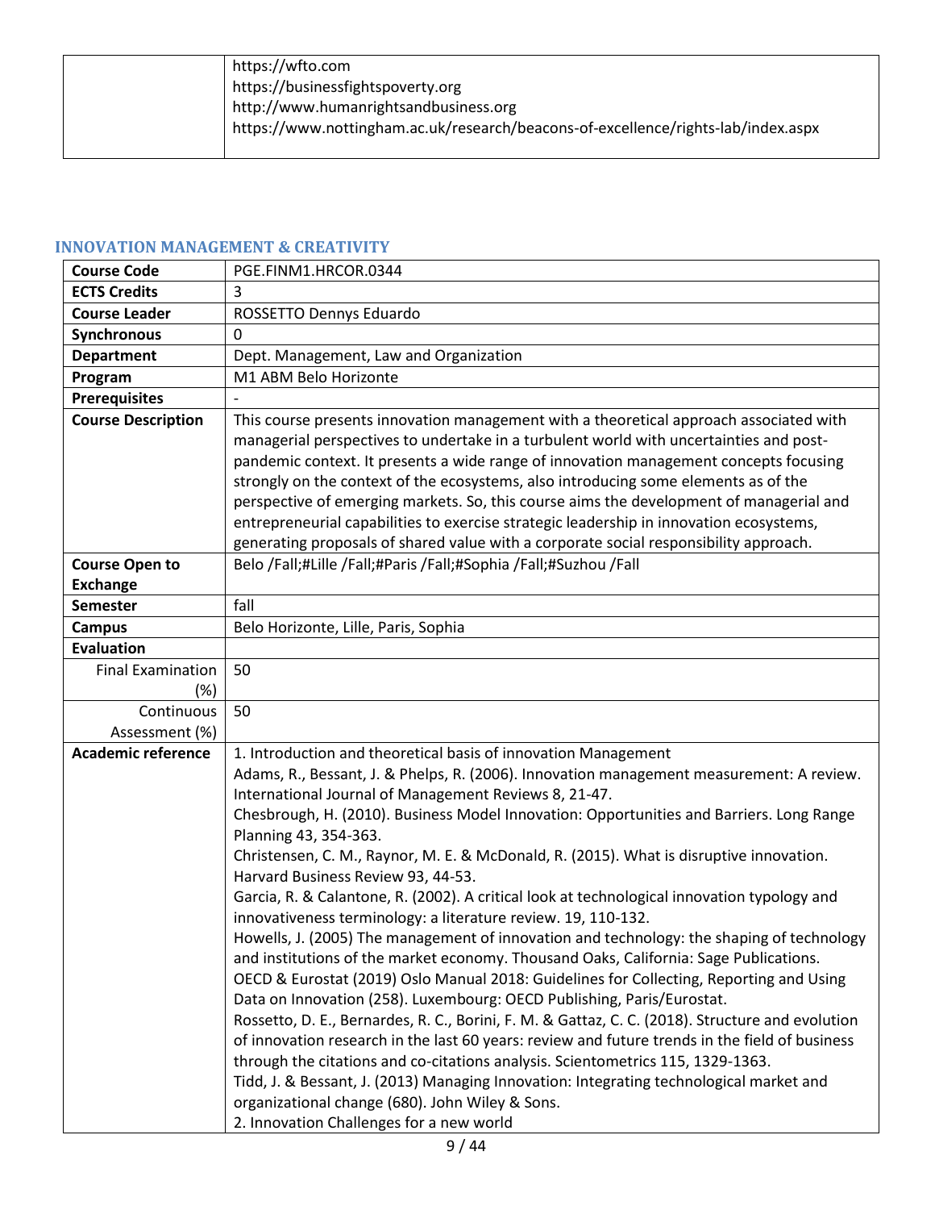| | https://wfto.com<br>https://businessfightspoverty.org<br>http://www.humanrightsandbusiness.org<br>https://www.nottingham.ac.uk/research/beacons-of-excellence/rights-lab/index.aspx |
|---|---|

## INNOVATION MANAGEMENT & CREATIVITY

| **Course Code** | PGE.FINM1.HRCOR.0344 |
|---|---|
| **ECTS Credits** | 3 |
| **Course Leader** | ROSSETTO Dennys Eduardo |
| **Synchronous** | 0 |
| **Department** | Dept. Management, Law and Organization |
| **Program** | M1 ABM Belo Horizonte |
| **Prerequisites** | - |
| **Course Description** | This course presents innovation management with a theoretical approach associated with managerial perspectives to undertake in a turbulent world with uncertainties and post-pandemic context. It presents a wide range of innovation management concepts focusing strongly on the context of the ecosystems, also introducing some elements as of the perspective of emerging markets. So, this course aims the development of managerial and entrepreneurial capabilities to exercise strategic leadership in innovation ecosystems, generating proposals of shared value with a corporate social responsibility approach. |
| **Course Open to Exchange** | Belo /Fall;#Lille /Fall;#Paris /Fall;#Sophia /Fall;#Suzhou /Fall |
| **Semester** | fall |
| **Campus** | Belo Horizonte, Lille, Paris, Sophia |
| **Evaluation** | |
| Final Examination (%) | 50 |
| Continuous Assessment (%) | 50 |
| **Academic reference** | 1. Introduction and theoretical basis of innovation Management<br>Adams, R., Bessant, J. & Phelps, R. (2006). Innovation management measurement: A review. International Journal of Management Reviews 8, 21-47.<br>Chesbrough, H. (2010). Business Model Innovation: Opportunities and Barriers. Long Range Planning 43, 354-363.<br>Christensen, C. M., Raynor, M. E. & McDonald, R. (2015). What is disruptive innovation. Harvard Business Review 93, 44-53.<br>Garcia, R. & Calantone, R. (2002). A critical look at technological innovation typology and innovativeness terminology: a literature review. 19, 110-132.<br>Howells, J. (2005) The management of innovation and technology: the shaping of technology and institutions of the market economy. Thousand Oaks, California: Sage Publications.<br>OECD & Eurostat (2019) Oslo Manual 2018: Guidelines for Collecting, Reporting and Using Data on Innovation (258). Luxembourg: OECD Publishing, Paris/Eurostat.<br>Rossetto, D. E., Bernardes, R. C., Borini, F. M. & Gattaz, C. C. (2018). Structure and evolution of innovation research in the last 60 years: review and future trends in the field of business through the citations and co-citations analysis. Scientometrics 115, 1329-1363.<br>Tidd, J. & Bessant, J. (2013) Managing Innovation: Integrating technological market and organizational change (680). John Wiley & Sons.<br>2. Innovation Challenges for a new world |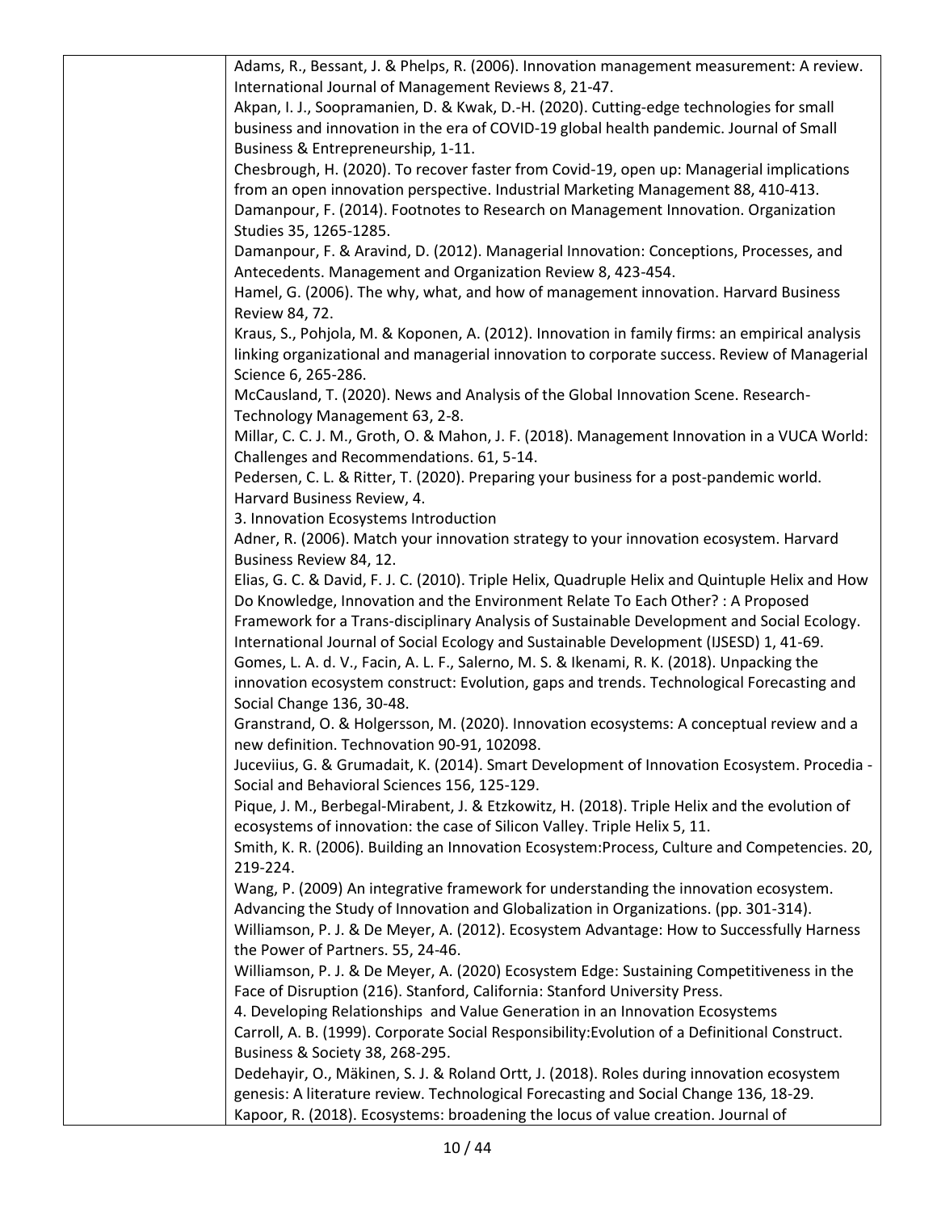| | |
|---|---|
| | Adams, R., Bessant, J. & Phelps, R. (2006). Innovation management measurement: A review. International Journal of Management Reviews 8, 21-47.<br>Akpan, I. J., Soopramanien, D. & Kwak, D.-H. (2020). Cutting-edge technologies for small business and innovation in the era of COVID-19 global health pandemic. Journal of Small Business & Entrepreneurship, 1-11.<br>Chesbrough, H. (2020). To recover faster from Covid-19, open up: Managerial implications from an open innovation perspective. Industrial Marketing Management 88, 410-413.<br>Damanpour, F. (2014). Footnotes to Research on Management Innovation. Organization Studies 35, 1265-1285.<br>Damanpour, F. & Aravind, D. (2012). Managerial Innovation: Conceptions, Processes, and Antecedents. Management and Organization Review 8, 423-454.<br>Hamel, G. (2006). The why, what, and how of management innovation. Harvard Business Review 84, 72.<br>Kraus, S., Pohjola, M. & Koponen, A. (2012). Innovation in family firms: an empirical analysis linking organizational and managerial innovation to corporate success. Review of Managerial Science 6, 265-286.<br>McCausland, T. (2020). News and Analysis of the Global Innovation Scene. Research-Technology Management 63, 2-8.<br>Millar, C. C. J. M., Groth, O. & Mahon, J. F. (2018). Management Innovation in a VUCA World: Challenges and Recommendations. 61, 5-14.<br>Pedersen, C. L. & Ritter, T. (2020). Preparing your business for a post-pandemic world. Harvard Business Review, 4.<br>3. Innovation Ecosystems Introduction<br>Adner, R. (2006). Match your innovation strategy to your innovation ecosystem. Harvard Business Review 84, 12.<br>Elias, G. C. & David, F. J. C. (2010). Triple Helix, Quadruple Helix and Quintuple Helix and How Do Knowledge, Innovation and the Environment Relate To Each Other? : A Proposed Framework for a Trans-disciplinary Analysis of Sustainable Development and Social Ecology. International Journal of Social Ecology and Sustainable Development (IJSESD) 1, 41-69.<br>Gomes, L. A. d. V., Facin, A. L. F., Salerno, M. S. & Ikenami, R. K. (2018). Unpacking the innovation ecosystem construct: Evolution, gaps and trends. Technological Forecasting and Social Change 136, 30-48.<br>Granstrand, O. & Holgersson, M. (2020). Innovation ecosystems: A conceptual review and a new definition. Technovation 90-91, 102098.<br>Juceviius, G. & Grumadait, K. (2014). Smart Development of Innovation Ecosystem. Procedia - Social and Behavioral Sciences 156, 125-129.<br>Pique, J. M., Berbegal-Mirabent, J. & Etzkowitz, H. (2018). Triple Helix and the evolution of ecosystems of innovation: the case of Silicon Valley. Triple Helix 5, 11.<br>Smith, K. R. (2006). Building an Innovation Ecosystem:Process, Culture and Competencies. 20, 219-224.<br>Wang, P. (2009) An integrative framework for understanding the innovation ecosystem. Advancing the Study of Innovation and Globalization in Organizations. (pp. 301-314).<br>Williamson, P. J. & De Meyer, A. (2012). Ecosystem Advantage: How to Successfully Harness the Power of Partners. 55, 24-46.<br>Williamson, P. J. & De Meyer, A. (2020) Ecosystem Edge: Sustaining Competitiveness in the Face of Disruption (216). Stanford, California: Stanford University Press.<br>4. Developing Relationships and Value Generation in an Innovation Ecosystems<br>Carroll, A. B. (1999). Corporate Social Responsibility:Evolution of a Definitional Construct. Business & Society 38, 268-295.<br>Dedehayir, O., Mäkinen, S. J. & Roland Ortt, J. (2018). Roles during innovation ecosystem genesis: A literature review. Technological Forecasting and Social Change 136, 18-29.<br>Kapoor, R. (2018). Ecosystems: broadening the locus of value creation. Journal of |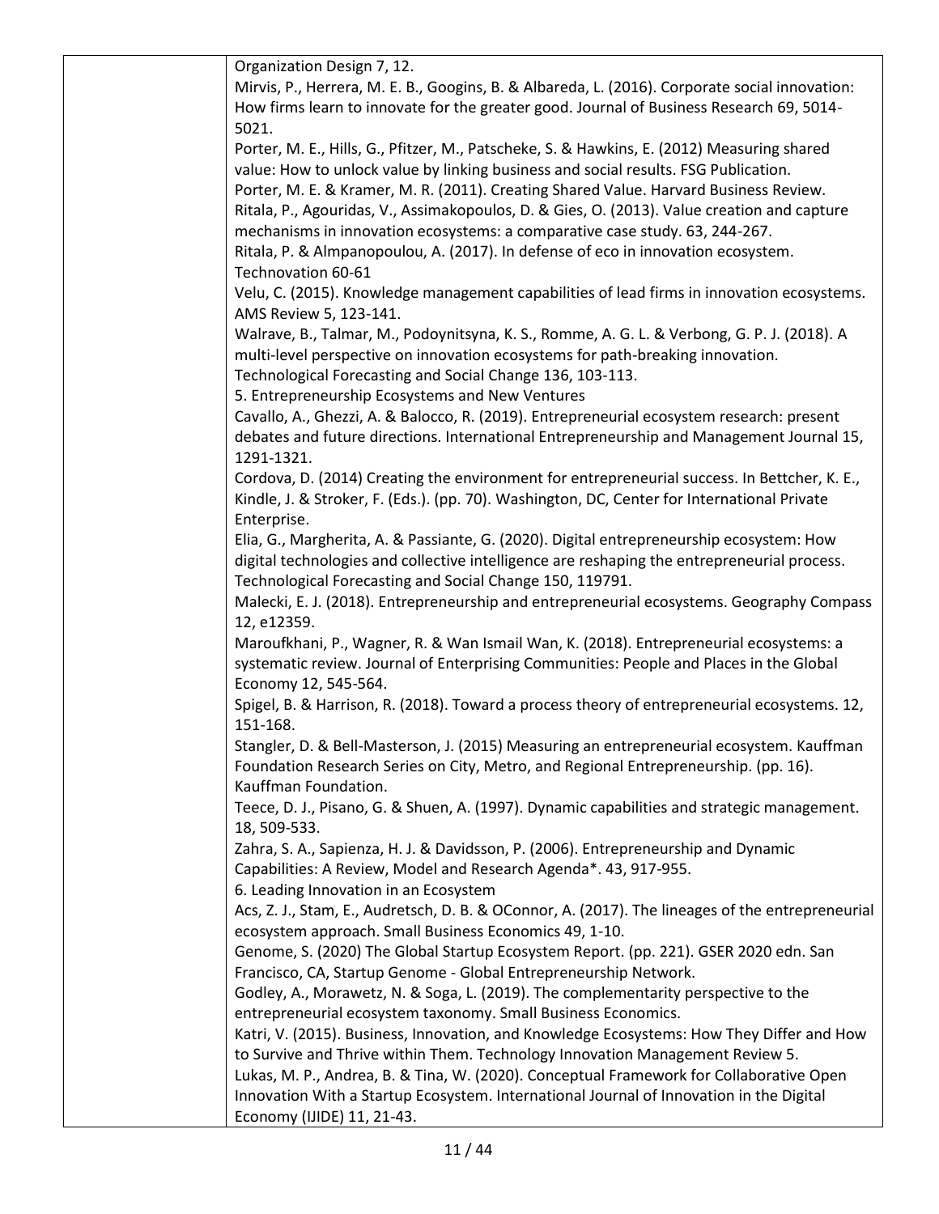| | |
|---|---|
| | Organization Design 7, 12.<br>Mirvis, P., Herrera, M. E. B., Googins, B. & Albareda, L. (2016). Corporate social innovation: How firms learn to innovate for the greater good. Journal of Business Research 69, 5014-5021.<br>Porter, M. E., Hills, G., Pfitzer, M., Patscheke, S. & Hawkins, E. (2012) Measuring shared value: How to unlock value by linking business and social results. FSG Publication.<br>Porter, M. E. & Kramer, M. R. (2011). Creating Shared Value. Harvard Business Review.<br>Ritala, P., Agouridas, V., Assimakopoulos, D. & Gies, O. (2013). Value creation and capture mechanisms in innovation ecosystems: a comparative case study. 63, 244-267.<br>Ritala, P. & Almpanopoulou, A. (2017). In defense of eco in innovation ecosystem. Technovation 60-61<br>Velu, C. (2015). Knowledge management capabilities of lead firms in innovation ecosystems. AMS Review 5, 123-141.<br>Walrave, B., Talmar, M., Podoynitsyna, K. S., Romme, A. G. L. & Verbong, G. P. J. (2018). A multi-level perspective on innovation ecosystems for path-breaking innovation. Technological Forecasting and Social Change 136, 103-113.<br>5. Entrepreneurship Ecosystems and New Ventures<br>Cavallo, A., Ghezzi, A. & Balocco, R. (2019). Entrepreneurial ecosystem research: present debates and future directions. International Entrepreneurship and Management Journal 15, 1291-1321.<br>Cordova, D. (2014) Creating the environment for entrepreneurial success. In Bettcher, K. E., Kindle, J. & Stroker, F. (Eds.). (pp. 70). Washington, DC, Center for International Private Enterprise.<br>Elia, G., Margherita, A. & Passiante, G. (2020). Digital entrepreneurship ecosystem: How digital technologies and collective intelligence are reshaping the entrepreneurial process. Technological Forecasting and Social Change 150, 119791.<br>Malecki, E. J. (2018). Entrepreneurship and entrepreneurial ecosystems. Geography Compass 12, e12359.<br>Maroufkhani, P., Wagner, R. & Wan Ismail Wan, K. (2018). Entrepreneurial ecosystems: a systematic review. Journal of Enterprising Communities: People and Places in the Global Economy 12, 545-564.<br>Spigel, B. & Harrison, R. (2018). Toward a process theory of entrepreneurial ecosystems. 12, 151-168.<br>Stangler, D. & Bell-Masterson, J. (2015) Measuring an entrepreneurial ecosystem. Kauffman Foundation Research Series on City, Metro, and Regional Entrepreneurship. (pp. 16). Kauffman Foundation.<br>Teece, D. J., Pisano, G. & Shuen, A. (1997). Dynamic capabilities and strategic management. 18, 509-533.<br>Zahra, S. A., Sapienza, H. J. & Davidsson, P. (2006). Entrepreneurship and Dynamic Capabilities: A Review, Model and Research Agenda*. 43, 917-955.<br>6. Leading Innovation in an Ecosystem<br>Acs, Z. J., Stam, E., Audretsch, D. B. & OConnor, A. (2017). The lineages of the entrepreneurial ecosystem approach. Small Business Economics 49, 1-10.<br>Genome, S. (2020) The Global Startup Ecosystem Report. (pp. 221). GSER 2020 edn. San Francisco, CA, Startup Genome - Global Entrepreneurship Network.<br>Godley, A., Morawetz, N. & Soga, L. (2019). The complementarity perspective to the entrepreneurial ecosystem taxonomy. Small Business Economics.<br>Katri, V. (2015). Business, Innovation, and Knowledge Ecosystems: How They Differ and How to Survive and Thrive within Them. Technology Innovation Management Review 5.<br>Lukas, M. P., Andrea, B. & Tina, W. (2020). Conceptual Framework for Collaborative Open Innovation With a Startup Ecosystem. International Journal of Innovation in the Digital Economy (IJIDE) 11, 21-43. |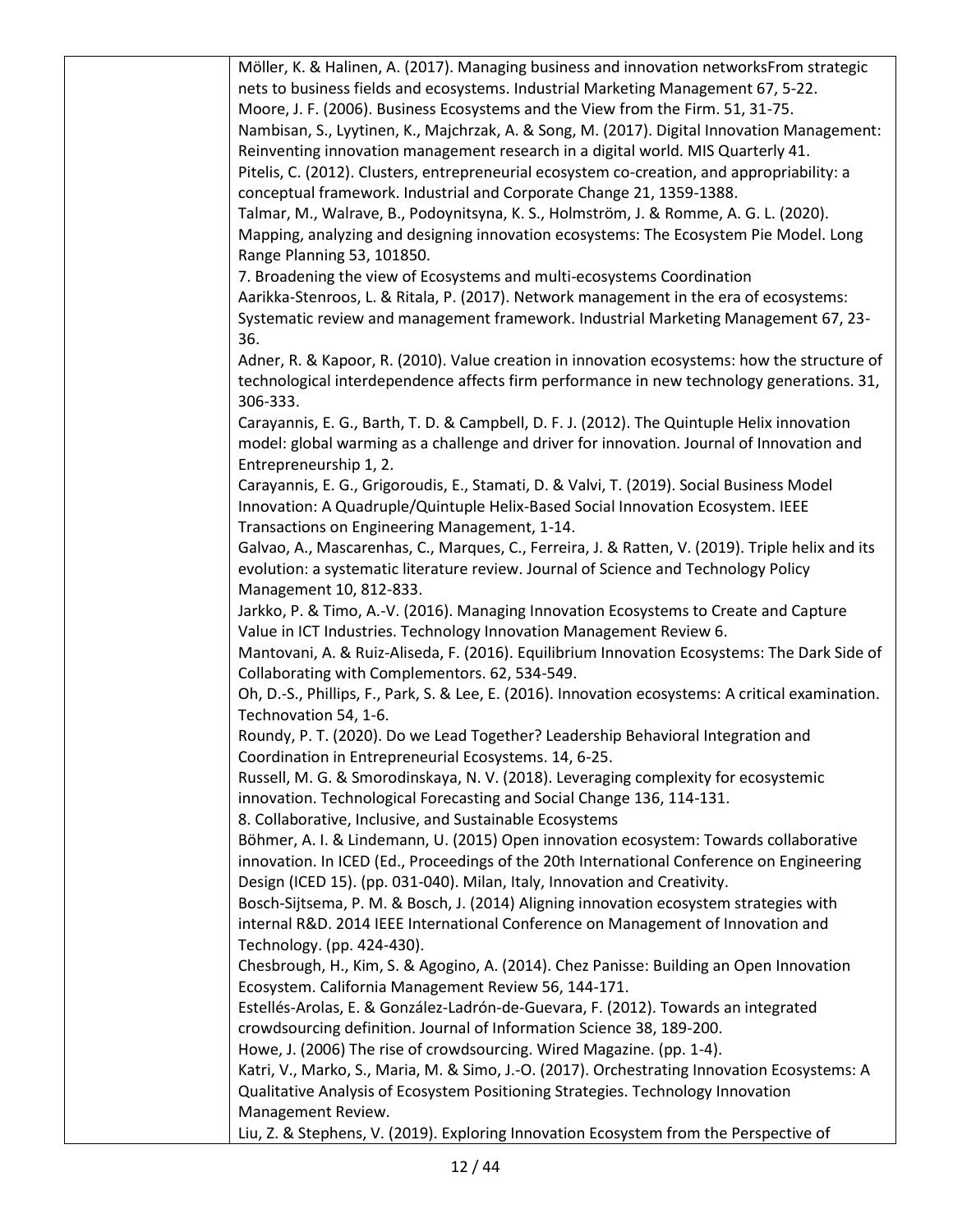Möller, K. & Halinen, A. (2017). Managing business and innovation networksFrom strategic nets to business fields and ecosystems. Industrial Marketing Management 67, 5-22.

Moore, J. F. (2006). Business Ecosystems and the View from the Firm. 51, 31-75.

Nambisan, S., Lyytinen, K., Majchrzak, A. & Song, M. (2017). Digital Innovation Management: Reinventing innovation management research in a digital world. MIS Quarterly 41.

Pitelis, C. (2012). Clusters, entrepreneurial ecosystem co-creation, and appropriability: a conceptual framework. Industrial and Corporate Change 21, 1359-1388.

Talmar, M., Walrave, B., Podoynitsyna, K. S., Holmström, J. & Romme, A. G. L. (2020). Mapping, analyzing and designing innovation ecosystems: The Ecosystem Pie Model. Long Range Planning 53, 101850.

7. Broadening the view of Ecosystems and multi-ecosystems Coordination

Aarikka-Stenroos, L. & Ritala, P. (2017). Network management in the era of ecosystems: Systematic review and management framework. Industrial Marketing Management 67, 23-36.

Adner, R. & Kapoor, R. (2010). Value creation in innovation ecosystems: how the structure of technological interdependence affects firm performance in new technology generations. 31, 306-333.

Carayannis, E. G., Barth, T. D. & Campbell, D. F. J. (2012). The Quintuple Helix innovation model: global warming as a challenge and driver for innovation. Journal of Innovation and Entrepreneurship 1, 2.

Carayannis, E. G., Grigoroudis, E., Stamati, D. & Valvi, T. (2019). Social Business Model Innovation: A Quadruple/Quintuple Helix-Based Social Innovation Ecosystem. IEEE Transactions on Engineering Management, 1-14.

Galvao, A., Mascarenhas, C., Marques, C., Ferreira, J. & Ratten, V. (2019). Triple helix and its evolution: a systematic literature review. Journal of Science and Technology Policy Management 10, 812-833.

Jarkko, P. & Timo, A.-V. (2016). Managing Innovation Ecosystems to Create and Capture Value in ICT Industries. Technology Innovation Management Review 6.

Mantovani, A. & Ruiz-Aliseda, F. (2016). Equilibrium Innovation Ecosystems: The Dark Side of Collaborating with Complementors. 62, 534-549.

Oh, D.-S., Phillips, F., Park, S. & Lee, E. (2016). Innovation ecosystems: A critical examination. Technovation 54, 1-6.

Roundy, P. T. (2020). Do we Lead Together? Leadership Behavioral Integration and Coordination in Entrepreneurial Ecosystems. 14, 6-25.

Russell, M. G. & Smorodinskaya, N. V. (2018). Leveraging complexity for ecosystemic innovation. Technological Forecasting and Social Change 136, 114-131.

8. Collaborative, Inclusive, and Sustainable Ecosystems

Böhmer, A. I. & Lindemann, U. (2015) Open innovation ecosystem: Towards collaborative innovation. In ICED (Ed., Proceedings of the 20th International Conference on Engineering Design (ICED 15). (pp. 031-040). Milan, Italy, Innovation and Creativity.

Bosch-Sijtsema, P. M. & Bosch, J. (2014) Aligning innovation ecosystem strategies with internal R&D. 2014 IEEE International Conference on Management of Innovation and Technology. (pp. 424-430).

Chesbrough, H., Kim, S. & Agogino, A. (2014). Chez Panisse: Building an Open Innovation Ecosystem. California Management Review 56, 144-171.

Estellés-Arolas, E. & González-Ladrón-de-Guevara, F. (2012). Towards an integrated crowdsourcing definition. Journal of Information Science 38, 189-200.

Howe, J. (2006) The rise of crowdsourcing. Wired Magazine. (pp. 1-4).

Katri, V., Marko, S., Maria, M. & Simo, J.-O. (2017). Orchestrating Innovation Ecosystems: A Qualitative Analysis of Ecosystem Positioning Strategies. Technology Innovation Management Review.

Liu, Z. & Stephens, V. (2019). Exploring Innovation Ecosystem from the Perspective of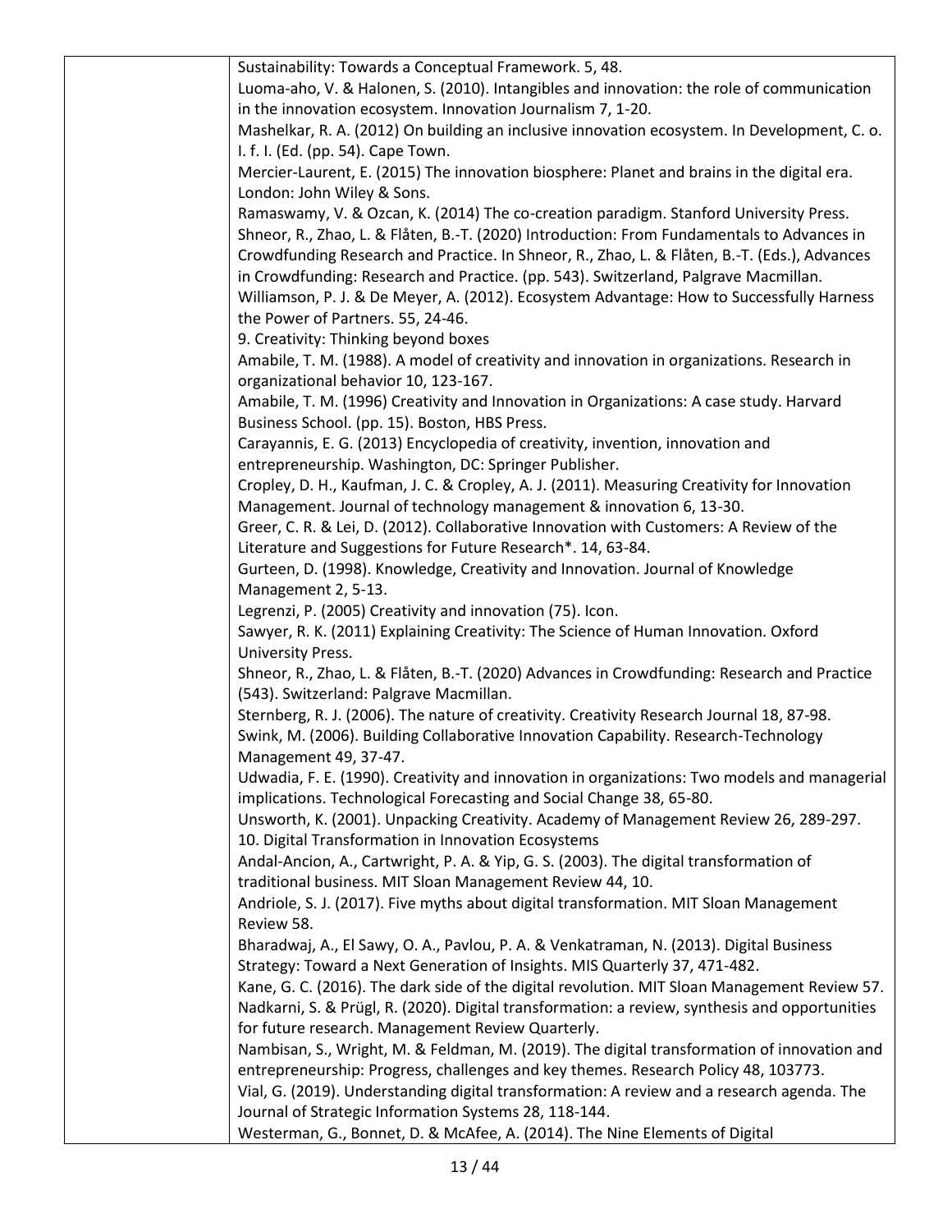| | Sustainability: Towards a Conceptual Framework. 5, 48.<br>Luoma-aho, V. & Halonen, S. (2010). Intangibles and innovation: the role of communication in the innovation ecosystem. Innovation Journalism 7, 1-20.<br>Mashelkar, R. A. (2012) On building an inclusive innovation ecosystem. In Development, C. o. I. f. I. (Ed. (pp. 54). Cape Town.<br>Mercier-Laurent, E. (2015) The innovation biosphere: Planet and brains in the digital era. London: John Wiley & Sons.<br>Ramaswamy, V. & Ozcan, K. (2014) The co-creation paradigm. Stanford University Press.<br>Shneor, R., Zhao, L. & Flåten, B.-T. (2020) Introduction: From Fundamentals to Advances in Crowdfunding Research and Practice. In Shneor, R., Zhao, L. & Flåten, B.-T. (Eds.), Advances in Crowdfunding: Research and Practice. (pp. 543). Switzerland, Palgrave Macmillan.<br>Williamson, P. J. & De Meyer, A. (2012). Ecosystem Advantage: How to Successfully Harness the Power of Partners. 55, 24-46.<br>9. Creativity: Thinking beyond boxes<br>Amabile, T. M. (1988). A model of creativity and innovation in organizations. Research in organizational behavior 10, 123-167.<br>Amabile, T. M. (1996) Creativity and Innovation in Organizations: A case study. Harvard Business School. (pp. 15). Boston, HBS Press.<br>Carayannis, E. G. (2013) Encyclopedia of creativity, invention, innovation and entrepreneurship. Washington, DC: Springer Publisher.<br>Cropley, D. H., Kaufman, J. C. & Cropley, A. J. (2011). Measuring Creativity for Innovation Management. Journal of technology management & innovation 6, 13-30.<br>Greer, C. R. & Lei, D. (2012). Collaborative Innovation with Customers: A Review of the Literature and Suggestions for Future Research*. 14, 63-84.<br>Gurteen, D. (1998). Knowledge, Creativity and Innovation. Journal of Knowledge Management 2, 5-13.<br>Legrenzi, P. (2005) Creativity and innovation (75). Icon.<br>Sawyer, R. K. (2011) Explaining Creativity: The Science of Human Innovation. Oxford University Press.<br>Shneor, R., Zhao, L. & Flåten, B.-T. (2020) Advances in Crowdfunding: Research and Practice (543). Switzerland: Palgrave Macmillan.<br>Sternberg, R. J. (2006). The nature of creativity. Creativity Research Journal 18, 87-98.<br>Swink, M. (2006). Building Collaborative Innovation Capability. Research-Technology Management 49, 37-47.<br>Udwadia, F. E. (1990). Creativity and innovation in organizations: Two models and managerial implications. Technological Forecasting and Social Change 38, 65-80.<br>Unsworth, K. (2001). Unpacking Creativity. Academy of Management Review 26, 289-297.<br>10. Digital Transformation in Innovation Ecosystems<br>Andal-Ancion, A., Cartwright, P. A. & Yip, G. S. (2003). The digital transformation of traditional business. MIT Sloan Management Review 44, 10.<br>Andriole, S. J. (2017). Five myths about digital transformation. MIT Sloan Management Review 58.<br>Bharadwaj, A., El Sawy, O. A., Pavlou, P. A. & Venkatraman, N. (2013). Digital Business Strategy: Toward a Next Generation of Insights. MIS Quarterly 37, 471-482.<br>Kane, G. C. (2016). The dark side of the digital revolution. MIT Sloan Management Review 57.<br>Nadkarni, S. & Prügl, R. (2020). Digital transformation: a review, synthesis and opportunities for future research. Management Review Quarterly.<br>Nambisan, S., Wright, M. & Feldman, M. (2019). The digital transformation of innovation and entrepreneurship: Progress, challenges and key themes. Research Policy 48, 103773.<br>Vial, G. (2019). Understanding digital transformation: A review and a research agenda. The Journal of Strategic Information Systems 28, 118-144.<br>Westerman, G., Bonnet, D. & McAfee, A. (2014). The Nine Elements of Digital |
|---|---|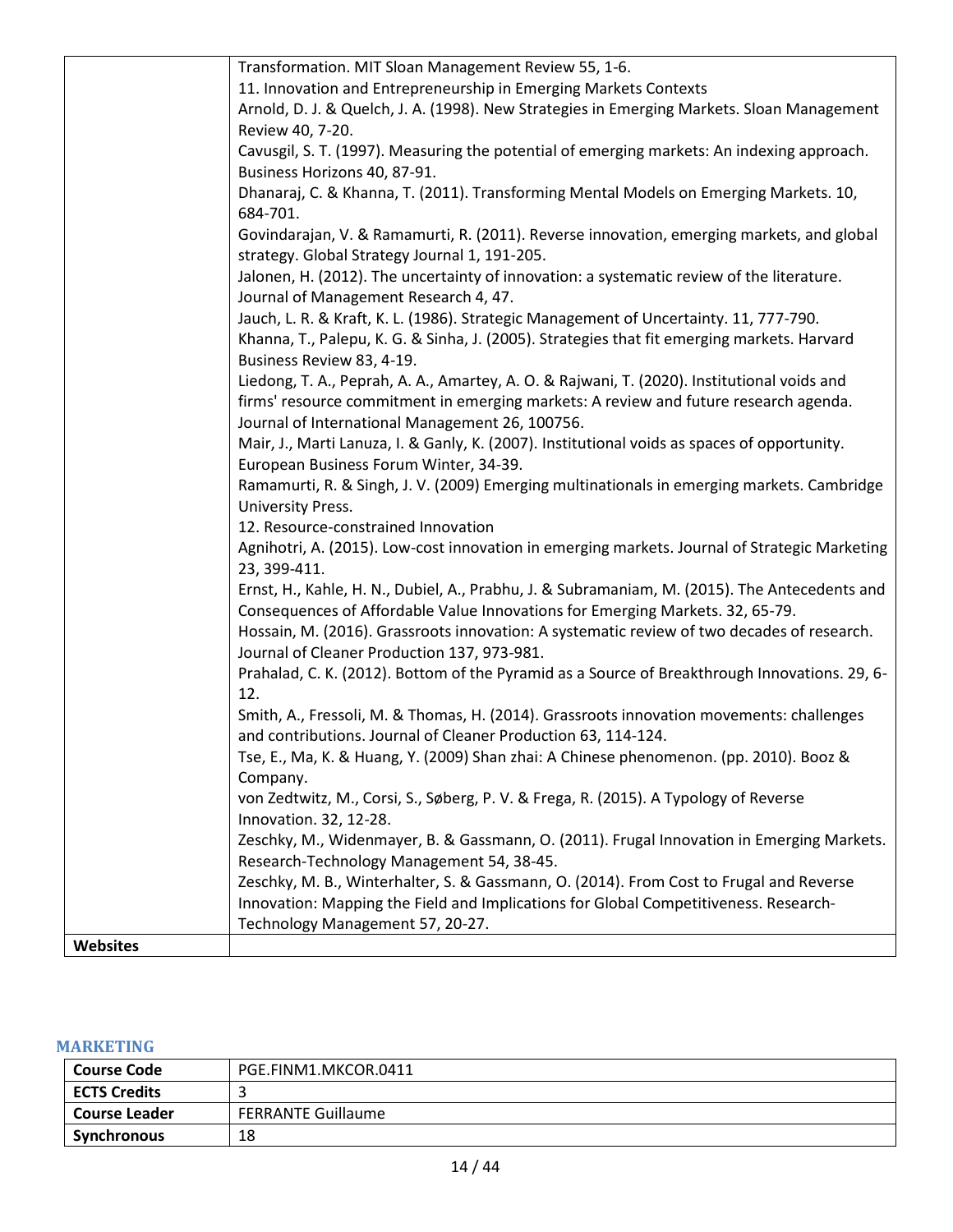| | |
|---|---|
| | Transformation. MIT Sloan Management Review 55, 1-6.<br>11. Innovation and Entrepreneurship in Emerging Markets Contexts<br>Arnold, D. J. & Quelch, J. A. (1998). New Strategies in Emerging Markets. Sloan Management Review 40, 7-20.<br>Cavusgil, S. T. (1997). Measuring the potential of emerging markets: An indexing approach. Business Horizons 40, 87-91.<br>Dhanaraj, C. & Khanna, T. (2011). Transforming Mental Models on Emerging Markets. 10, 684-701.<br>Govindarajan, V. & Ramamurti, R. (2011). Reverse innovation, emerging markets, and global strategy. Global Strategy Journal 1, 191-205.<br>Jalonen, H. (2012). The uncertainty of innovation: a systematic review of the literature. Journal of Management Research 4, 47.<br>Jauch, L. R. & Kraft, K. L. (1986). Strategic Management of Uncertainty. 11, 777-790.<br>Khanna, T., Palepu, K. G. & Sinha, J. (2005). Strategies that fit emerging markets. Harvard Business Review 83, 4-19.<br>Liedong, T. A., Peprah, A. A., Amartey, A. O. & Rajwani, T. (2020). Institutional voids and firms' resource commitment in emerging markets: A review and future research agenda. Journal of International Management 26, 100756.<br>Mair, J., Marti Lanuza, I. & Ganly, K. (2007). Institutional voids as spaces of opportunity. European Business Forum Winter, 34-39.<br>Ramamurti, R. & Singh, J. V. (2009) Emerging multinationals in emerging markets. Cambridge University Press.<br>12. Resource-constrained Innovation<br>Agnihotri, A. (2015). Low-cost innovation in emerging markets. Journal of Strategic Marketing 23, 399-411.<br>Ernst, H., Kahle, H. N., Dubiel, A., Prabhu, J. & Subramaniam, M. (2015). The Antecedents and Consequences of Affordable Value Innovations for Emerging Markets. 32, 65-79.<br>Hossain, M. (2016). Grassroots innovation: A systematic review of two decades of research. Journal of Cleaner Production 137, 973-981.<br>Prahalad, C. K. (2012). Bottom of the Pyramid as a Source of Breakthrough Innovations. 29, 6-12.<br>Smith, A., Fressoli, M. & Thomas, H. (2014). Grassroots innovation movements: challenges and contributions. Journal of Cleaner Production 63, 114-124.<br>Tse, E., Ma, K. & Huang, Y. (2009) Shan zhai: A Chinese phenomenon. (pp. 2010). Booz & Company.<br>von Zedtwitz, M., Corsi, S., Søberg, P. V. & Frega, R. (2015). A Typology of Reverse Innovation. 32, 12-28.<br>Zeschky, M., Widenmayer, B. & Gassmann, O. (2011). Frugal Innovation in Emerging Markets. Research-Technology Management 54, 38-45.<br>Zeschky, M. B., Winterhalter, S. & Gassmann, O. (2014). From Cost to Frugal and Reverse Innovation: Mapping the Field and Implications for Global Competitiveness. Research-Technology Management 57, 20-27. |
| **Websites** | |

## MARKETING

| | |
|---|---|
| **Course Code** | PGE.FINM1.MKCOR.0411 |
| **ECTS Credits** | 3 |
| **Course Leader** | FERRANTE Guillaume |
| **Synchronous** | 18 |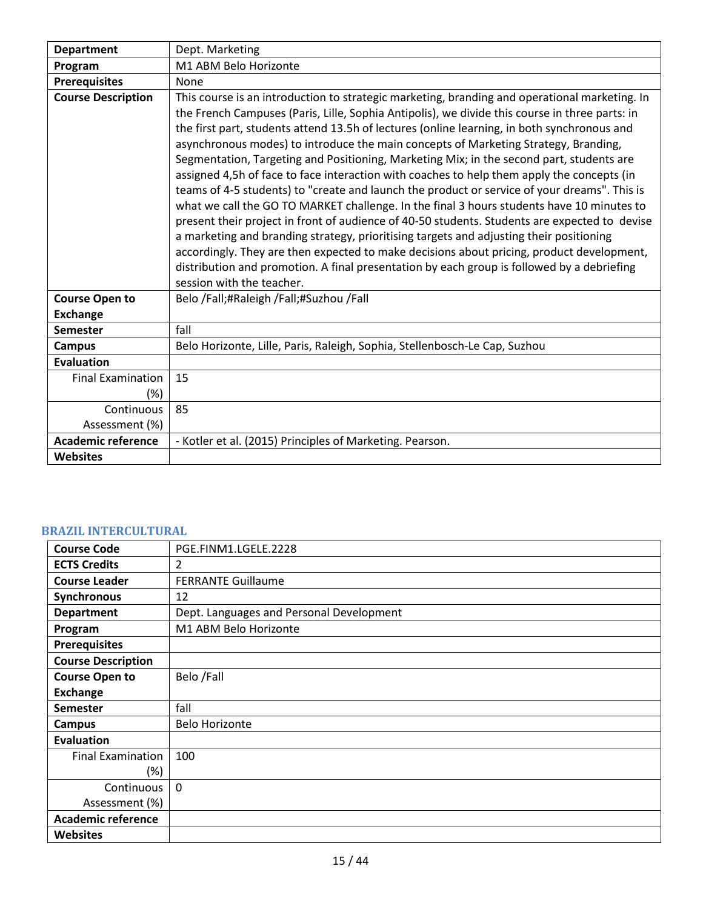| | |
|---|---|
| **Department** | Dept. Marketing |
| **Program** | M1 ABM Belo Horizonte |
| **Prerequisites** | None |
| **Course Description** | This course is an introduction to strategic marketing, branding and operational marketing. In the French Campuses (Paris, Lille, Sophia Antipolis), we divide this course in three parts: in the first part, students attend 13.5h of lectures (online learning, in both synchronous and asynchronous modes) to introduce the main concepts of Marketing Strategy, Branding, Segmentation, Targeting and Positioning, Marketing Mix; in the second part, students are assigned 4,5h of face to face interaction with coaches to help them apply the concepts (in teams of 4-5 students) to "create and launch the product or service of your dreams". This is what we call the GO TO MARKET challenge. In the final 3 hours students have 10 minutes to present their project in front of audience of 40-50 students. Students are expected to devise a marketing and branding strategy, prioritising targets and adjusting their positioning accordingly. They are then expected to make decisions about pricing, product development, distribution and promotion. A final presentation by each group is followed by a debriefing session with the teacher. |
| **Course Open to Exchange** | Belo /Fall;#Raleigh /Fall;#Suzhou /Fall |
| **Semester** | fall |
| **Campus** | Belo Horizonte, Lille, Paris, Raleigh, Sophia, Stellenbosch-Le Cap, Suzhou |
| **Evaluation** | |
| Final Examination (%) | 15 |
| Continuous Assessment (%) | 85 |
| **Academic reference** | - Kotler et al. (2015) Principles of Marketing. Pearson. |
| **Websites** | |

### BRAZIL INTERCULTURAL

| | |
|---|---|
| **Course Code** | PGE.FINM1.LGELE.2228 |
| **ECTS Credits** | 2 |
| **Course Leader** | FERRANTE Guillaume |
| **Synchronous** | 12 |
| **Department** | Dept. Languages and Personal Development |
| **Program** | M1 ABM Belo Horizonte |
| **Prerequisites** | |
| **Course Description** | |
| **Course Open to Exchange** | Belo /Fall |
| **Semester** | fall |
| **Campus** | Belo Horizonte |
| **Evaluation** | |
| Final Examination (%) | 100 |
| Continuous Assessment (%) | 0 |
| **Academic reference** | |
| **Websites** | |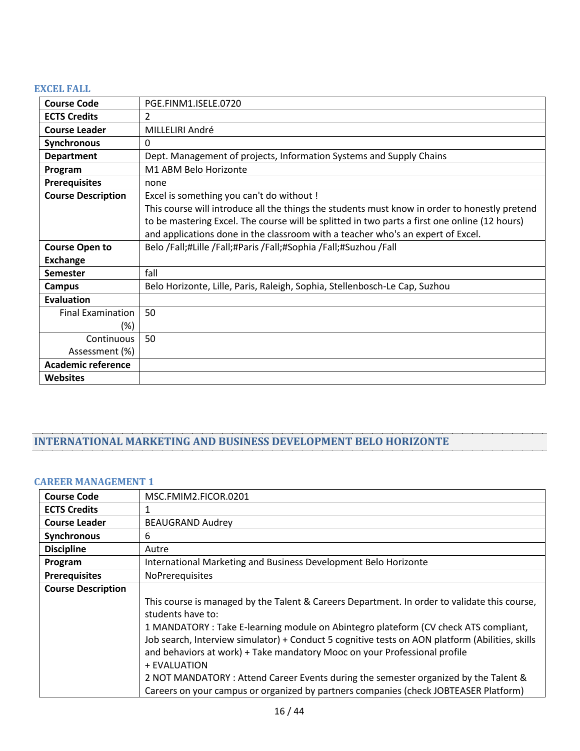### EXCEL FALL

| Course Code | PGE.FINM1.ISELE.0720 |
|---|---|
| ECTS Credits | 2 |
| Course Leader | MILLELIRI André |
| Synchronous | 0 |
| Department | Dept. Management of projects, Information Systems and Supply Chains |
| Program | M1 ABM Belo Horizonte |
| Prerequisites | none |
| Course Description | Excel is something you can't do without !<br>This course will introduce all the things the students must know in order to honestly pretend to be mastering Excel. The course will be splitted in two parts a first one online (12 hours) and applications done in the classroom with a teacher who's an expert of Excel. |
| Course Open to Exchange | Belo /Fall;#Lille /Fall;#Paris /Fall;#Sophia /Fall;#Suzhou /Fall |
| Semester | fall |
| Campus | Belo Horizonte, Lille, Paris, Raleigh, Sophia, Stellenbosch-Le Cap, Suzhou |
| Evaluation | |
| Final Examination (%) | 50 |
| Continuous Assessment (%) | 50 |
| Academic reference | |
| Websites | |

## INTERNATIONAL MARKETING AND BUSINESS DEVELOPMENT BELO HORIZONTE

### CAREER MANAGEMENT 1

| Course Code | MSC.FMIM2.FICOR.0201 |
|---|---|
| ECTS Credits | 1 |
| Course Leader | BEAUGRAND Audrey |
| Synchronous | 6 |
| Discipline | Autre |
| Program | International Marketing and Business Development Belo Horizonte |
| Prerequisites | NoPrerequisites |
| Course Description | This course is managed by the Talent & Careers Department. In order to validate this course, students have to:<br>1 MANDATORY : Take E-learning module on Abintegro plateform (CV check ATS compliant, Job search, Interview simulator) + Conduct 5 cognitive tests on AON platform (Abilities, skills and behaviors at work) + Take mandatory Mooc on your Professional profile<br>+ EVALUATION<br>2 NOT MANDATORY : Attend Career Events during the semester organized by the Talent & Careers on your campus or organized by partners companies (check JOBTEASER Platform) |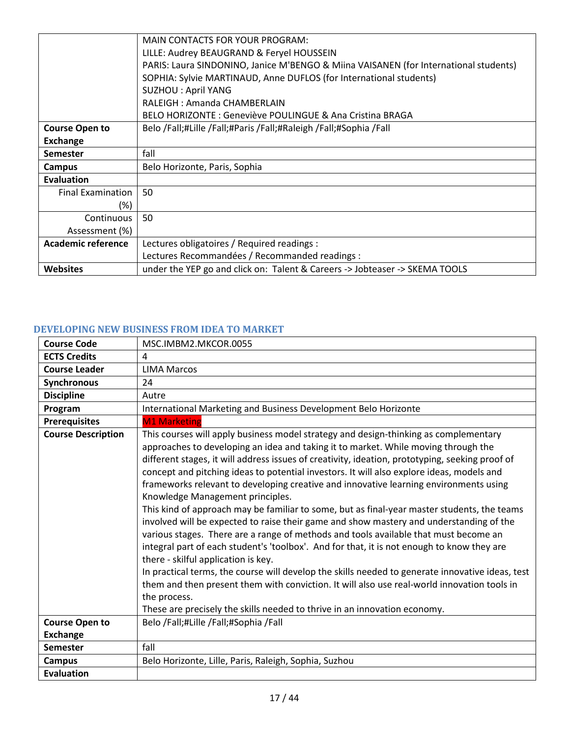|  | MAIN CONTACTS FOR YOUR PROGRAM:<br>LILLE: Audrey BEAUGRAND & Feryel HOUSSEIN<br>PARIS: Laura SINDONINO, Janice M'BENGO & Miina VAISANEN (for International students)<br>SOPHIA: Sylvie MARTINAUD, Anne DUFLOS (for International students)<br>SUZHOU : April YANG<br>RALEIGH : Amanda CHAMBERLAIN<br>BELO HORIZONTE : Geneviève POULINGUE & Ana Cristina BRAGA |
|---|---|
| **Course Open to Exchange** | Belo /Fall;#Lille /Fall;#Paris /Fall;#Raleigh /Fall;#Sophia /Fall |
| **Semester** | fall |
| **Campus** | Belo Horizonte, Paris, Sophia |
| **Evaluation** |  |
| Final Examination (%) | 50 |
| Continuous Assessment (%) | 50 |
| **Academic reference** | Lectures obligatoires / Required readings :<br>Lectures Recommandées / Recommanded readings : |
| **Websites** | under the YEP go and click on: Talent & Careers -> Jobteaser -> SKEMA TOOLS |

### DEVELOPING NEW BUSINESS FROM IDEA TO MARKET

| **Course Code** | MSC.IMBM2.MKCOR.0055 |
|---|---|
| **ECTS Credits** | 4 |
| **Course Leader** | LIMA Marcos |
| **Synchronous** | 24 |
| **Discipline** | Autre |
| **Program** | International Marketing and Business Development Belo Horizonte |
| **Prerequisites** | M1 Marketing |
| **Course Description** | This courses will apply business model strategy and design-thinking as complementary approaches to developing an idea and taking it to market. While moving through the different stages, it will address issues of creativity, ideation, prototyping, seeking proof of concept and pitching ideas to potential investors. It will also explore ideas, models and frameworks relevant to developing creative and innovative learning environments using Knowledge Management principles.<br>This kind of approach may be familiar to some, but as final-year master students, the teams involved will be expected to raise their game and show mastery and understanding of the various stages. There are a range of methods and tools available that must become an integral part of each student's 'toolbox'. And for that, it is not enough to know they are there - skilful application is key.<br>In practical terms, the course will develop the skills needed to generate innovative ideas, test them and then present them with conviction. It will also use real-world innovation tools in the process.<br>These are precisely the skills needed to thrive in an innovation economy. |
| **Course Open to Exchange** | Belo /Fall;#Lille /Fall;#Sophia /Fall |
| **Semester** | fall |
| **Campus** | Belo Horizonte, Lille, Paris, Raleigh, Sophia, Suzhou |
| **Evaluation** |  |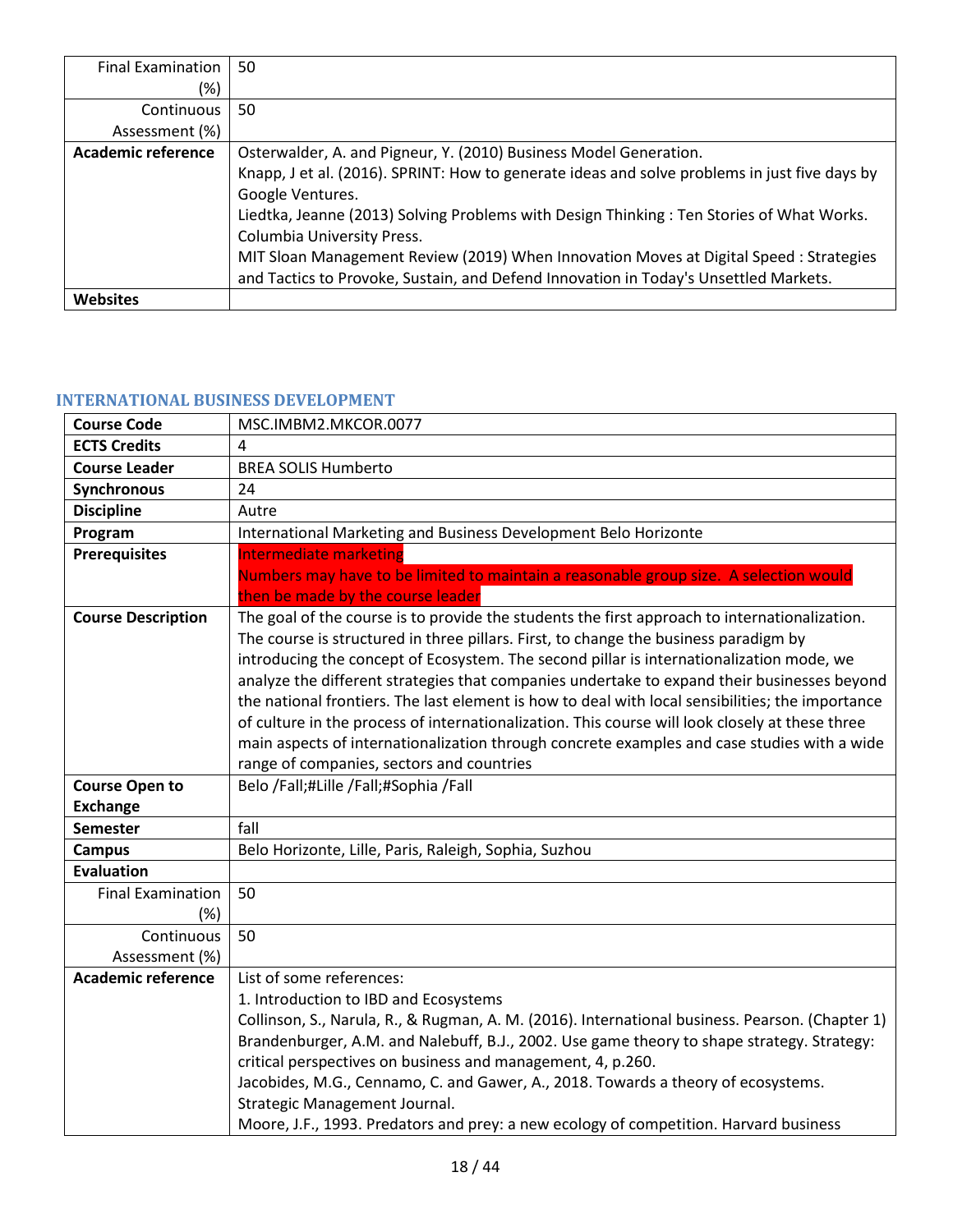| | |
|---|---|
| Final Examination (%) | 50 |
| Continuous Assessment (%) | 50 |
| **Academic reference** | Osterwalder, A. and Pigneur, Y. (2010) Business Model Generation.<br>Knapp, J et al. (2016). SPRINT: How to generate ideas and solve problems in just five days by Google Ventures.<br>Liedtka, Jeanne (2013) Solving Problems with Design Thinking : Ten Stories of What Works. Columbia University Press.<br>MIT Sloan Management Review (2019) When Innovation Moves at Digital Speed : Strategies and Tactics to Provoke, Sustain, and Defend Innovation in Today's Unsettled Markets. |
| **Websites** | |

### INTERNATIONAL BUSINESS DEVELOPMENT

| | |
|---|---|
| **Course Code** | MSC.IMBM2.MKCOR.0077 |
| **ECTS Credits** | 4 |
| **Course Leader** | BREA SOLIS Humberto |
| **Synchronous** | 24 |
| **Discipline** | Autre |
| **Program** | International Marketing and Business Development Belo Horizonte |
| **Prerequisites** | Intermediate marketing<br>Numbers may have to be limited to maintain a reasonable group size. A selection would then be made by the course leader |
| **Course Description** | The goal of the course is to provide the students the first approach to internationalization. The course is structured in three pillars. First, to change the business paradigm by introducing the concept of Ecosystem. The second pillar is internationalization mode, we analyze the different strategies that companies undertake to expand their businesses beyond the national frontiers. The last element is how to deal with local sensibilities; the importance of culture in the process of internationalization. This course will look closely at these three main aspects of internationalization through concrete examples and case studies with a wide range of companies, sectors and countries |
| **Course Open to Exchange** | Belo /Fall;#Lille /Fall;#Sophia /Fall |
| **Semester** | fall |
| **Campus** | Belo Horizonte, Lille, Paris, Raleigh, Sophia, Suzhou |
| **Evaluation** | |
| Final Examination (%) | 50 |
| Continuous Assessment (%) | 50 |
| **Academic reference** | List of some references:<br>1. Introduction to IBD and Ecosystems<br>Collinson, S., Narula, R., & Rugman, A. M. (2016). International business. Pearson. (Chapter 1)<br>Brandenburger, A.M. and Nalebuff, B.J., 2002. Use game theory to shape strategy. Strategy: critical perspectives on business and management, 4, p.260.<br>Jacobides, M.G., Cennamo, C. and Gawer, A., 2018. Towards a theory of ecosystems. Strategic Management Journal.<br>Moore, J.F., 1993. Predators and prey: a new ecology of competition. Harvard business |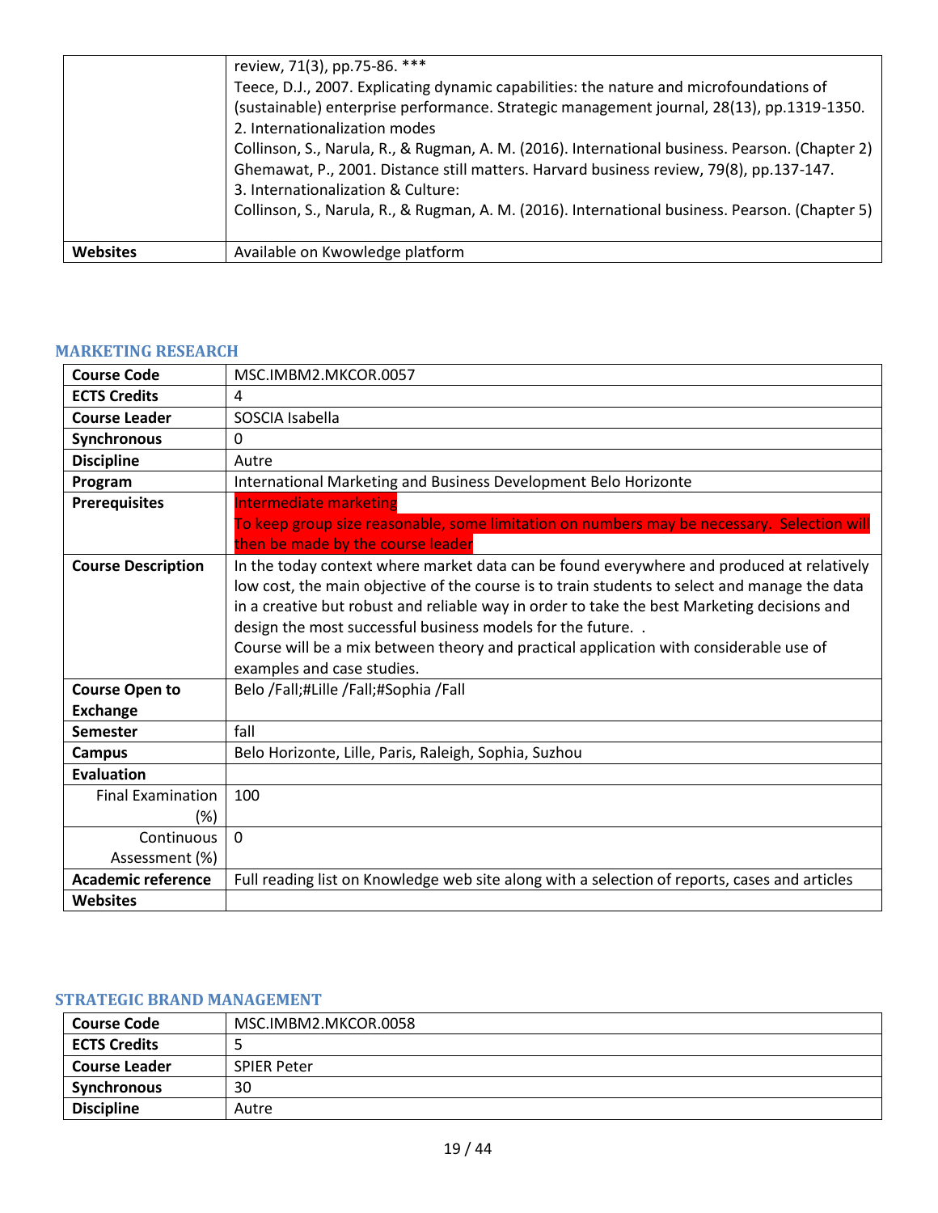| | |
|---|---|
| | review, 71(3), pp.75-86. ***<br>Teece, D.J., 2007. Explicating dynamic capabilities: the nature and microfoundations of (sustainable) enterprise performance. Strategic management journal, 28(13), pp.1319-1350.<br>2. Internationalization modes<br>Collinson, S., Narula, R., & Rugman, A. M. (2016). International business. Pearson. (Chapter 2)<br>Ghemawat, P., 2001. Distance still matters. Harvard business review, 79(8), pp.137-147.<br>3. Internationalization & Culture:<br>Collinson, S., Narula, R., & Rugman, A. M. (2016). International business. Pearson. (Chapter 5) |
| **Websites** | Available on Kwowledge platform |

## MARKETING RESEARCH

| | |
|---|---|
| **Course Code** | MSC.IMBM2.MKCOR.0057 |
| **ECTS Credits** | 4 |
| **Course Leader** | SOSCIA Isabella |
| **Synchronous** | 0 |
| **Discipline** | Autre |
| **Program** | International Marketing and Business Development Belo Horizonte |
| **Prerequisites** | Intermediate marketing<br>To keep group size reasonable, some limitation on numbers may be necessary. Selection will then be made by the course leader |
| **Course Description** | In the today context where market data can be found everywhere and produced at relatively low cost, the main objective of the course is to train students to select and manage the data in a creative but robust and reliable way in order to take the best Marketing decisions and design the most successful business models for the future. .<br>Course will be a mix between theory and practical application with considerable use of examples and case studies. |
| **Course Open to Exchange** | Belo /Fall;#Lille /Fall;#Sophia /Fall |
| **Semester** | fall |
| **Campus** | Belo Horizonte, Lille, Paris, Raleigh, Sophia, Suzhou |
| **Evaluation** | |
| Final Examination (%) | 100 |
| Continuous Assessment (%) | 0 |
| **Academic reference** | Full reading list on Knowledge web site along with a selection of reports, cases and articles |
| **Websites** | |

## STRATEGIC BRAND MANAGEMENT

| | |
|---|---|
| **Course Code** | MSC.IMBM2.MKCOR.0058 |
| **ECTS Credits** | 5 |
| **Course Leader** | SPIER Peter |
| **Synchronous** | 30 |
| **Discipline** | Autre |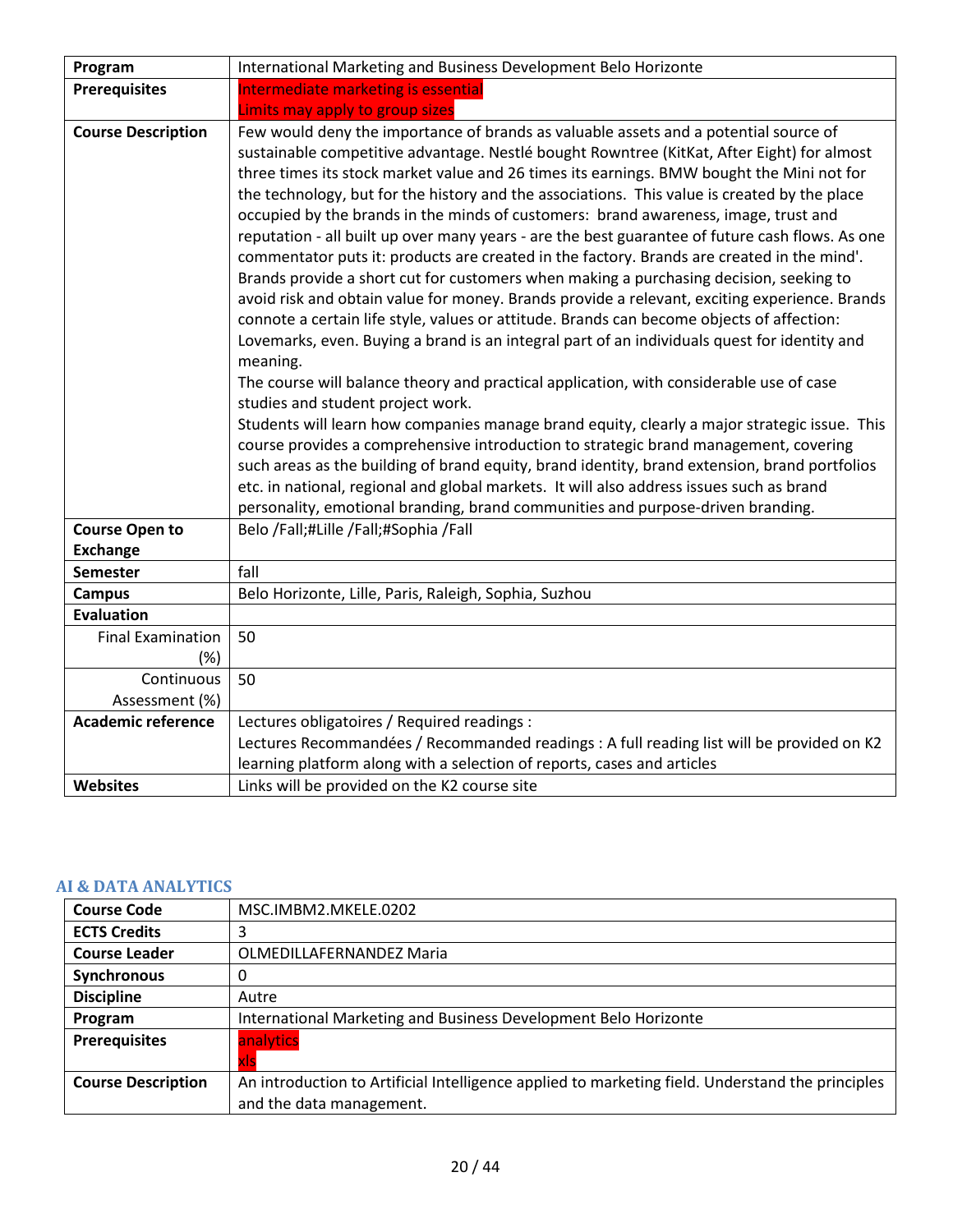| Program | International Marketing and Business Development Belo Horizonte |
|---|---|
| Prerequisites | Intermediate marketing is essential<br>Limits may apply to group sizes |
| Course Description | Few would deny the importance of brands as valuable assets and a potential source of sustainable competitive advantage. Nestlé bought Rowntree (KitKat, After Eight) for almost three times its stock market value and 26 times its earnings. BMW bought the Mini not for the technology, but for the history and the associations. This value is created by the place occupied by the brands in the minds of customers: brand awareness, image, trust and reputation - all built up over many years - are the best guarantee of future cash flows. As one commentator puts it: products are created in the factory. Brands are created in the mind'. Brands provide a short cut for customers when making a purchasing decision, seeking to avoid risk and obtain value for money. Brands provide a relevant, exciting experience. Brands connote a certain life style, values or attitude. Brands can become objects of affection: Lovemarks, even. Buying a brand is an integral part of an individuals quest for identity and meaning.<br>The course will balance theory and practical application, with considerable use of case studies and student project work.<br>Students will learn how companies manage brand equity, clearly a major strategic issue. This course provides a comprehensive introduction to strategic brand management, covering such areas as the building of brand equity, brand identity, brand extension, brand portfolios etc. in national, regional and global markets. It will also address issues such as brand personality, emotional branding, brand communities and purpose-driven branding. |
| Course Open to Exchange | Belo /Fall;#Lille /Fall;#Sophia /Fall |
| Semester | fall |
| Campus | Belo Horizonte, Lille, Paris, Raleigh, Sophia, Suzhou |
| Evaluation | |
| Final Examination (%) | 50 |
| Continuous Assessment (%) | 50 |
| Academic reference | Lectures obligatoires / Required readings :<br>Lectures Recommandées / Recommanded readings : A full reading list will be provided on K2 learning platform along with a selection of reports, cases and articles |
| Websites | Links will be provided on the K2 course site |

## AI & DATA ANALYTICS

| Course Code | MSC.IMBM2.MKELE.0202 |
|---|---|
| ECTS Credits | 3 |
| Course Leader | OLMEDILLAFERNANDEZ Maria |
| Synchronous | 0 |
| Discipline | Autre |
| Program | International Marketing and Business Development Belo Horizonte |
| Prerequisites | analytics<br>xls |
| Course Description | An introduction to Artificial Intelligence applied to marketing field. Understand the principles and the data management. |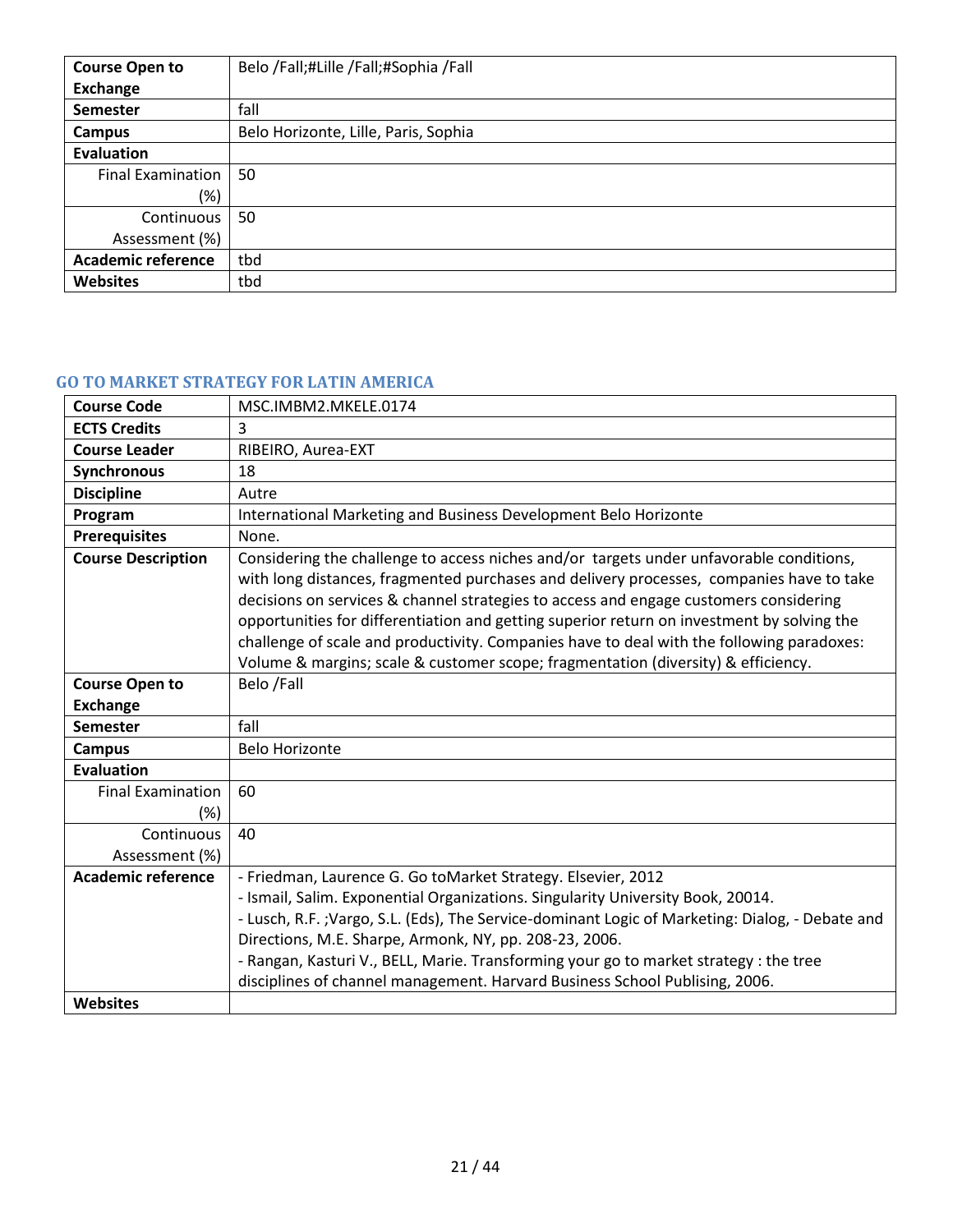| Course Open to Exchange | Belo /Fall;#Lille /Fall;#Sophia /Fall |
| --- | --- |
| Semester | fall |
| Campus | Belo Horizonte, Lille, Paris, Sophia |
| Evaluation | |
| Final Examination (%) | 50 |
| Continuous Assessment (%) | 50 |
| Academic reference | tbd |
| Websites | tbd |

### GO TO MARKET STRATEGY FOR LATIN AMERICA

| Course Code | MSC.IMBM2.MKELE.0174 |
| --- | --- |
| ECTS Credits | 3 |
| Course Leader | RIBEIRO, Aurea-EXT |
| Synchronous | 18 |
| Discipline | Autre |
| Program | International Marketing and Business Development Belo Horizonte |
| Prerequisites | None. |
| Course Description | Considering the challenge to access niches and/or targets under unfavorable conditions, with long distances, fragmented purchases and delivery processes, companies have to take decisions on services & channel strategies to access and engage customers considering opportunities for differentiation and getting superior return on investment by solving the challenge of scale and productivity. Companies have to deal with the following paradoxes: Volume & margins; scale & customer scope; fragmentation (diversity) & efficiency. |
| Course Open to Exchange | Belo /Fall |
| Semester | fall |
| Campus | Belo Horizonte |
| Evaluation | |
| Final Examination (%) | 60 |
| Continuous Assessment (%) | 40 |
| Academic reference | - Friedman, Laurence G. Go toMarket Strategy. Elsevier, 2012<br>- Ismail, Salim. Exponential Organizations. Singularity University Book, 20014.<br>- Lusch, R.F. ;Vargo, S.L. (Eds), The Service-dominant Logic of Marketing: Dialog, - Debate and Directions, M.E. Sharpe, Armonk, NY, pp. 208-23, 2006.<br>- Rangan, Kasturi V., BELL, Marie. Transforming your go to market strategy : the tree disciplines of channel management. Harvard Business School Publising, 2006. |
| Websites | |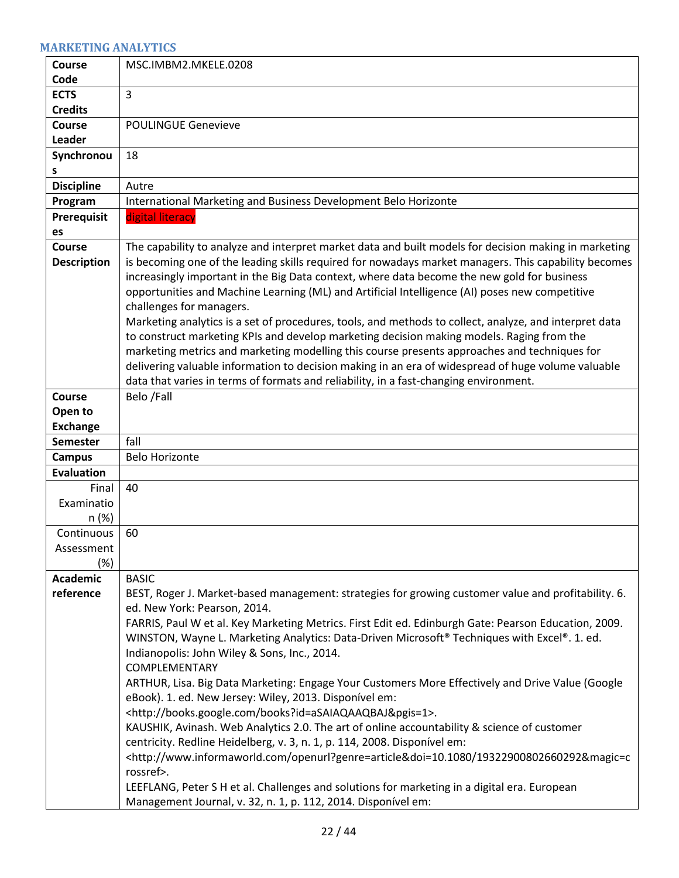## MARKETING ANALYTICS

| Course Code | MSC.IMBM2.MKELE.0208 |
|---|---|
| ECTS Credits | 3 |
| Course Leader | POULINGUE Genevieve |
| Synchronous | 18 |
| Discipline | Autre |
| Program | International Marketing and Business Development Belo Horizonte |
| Prerequisites | digital literacy |
| Course Description | The capability to analyze and interpret market data and built models for decision making in marketing is becoming one of the leading skills required for nowadays market managers. This capability becomes increasingly important in the Big Data context, where data become the new gold for business opportunities and Machine Learning (ML) and Artificial Intelligence (AI) poses new competitive challenges for managers.<br>Marketing analytics is a set of procedures, tools, and methods to collect, analyze, and interpret data to construct marketing KPIs and develop marketing decision making models. Raging from the marketing metrics and marketing modelling this course presents approaches and techniques for delivering valuable information to decision making in an era of widespread of huge volume valuable data that varies in terms of formats and reliability, in a fast-changing environment. |
| Course Open to Exchange | Belo /Fall |
| Semester | fall |
| Campus | Belo Horizonte |
| Evaluation | |
| Final Examination (%) | 40 |
| Continuous Assessment (%) | 60 |
| Academic reference | BASIC<br>BEST, Roger J. Market-based management: strategies for growing customer value and profitability. 6. ed. New York: Pearson, 2014.<br>FARRIS, Paul W et al. Key Marketing Metrics. First Edit ed. Edinburgh Gate: Pearson Education, 2009.<br>WINSTON, Wayne L. Marketing Analytics: Data-Driven Microsoft® Techniques with Excel®. 1. ed. Indianapolis: John Wiley & Sons, Inc., 2014.<br>COMPLEMENTARY<br>ARTHUR, Lisa. Big Data Marketing: Engage Your Customers More Effectively and Drive Value (Google eBook). 1. ed. New Jersey: Wiley, 2013. Disponível em: <http://books.google.com/books?id=aSAIAQAAQBAJ&pgis=1>.<br>KAUSHIK, Avinash. Web Analytics 2.0. The art of online accountability & science of customer centricity. Redline Heidelberg, v. 3, n. 1, p. 114, 2008. Disponível em: <http://www.informaworld.com/openurl?genre=article&doi=10.1080/19322900802660292&magic=crossref>.<br>LEEFLANG, Peter S H et al. Challenges and solutions for marketing in a digital era. European Management Journal, v. 32, n. 1, p. 112, 2014. Disponível em: |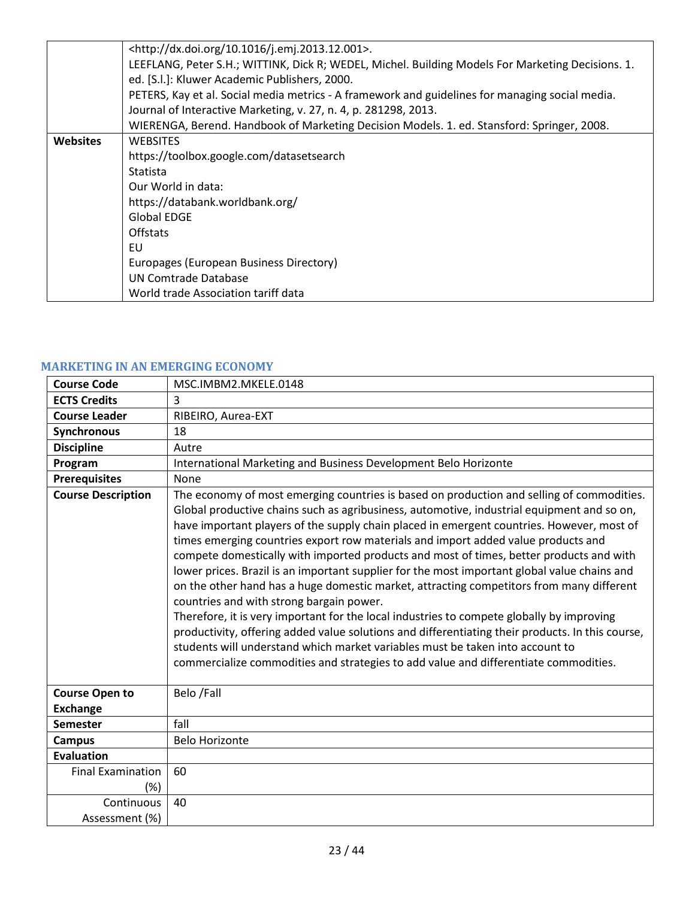| | |
|---|---|
| | <http://dx.doi.org/10.1016/j.emj.2013.12.001>.<br>LEEFLANG, Peter S.H.; WITTINK, Dick R; WEDEL, Michel. Building Models For Marketing Decisions. 1. ed. [S.l.]: Kluwer Academic Publishers, 2000.<br>PETERS, Kay et al. Social media metrics - A framework and guidelines for managing social media. Journal of Interactive Marketing, v. 27, n. 4, p. 281298, 2013.<br>WIERENGA, Berend. Handbook of Marketing Decision Models. 1. ed. Stansford: Springer, 2008. |
| **Websites** | WEBSITES<br>https://toolbox.google.com/datasetsearch<br>Statista<br>Our World in data:<br>https://databank.worldbank.org/<br>Global EDGE<br>Offstats<br>EU<br>Europages (European Business Directory)<br>UN Comtrade Database<br>World trade Association tariff data |

### MARKETING IN AN EMERGING ECONOMY

| | |
|---|---|
| **Course Code** | MSC.IMBM2.MKELE.0148 |
| **ECTS Credits** | 3 |
| **Course Leader** | RIBEIRO, Aurea-EXT |
| **Synchronous** | 18 |
| **Discipline** | Autre |
| **Program** | International Marketing and Business Development Belo Horizonte |
| **Prerequisites** | None |
| **Course Description** | The economy of most emerging countries is based on production and selling of commodities. Global productive chains such as agribusiness, automotive, industrial equipment and so on, have important players of the supply chain placed in emergent countries. However, most of times emerging countries export row materials and import added value products and compete domestically with imported products and most of times, better products and with lower prices. Brazil is an important supplier for the most important global value chains and on the other hand has a huge domestic market, attracting competitors from many different countries and with strong bargain power.<br>Therefore, it is very important for the local industries to compete globally by improving productivity, offering added value solutions and differentiating their products. In this course, students will understand which market variables must be taken into account to commercialize commodities and strategies to add value and differentiate commodities. |
| **Course Open to Exchange** | Belo /Fall |
| **Semester** | fall |
| **Campus** | Belo Horizonte |
| **Evaluation** | |
| Final Examination (%) | 60 |
| Continuous Assessment (%) | 40 |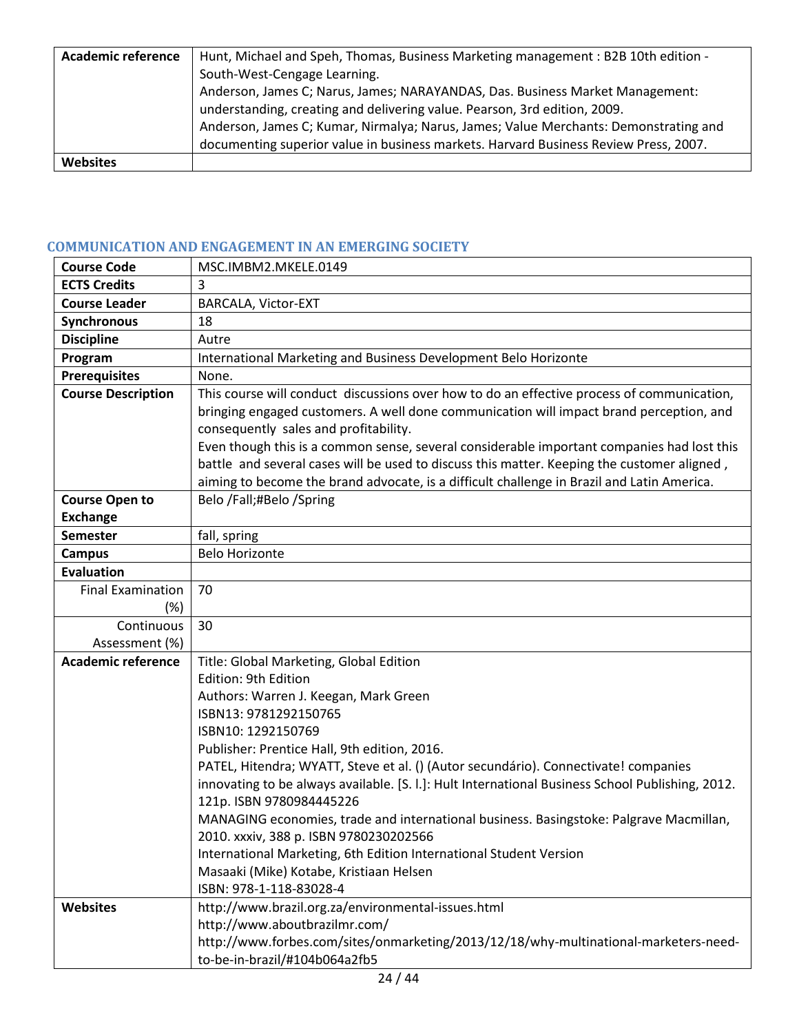| Academic reference | Hunt, Michael and Speh, Thomas, Business Marketing management : B2B 10th edition - South-West-Cengage Learning.<br>Anderson, James C; Narus, James; NARAYANDAS, Das. Business Market Management: understanding, creating and delivering value. Pearson, 3rd edition, 2009.<br>Anderson, James C; Kumar, Nirmalya; Narus, James; Value Merchants: Demonstrating and documenting superior value in business markets. Harvard Business Review Press, 2007. |
|---|---|
| Websites | |

### COMMUNICATION AND ENGAGEMENT IN AN EMERGING SOCIETY

| Course Code | MSC.IMBM2.MKELE.0149 |
|---|---|
| ECTS Credits | 3 |
| Course Leader | BARCALA, Victor-EXT |
| Synchronous | 18 |
| Discipline | Autre |
| Program | International Marketing and Business Development Belo Horizonte |
| Prerequisites | None. |
| Course Description | This course will conduct discussions over how to do an effective process of communication, bringing engaged customers. A well done communication will impact brand perception, and consequently sales and profitability.<br>Even though this is a common sense, several considerable important companies had lost this battle and several cases will be used to discuss this matter. Keeping the customer aligned , aiming to become the brand advocate, is a difficult challenge in Brazil and Latin America. |
| Course Open to Exchange | Belo /Fall;#Belo /Spring |
| Semester | fall, spring |
| Campus | Belo Horizonte |
| Evaluation | |
| Final Examination (%) | 70 |
| Continuous Assessment (%) | 30 |
| Academic reference | Title: Global Marketing, Global Edition<br>Edition: 9th Edition<br>Authors: Warren J. Keegan, Mark Green<br>ISBN13: 9781292150765<br>ISBN10: 1292150769<br>Publisher: Prentice Hall, 9th edition, 2016.<br>PATEL, Hitendra; WYATT, Steve et al. () (Autor secundário). Connectivate! companies innovating to be always available. [S. l.]: Hult International Business School Publishing, 2012. 121p. ISBN 9780984445226<br>MANAGING economies, trade and international business. Basingstoke: Palgrave Macmillan, 2010. xxxiv, 388 p. ISBN 9780230202566<br>International Marketing, 6th Edition International Student Version<br>Masaaki (Mike) Kotabe, Kristiaan Helsen<br>ISBN: 978-1-118-83028-4 |
| Websites | http://www.brazil.org.za/environmental-issues.html<br>http://www.aboutbrazilmr.com/<br>http://www.forbes.com/sites/onmarketing/2013/12/18/why-multinational-marketers-need-to-be-in-brazil/#104b064a2fb5 |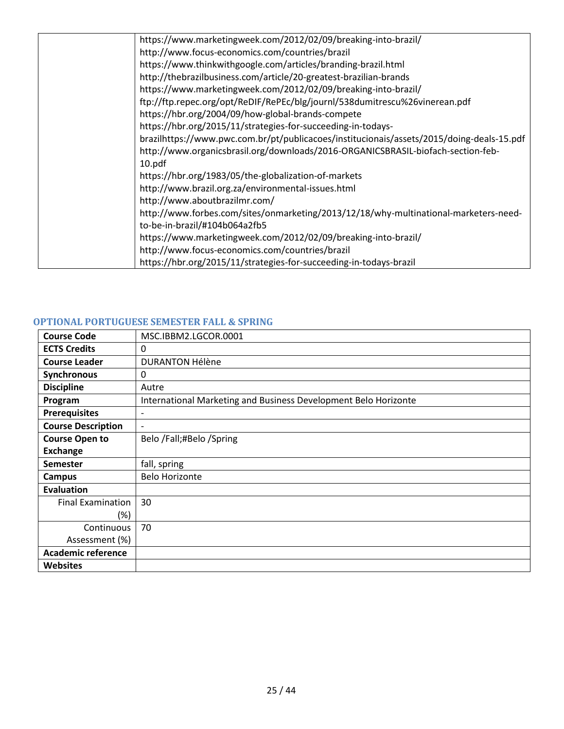| | https://www.marketingweek.com/2012/02/09/breaking-into-brazil/<br>http://www.focus-economics.com/countries/brazil<br>https://www.thinkwithgoogle.com/articles/branding-brazil.html<br>http://thebrazilbusiness.com/article/20-greatest-brazilian-brands<br>https://www.marketingweek.com/2012/02/09/breaking-into-brazil/<br>ftp://ftp.repec.org/opt/ReDIF/RePEc/blg/journl/538dumitrescu%26vinerean.pdf<br>https://hbr.org/2004/09/how-global-brands-compete<br>https://hbr.org/2015/11/strategies-for-succeeding-in-todays-brazilhttps://www.pwc.com.br/pt/publicacoes/institucionais/assets/2015/doing-deals-15.pdf<br>http://www.organicsbrasil.org/downloads/2016-ORGANICSBRASIL-biofach-section-feb-10.pdf<br>https://hbr.org/1983/05/the-globalization-of-markets<br>http://www.brazil.org.za/environmental-issues.html<br>http://www.aboutbrazilmr.com/<br>http://www.forbes.com/sites/onmarketing/2013/12/18/why-multinational-marketers-need-to-be-in-brazil/#104b064a2fb5<br>https://www.marketingweek.com/2012/02/09/breaking-into-brazil/<br>http://www.focus-economics.com/countries/brazil<br>https://hbr.org/2015/11/strategies-for-succeeding-in-todays-brazil |
|---|---|

## OPTIONAL PORTUGUESE SEMESTER FALL & SPRING

| | |
|---|---|
| **Course Code** | MSC.IBBM2.LGCOR.0001 |
| **ECTS Credits** | 0 |
| **Course Leader** | DURANTON Hélène |
| **Synchronous** | 0 |
| **Discipline** | Autre |
| **Program** | International Marketing and Business Development Belo Horizonte |
| **Prerequisites** | - |
| **Course Description** | - |
| **Course Open to Exchange** | Belo /Fall;#Belo /Spring |
| **Semester** | fall, spring |
| **Campus** | Belo Horizonte |
| **Evaluation** | |
| Final Examination (%) | 30 |
| Continuous Assessment (%) | 70 |
| **Academic reference** | |
| **Websites** | |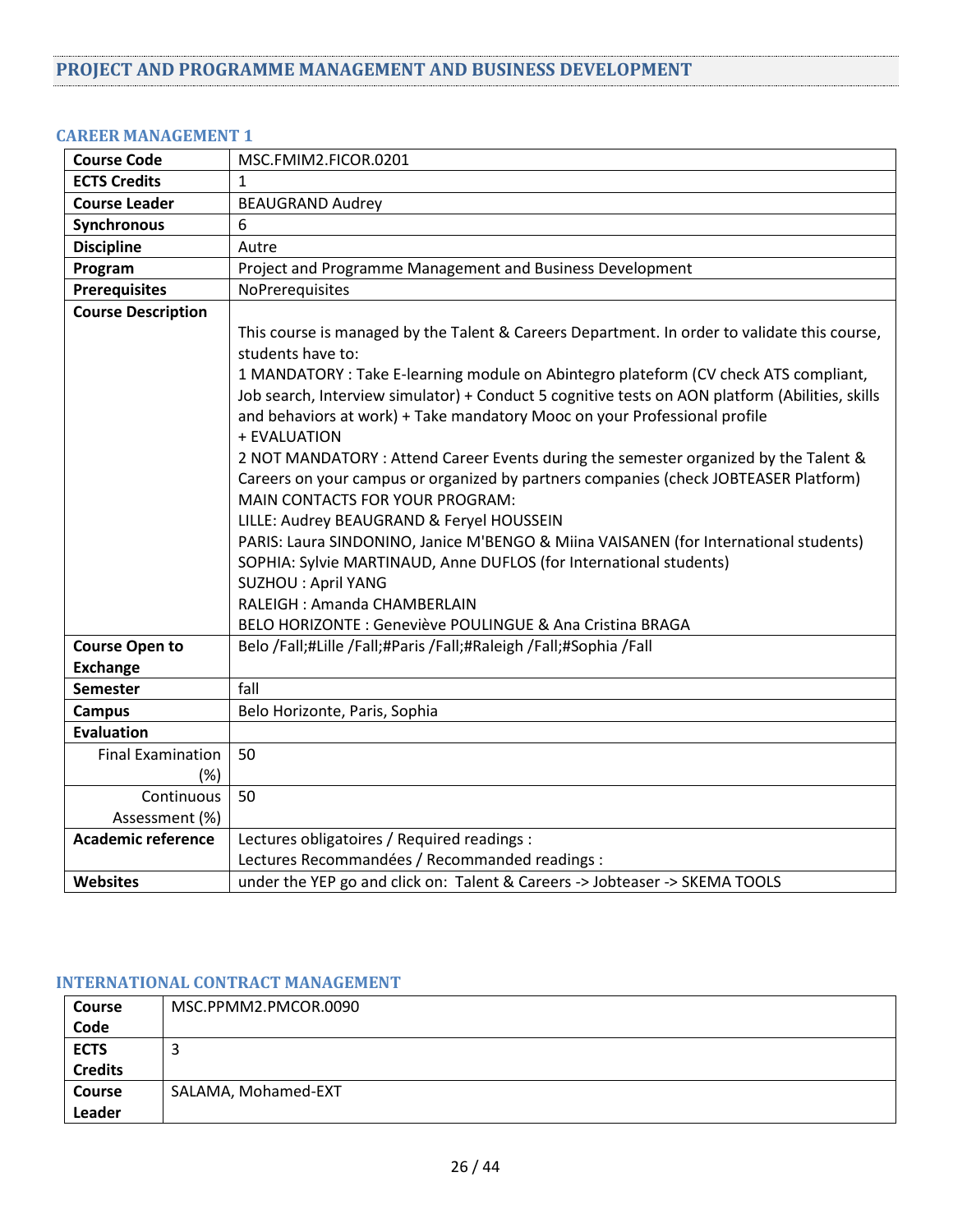## PROJECT AND PROGRAMME MANAGEMENT AND BUSINESS DEVELOPMENT

### CAREER MANAGEMENT 1

| | |
|---|---|
| **Course Code** | MSC.FMIM2.FICOR.0201 |
| **ECTS Credits** | 1 |
| **Course Leader** | BEAUGRAND Audrey |
| **Synchronous** | 6 |
| **Discipline** | Autre |
| **Program** | Project and Programme Management and Business Development |
| **Prerequisites** | NoPrerequisites |
| **Course Description** | This course is managed by the Talent & Careers Department. In order to validate this course, students have to:<br>1 MANDATORY : Take E-learning module on Abintegro plateform (CV check ATS compliant, Job search, Interview simulator) + Conduct 5 cognitive tests on AON platform (Abilities, skills and behaviors at work) + Take mandatory Mooc on your Professional profile<br>+ EVALUATION<br>2 NOT MANDATORY : Attend Career Events during the semester organized by the Talent & Careers on your campus or organized by partners companies (check JOBTEASER Platform)<br>MAIN CONTACTS FOR YOUR PROGRAM:<br>LILLE: Audrey BEAUGRAND & Feryel HOUSSEIN<br>PARIS: Laura SINDONINO, Janice M'BENGO & Miina VAISANEN (for International students)<br>SOPHIA: Sylvie MARTINAUD, Anne DUFLOS (for International students)<br>SUZHOU : April YANG<br>RALEIGH : Amanda CHAMBERLAIN<br>BELO HORIZONTE : Geneviève POULINGUE & Ana Cristina BRAGA |
| **Course Open to Exchange** | Belo /Fall;#Lille /Fall;#Paris /Fall;#Raleigh /Fall;#Sophia /Fall |
| **Semester** | fall |
| **Campus** | Belo Horizonte, Paris, Sophia |
| **Evaluation** | |
| Final Examination (%) | 50 |
| Continuous Assessment (%) | 50 |
| **Academic reference** | Lectures obligatoires / Required readings :<br>Lectures Recommandées / Recommanded readings : |
| **Websites** | under the YEP go and click on: Talent & Careers -> Jobteaser -> SKEMA TOOLS |

### INTERNATIONAL CONTRACT MANAGEMENT

| | |
|---|---|
| **Course Code** | MSC.PPMM2.PMCOR.0090 |
| **ECTS Credits** | 3 |
| **Course Leader** | SALAMA, Mohamed-EXT |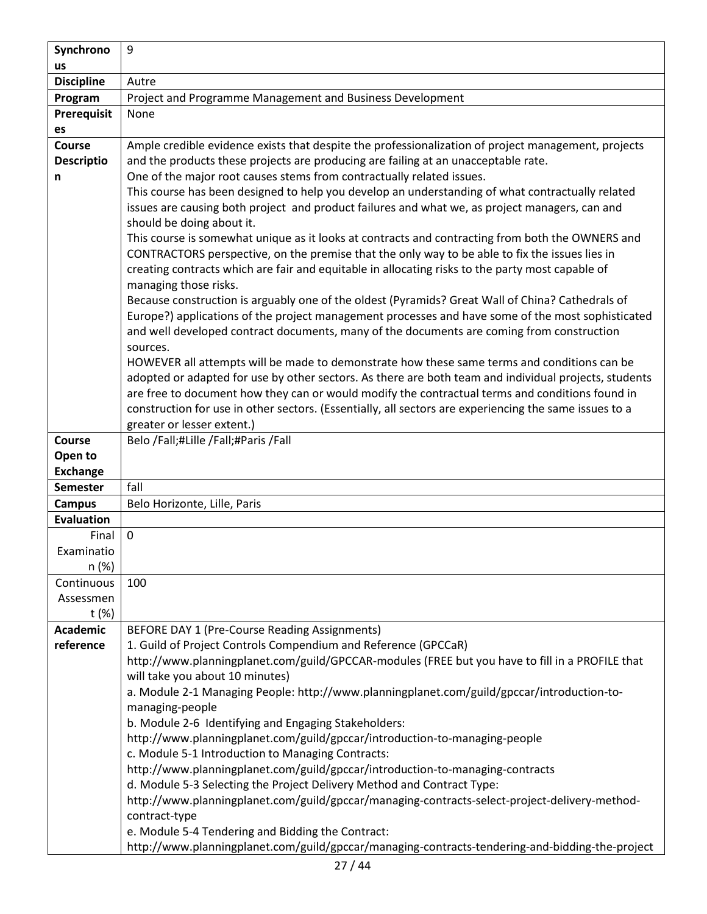| | |
|---|---|
| **Synchronous** | 9 |
| **Discipline** | Autre |
| **Program** | Project and Programme Management and Business Development |
| **Prerequisites** | None |
| **Course Description** | Ample credible evidence exists that despite the professionalization of project management, projects and the products these projects are producing are failing at an unacceptable rate.<br>One of the major root causes stems from contractually related issues.<br>This course has been designed to help you develop an understanding of what contractually related issues are causing both project and product failures and what we, as project managers, can and should be doing about it.<br>This course is somewhat unique as it looks at contracts and contracting from both the OWNERS and CONTRACTORS perspective, on the premise that the only way to be able to fix the issues lies in creating contracts which are fair and equitable in allocating risks to the party most capable of managing those risks.<br>Because construction is arguably one of the oldest (Pyramids? Great Wall of China? Cathedrals of Europe?) applications of the project management processes and have some of the most sophisticated and well developed contract documents, many of the documents are coming from construction sources.<br>HOWEVER all attempts will be made to demonstrate how these same terms and conditions can be adopted or adapted for use by other sectors. As there are both team and individual projects, students are free to document how they can or would modify the contractual terms and conditions found in construction for use in other sectors. (Essentially, all sectors are experiencing the same issues to a greater or lesser extent.) |
| **Course Open to Exchange** | Belo /Fall;#Lille /Fall;#Paris /Fall |
| **Semester** | fall |
| **Campus** | Belo Horizonte, Lille, Paris |
| **Evaluation** | |
| Final Examination (%) | 0 |
| Continuous Assessment (%) | 100 |
| **Academic reference** | BEFORE DAY 1 (Pre-Course Reading Assignments)<br>1. Guild of Project Controls Compendium and Reference (GPCCaR)<br>http://www.planningplanet.com/guild/GPCCAR-modules (FREE but you have to fill in a PROFILE that will take you about 10 minutes)<br>a. Module 2-1 Managing People: http://www.planningplanet.com/guild/gpccar/introduction-to-managing-people<br>b. Module 2-6 Identifying and Engaging Stakeholders: http://www.planningplanet.com/guild/gpccar/introduction-to-managing-people<br>c. Module 5-1 Introduction to Managing Contracts: http://www.planningplanet.com/guild/gpccar/introduction-to-managing-contracts<br>d. Module 5-3 Selecting the Project Delivery Method and Contract Type: http://www.planningplanet.com/guild/gpccar/managing-contracts-select-project-delivery-method-contract-type<br>e. Module 5-4 Tendering and Bidding the Contract: http://www.planningplanet.com/guild/gpccar/managing-contracts-tendering-and-bidding-the-project |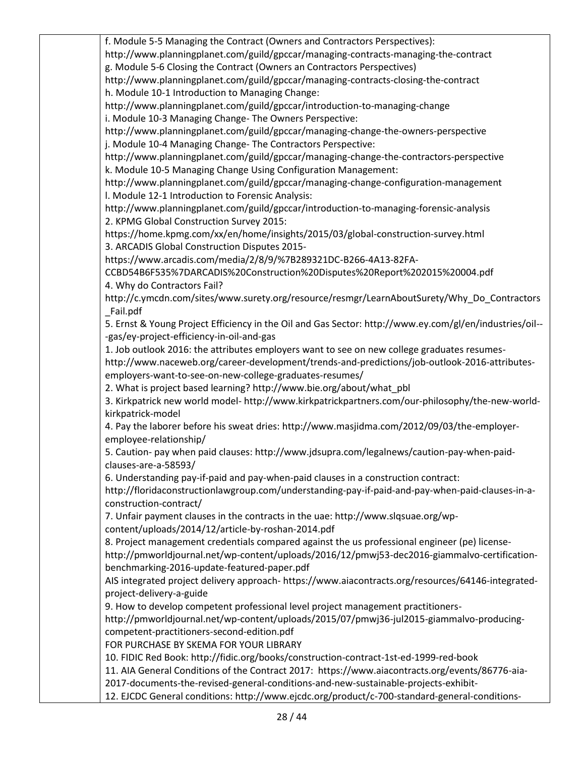| | f. Module 5-5 Managing the Contract (Owners and Contractors Perspectives):<br>http://www.planningplanet.com/guild/gpccar/managing-contracts-managing-the-contract<br>g. Module 5-6 Closing the Contract (Owners an Contractors Perspectives)<br>http://www.planningplanet.com/guild/gpccar/managing-contracts-closing-the-contract<br>h. Module 10-1 Introduction to Managing Change:<br>http://www.planningplanet.com/guild/gpccar/introduction-to-managing-change<br>i. Module 10-3 Managing Change- The Owners Perspective:<br>http://www.planningplanet.com/guild/gpccar/managing-change-the-owners-perspective<br>j. Module 10-4 Managing Change- The Contractors Perspective:<br>http://www.planningplanet.com/guild/gpccar/managing-change-the-contractors-perspective<br>k. Module 10-5 Managing Change Using Configuration Management:<br>http://www.planningplanet.com/guild/gpccar/managing-change-configuration-management<br>l. Module 12-1 Introduction to Forensic Analysis:<br>http://www.planningplanet.com/guild/gpccar/introduction-to-managing-forensic-analysis<br>2. KPMG Global Construction Survey 2015:<br>https://home.kpmg.com/xx/en/home/insights/2015/03/global-construction-survey.html<br>3. ARCADIS Global Construction Disputes 2015-<br>https://www.arcadis.com/media/2/8/9/%7B289321DC-B266-4A13-82FA-CCBD54B6F535%7DARCADIS%20Construction%20Disputes%20Report%202015%20004.pdf<br>4. Why do Contractors Fail?<br>http://c.ymcdn.com/sites/www.surety.org/resource/resmgr/LearnAboutSurety/Why_Do_Contractors_Fail.pdf<br>5. Ernst & Young Project Efficiency in the Oil and Gas Sector: http://www.ey.com/gl/en/industries/oil---gas/ey-project-efficiency-in-oil-and-gas<br>1. Job outlook 2016: the attributes employers want to see on new college graduates resumes-<br>http://www.naceweb.org/career-development/trends-and-predictions/job-outlook-2016-attributes-employers-want-to-see-on-new-college-graduates-resumes/<br>2. What is project based learning? http://www.bie.org/about/what_pbl<br>3. Kirkpatrick new world model- http://www.kirkpatrickpartners.com/our-philosophy/the-new-world-kirkpatrick-model<br>4. Pay the laborer before his sweat dries: http://www.masjidma.com/2012/09/03/the-employer-employee-relationship/<br>5. Caution- pay when paid clauses: http://www.jdsupra.com/legalnews/caution-pay-when-paid-clauses-are-a-58593/<br>6. Understanding pay-if-paid and pay-when-paid clauses in a construction contract:<br>http://floridaconstructionlawgroup.com/understanding-pay-if-paid-and-pay-when-paid-clauses-in-a-construction-contract/<br>7. Unfair payment clauses in the contracts in the uae: http://www.slqsuae.org/wp-content/uploads/2014/12/article-by-roshan-2014.pdf<br>8. Project management credentials compared against the us professional engineer (pe) license-<br>http://pmworldjournal.net/wp-content/uploads/2016/12/pmwj53-dec2016-giammalvo-certification-benchmarking-2016-update-featured-paper.pdf<br>AIS integrated project delivery approach- https://www.aiacontracts.org/resources/64146-integrated-project-delivery-a-guide<br>9. How to develop competent professional level project management practitioners-<br>http://pmworldjournal.net/wp-content/uploads/2015/07/pmwj36-jul2015-giammalvo-producing-competent-practitioners-second-edition.pdf<br>FOR PURCHASE BY SKEMA FOR YOUR LIBRARY<br>10. FIDIC Red Book: http://fidic.org/books/construction-contract-1st-ed-1999-red-book<br>11. AIA General Conditions of the Contract 2017: https://www.aiacontracts.org/events/86776-aia-2017-documents-the-revised-general-conditions-and-new-sustainable-projects-exhibit-<br>12. EJCDC General conditions: http://www.ejcdc.org/product/c-700-standard-general-conditions- |
|---|---|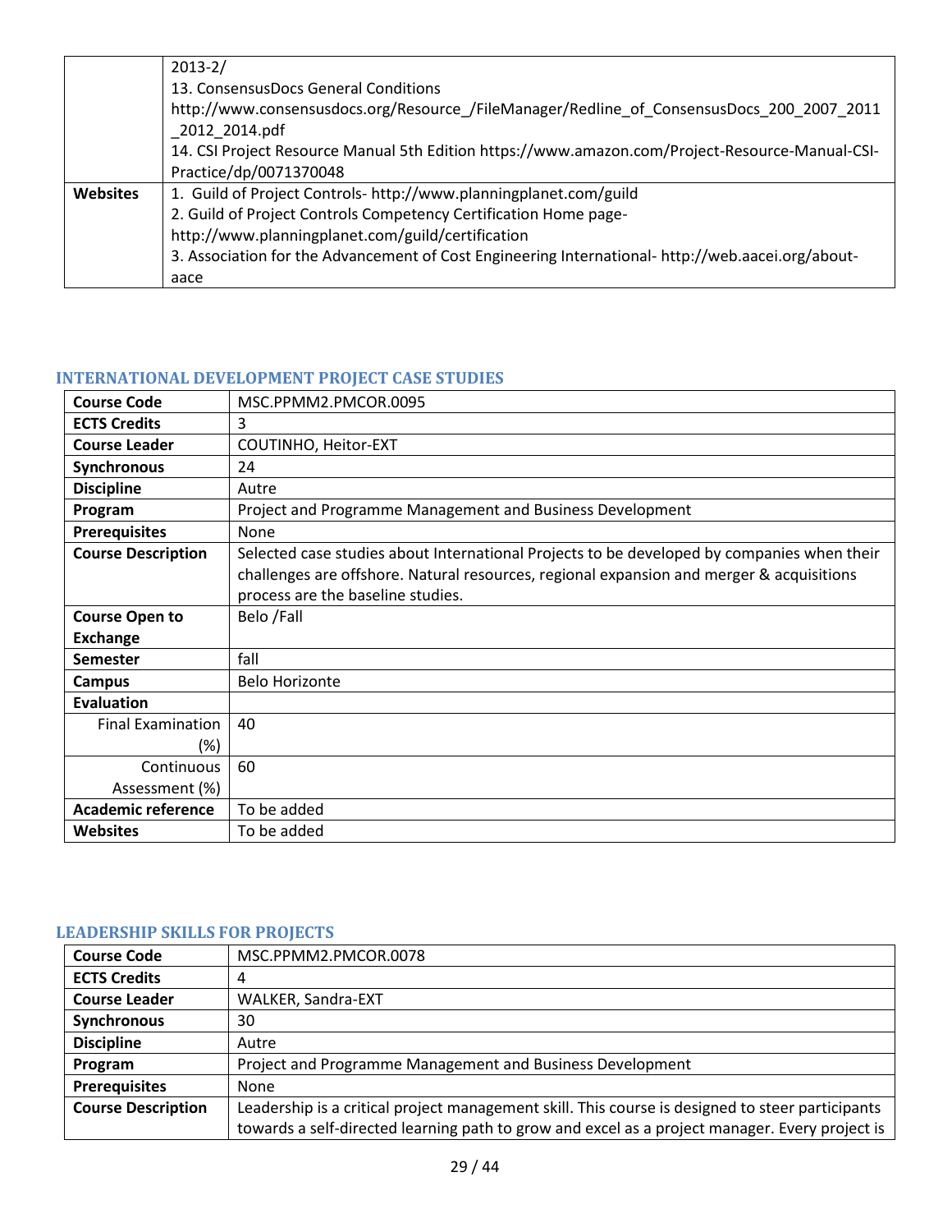| | |
|---|---|
| | 2013-2/<br>13. ConsensusDocs General Conditions http://www.consensusdocs.org/Resource_/FileManager/Redline_of_ConsensusDocs_200_2007_2011_2012_2014.pdf<br>14. CSI Project Resource Manual 5th Edition https://www.amazon.com/Project-Resource-Manual-CSI-Practice/dp/0071370048 |
| **Websites** | 1. Guild of Project Controls- http://www.planningplanet.com/guild<br>2. Guild of Project Controls Competency Certification Home page- http://www.planningplanet.com/guild/certification<br>3. Association for the Advancement of Cost Engineering International- http://web.aacei.org/about-aace |

### INTERNATIONAL DEVELOPMENT PROJECT CASE STUDIES

| | |
|---|---|
| **Course Code** | MSC.PPMM2.PMCOR.0095 |
| **ECTS Credits** | 3 |
| **Course Leader** | COUTINHO, Heitor-EXT |
| **Synchronous** | 24 |
| **Discipline** | Autre |
| **Program** | Project and Programme Management and Business Development |
| **Prerequisites** | None |
| **Course Description** | Selected case studies about International Projects to be developed by companies when their challenges are offshore. Natural resources, regional expansion and merger & acquisitions process are the baseline studies. |
| **Course Open to Exchange** | Belo /Fall |
| **Semester** | fall |
| **Campus** | Belo Horizonte |
| **Evaluation** | |
| Final Examination (%) | 40 |
| Continuous Assessment (%) | 60 |
| **Academic reference** | To be added |
| **Websites** | To be added |

### LEADERSHIP SKILLS FOR PROJECTS

| | |
|---|---|
| **Course Code** | MSC.PPMM2.PMCOR.0078 |
| **ECTS Credits** | 4 |
| **Course Leader** | WALKER, Sandra-EXT |
| **Synchronous** | 30 |
| **Discipline** | Autre |
| **Program** | Project and Programme Management and Business Development |
| **Prerequisites** | None |
| **Course Description** | Leadership is a critical project management skill. This course is designed to steer participants towards a self-directed learning path to grow and excel as a project manager. Every project is |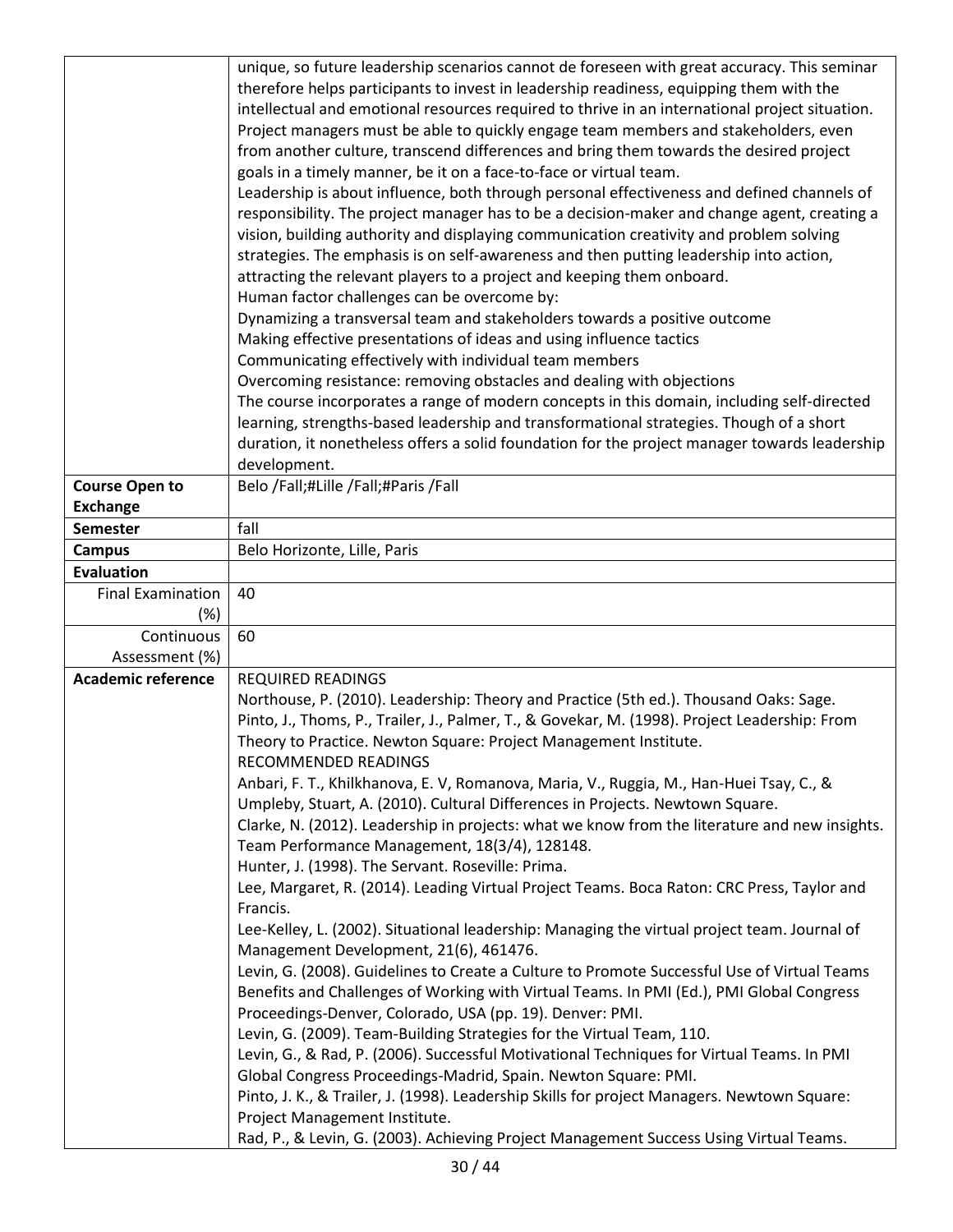| | |
|---|---|
| | unique, so future leadership scenarios cannot de foreseen with great accuracy. This seminar therefore helps participants to invest in leadership readiness, equipping them with the intellectual and emotional resources required to thrive in an international project situation. Project managers must be able to quickly engage team members and stakeholders, even from another culture, transcend differences and bring them towards the desired project goals in a timely manner, be it on a face-to-face or virtual team.<br>Leadership is about influence, both through personal effectiveness and defined channels of responsibility. The project manager has to be a decision-maker and change agent, creating a vision, building authority and displaying communication creativity and problem solving strategies. The emphasis is on self-awareness and then putting leadership into action, attracting the relevant players to a project and keeping them onboard.<br>Human factor challenges can be overcome by:<br>Dynamizing a transversal team and stakeholders towards a positive outcome<br>Making effective presentations of ideas and using influence tactics<br>Communicating effectively with individual team members<br>Overcoming resistance: removing obstacles and dealing with objections<br>The course incorporates a range of modern concepts in this domain, including self-directed learning, strengths-based leadership and transformational strategies. Though of a short duration, it nonetheless offers a solid foundation for the project manager towards leadership development. |
| **Course Open to Exchange** | Belo /Fall;#Lille /Fall;#Paris /Fall |
| **Semester** | fall |
| **Campus** | Belo Horizonte, Lille, Paris |
| **Evaluation** | |
| Final Examination (%) | 40 |
| Continuous Assessment (%) | 60 |
| **Academic reference** | REQUIRED READINGS<br>Northouse, P. (2010). Leadership: Theory and Practice (5th ed.). Thousand Oaks: Sage.<br>Pinto, J., Thoms, P., Trailer, J., Palmer, T., & Govekar, M. (1998). Project Leadership: From Theory to Practice. Newton Square: Project Management Institute.<br>RECOMMENDED READINGS<br>Anbari, F. T., Khilkhanova, E. V, Romanova, Maria, V., Ruggia, M., Han-Huei Tsay, C., & Umpleby, Stuart, A. (2010). Cultural Differences in Projects. Newtown Square.<br>Clarke, N. (2012). Leadership in projects: what we know from the literature and new insights. Team Performance Management, 18(3/4), 128148.<br>Hunter, J. (1998). The Servant. Roseville: Prima.<br>Lee, Margaret, R. (2014). Leading Virtual Project Teams. Boca Raton: CRC Press, Taylor and Francis.<br>Lee-Kelley, L. (2002). Situational leadership: Managing the virtual project team. Journal of Management Development, 21(6), 461476.<br>Levin, G. (2008). Guidelines to Create a Culture to Promote Successful Use of Virtual Teams Benefits and Challenges of Working with Virtual Teams. In PMI (Ed.), PMI Global Congress Proceedings-Denver, Colorado, USA (pp. 19). Denver: PMI.<br>Levin, G. (2009). Team-Building Strategies for the Virtual Team, 110.<br>Levin, G., & Rad, P. (2006). Successful Motivational Techniques for Virtual Teams. In PMI Global Congress Proceedings-Madrid, Spain. Newton Square: PMI.<br>Pinto, J. K., & Trailer, J. (1998). Leadership Skills for project Managers. Newtown Square: Project Management Institute.<br>Rad, P., & Levin, G. (2003). Achieving Project Management Success Using Virtual Teams. |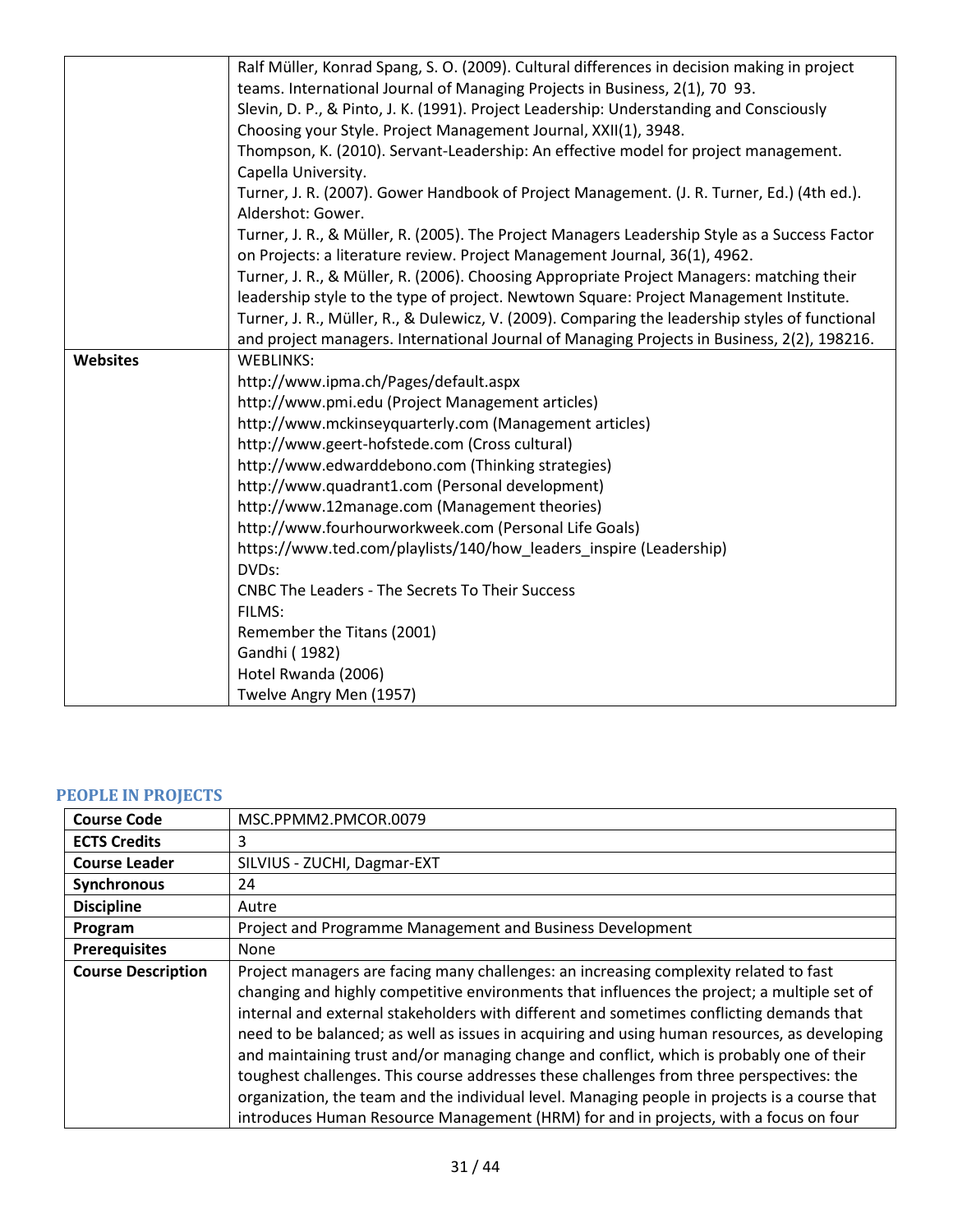| | |
|---|---|
| | Ralf Müller, Konrad Spang, S. O. (2009). Cultural differences in decision making in project teams. International Journal of Managing Projects in Business, 2(1), 70 93.<br>Slevin, D. P., & Pinto, J. K. (1991). Project Leadership: Understanding and Consciously Choosing your Style. Project Management Journal, XXII(1), 3948.<br>Thompson, K. (2010). Servant-Leadership: An effective model for project management. Capella University.<br>Turner, J. R. (2007). Gower Handbook of Project Management. (J. R. Turner, Ed.) (4th ed.). Aldershot: Gower.<br>Turner, J. R., & Müller, R. (2005). The Project Managers Leadership Style as a Success Factor on Projects: a literature review. Project Management Journal, 36(1), 4962.<br>Turner, J. R., & Müller, R. (2006). Choosing Appropriate Project Managers: matching their leadership style to the type of project. Newtown Square: Project Management Institute.<br>Turner, J. R., Müller, R., & Dulewicz, V. (2009). Comparing the leadership styles of functional and project managers. International Journal of Managing Projects in Business, 2(2), 198216. |
| **Websites** | WEBLINKS:<br>http://www.ipma.ch/Pages/default.aspx<br>http://www.pmi.edu (Project Management articles)<br>http://www.mckinseyquarterly.com (Management articles)<br>http://www.geert-hofstede.com (Cross cultural)<br>http://www.edwarddebono.com (Thinking strategies)<br>http://www.quadrant1.com (Personal development)<br>http://www.12manage.com (Management theories)<br>http://www.fourhourworkweek.com (Personal Life Goals)<br>https://www.ted.com/playlists/140/how_leaders_inspire (Leadership)<br>DVDs:<br>CNBC The Leaders - The Secrets To Their Success<br>FILMS:<br>Remember the Titans (2001)<br>Gandhi ( 1982)<br>Hotel Rwanda (2006)<br>Twelve Angry Men (1957) |

## PEOPLE IN PROJECTS

| | |
|---|---|
| **Course Code** | MSC.PPMM2.PMCOR.0079 |
| **ECTS Credits** | 3 |
| **Course Leader** | SILVIUS - ZUCHI, Dagmar-EXT |
| **Synchronous** | 24 |
| **Discipline** | Autre |
| **Program** | Project and Programme Management and Business Development |
| **Prerequisites** | None |
| **Course Description** | Project managers are facing many challenges: an increasing complexity related to fast changing and highly competitive environments that influences the project; a multiple set of internal and external stakeholders with different and sometimes conflicting demands that need to be balanced; as well as issues in acquiring and using human resources, as developing and maintaining trust and/or managing change and conflict, which is probably one of their toughest challenges. This course addresses these challenges from three perspectives: the organization, the team and the individual level. Managing people in projects is a course that introduces Human Resource Management (HRM) for and in projects, with a focus on four |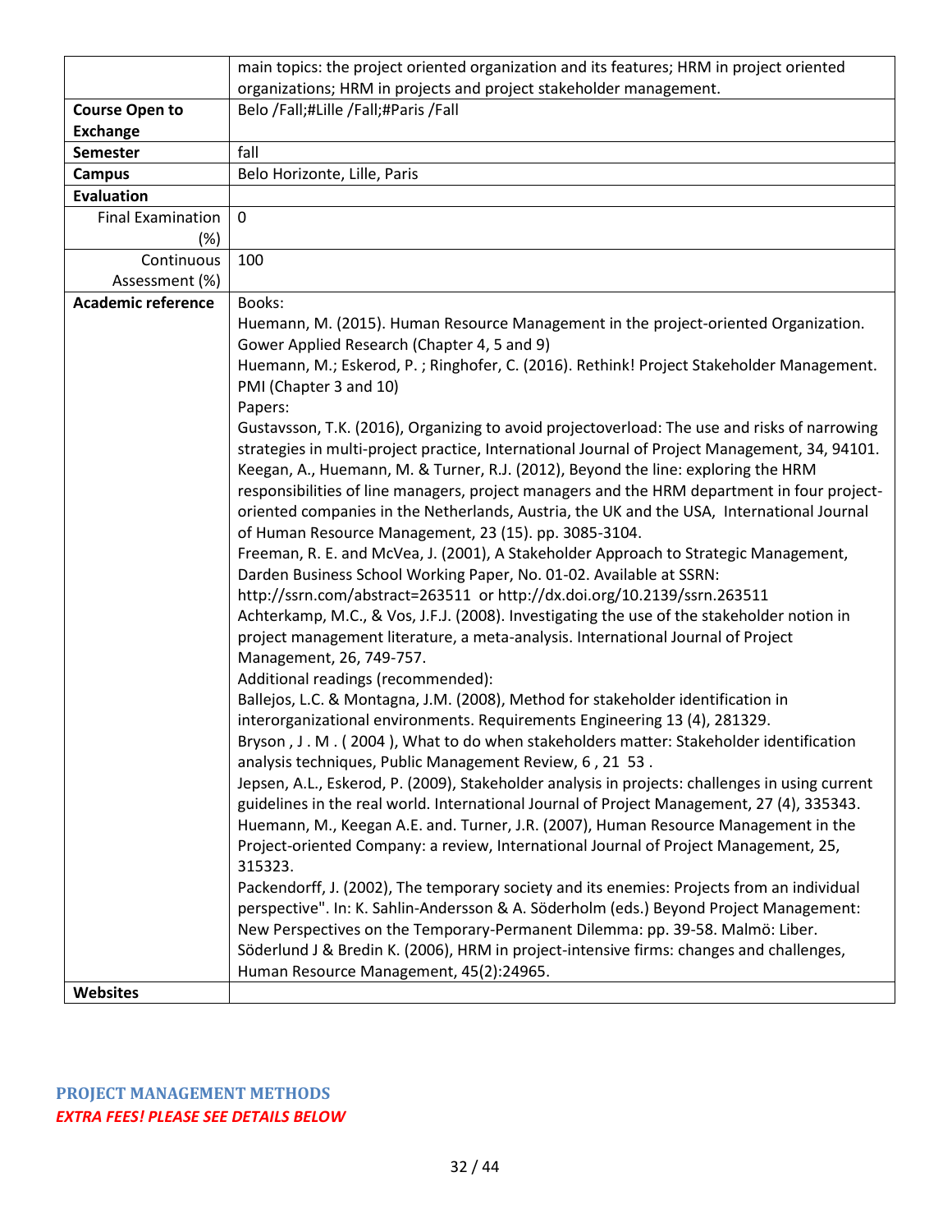| | |
|---|---|
| | main topics: the project oriented organization and its features; HRM in project oriented organizations; HRM in projects and project stakeholder management. |
| **Course Open to Exchange** | Belo /Fall;#Lille /Fall;#Paris /Fall |
| **Semester** | fall |
| **Campus** | Belo Horizonte, Lille, Paris |
| **Evaluation** | |
| Final Examination (%) | 0 |
| Continuous Assessment (%) | 100 |
| **Academic reference** | Books:<br>Huemann, M. (2015). Human Resource Management in the project-oriented Organization. Gower Applied Research (Chapter 4, 5 and 9)<br>Huemann, M.; Eskerod, P. ; Ringhofer, C. (2016). Rethink! Project Stakeholder Management. PMI (Chapter 3 and 10)<br>Papers:<br>Gustavsson, T.K. (2016), Organizing to avoid projectoverload: The use and risks of narrowing strategies in multi-project practice, International Journal of Project Management, 34, 94101.<br>Keegan, A., Huemann, M. & Turner, R.J. (2012), Beyond the line: exploring the HRM responsibilities of line managers, project managers and the HRM department in four project-oriented companies in the Netherlands, Austria, the UK and the USA, International Journal of Human Resource Management, 23 (15). pp. 3085-3104.<br>Freeman, R. E. and McVea, J. (2001), A Stakeholder Approach to Strategic Management, Darden Business School Working Paper, No. 01-02. Available at SSRN: http://ssrn.com/abstract=263511 or http://dx.doi.org/10.2139/ssrn.263511<br>Achterkamp, M.C., & Vos, J.F.J. (2008). Investigating the use of the stakeholder notion in project management literature, a meta-analysis. International Journal of Project Management, 26, 749-757.<br>Additional readings (recommended):<br>Ballejos, L.C. & Montagna, J.M. (2008), Method for stakeholder identification in interorganizational environments. Requirements Engineering 13 (4), 281329.<br>Bryson , J . M . ( 2004 ), What to do when stakeholders matter: Stakeholder identification analysis techniques, Public Management Review, 6 , 21 53 .<br>Jepsen, A.L., Eskerod, P. (2009), Stakeholder analysis in projects: challenges in using current guidelines in the real world. International Journal of Project Management, 27 (4), 335343.<br>Huemann, M., Keegan A.E. and. Turner, J.R. (2007), Human Resource Management in the Project-oriented Company: a review, International Journal of Project Management, 25, 315323.<br>Packendorff, J. (2002), The temporary society and its enemies: Projects from an individual perspective". In: K. Sahlin-Andersson & A. Söderholm (eds.) Beyond Project Management: New Perspectives on the Temporary-Permanent Dilemma: pp. 39-58. Malmö: Liber.<br>Söderlund J & Bredin K. (2006), HRM in project-intensive firms: changes and challenges, Human Resource Management, 45(2):24965. |
| **Websites** | |

## PROJECT MANAGEMENT METHODS

***EXTRA FEES! PLEASE SEE DETAILS BELOW***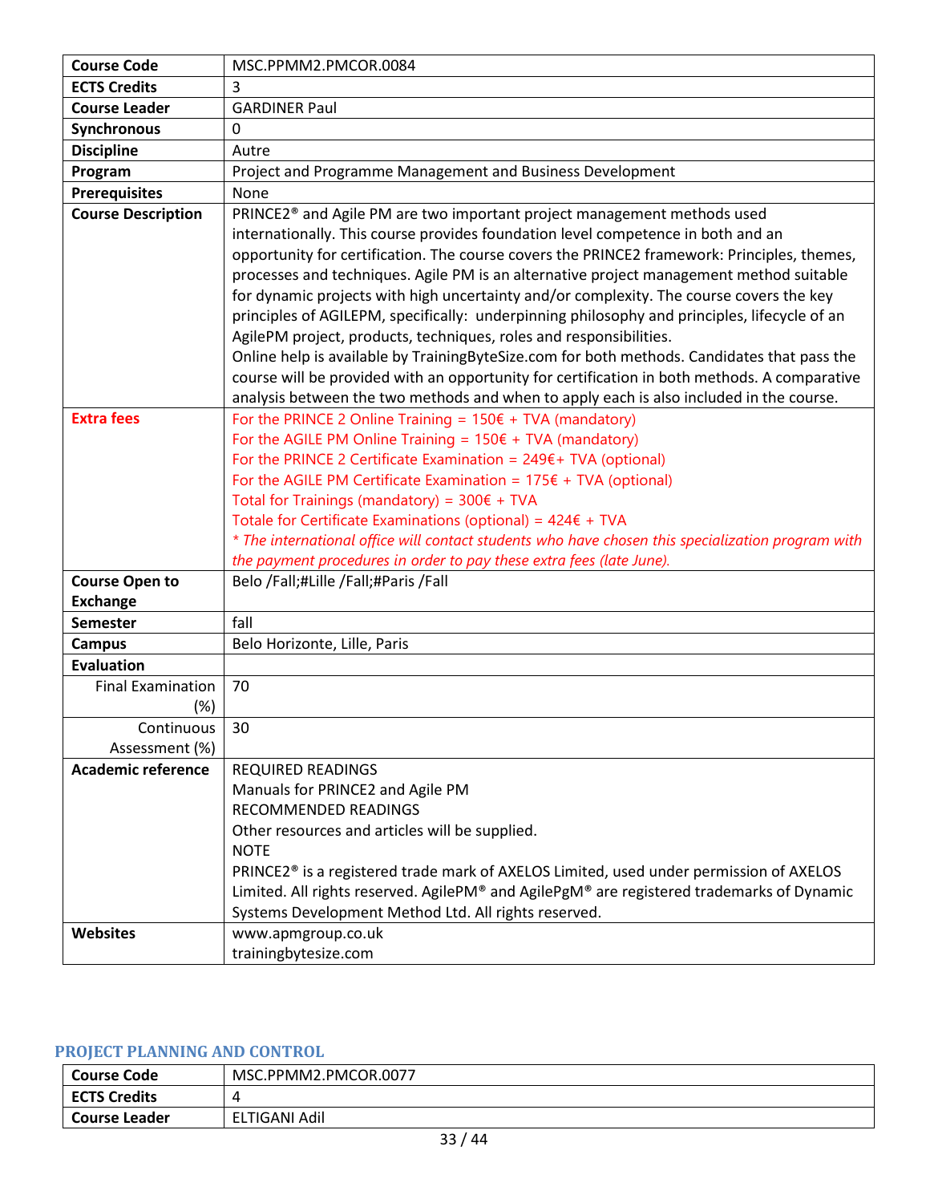| Course Code | MSC.PPMM2.PMCOR.0084 |
| --- | --- |
| ECTS Credits | 3 |
| Course Leader | GARDINER Paul |
| Synchronous | 0 |
| Discipline | Autre |
| Program | Project and Programme Management and Business Development |
| Prerequisites | None |
| Course Description | PRINCE2® and Agile PM are two important project management methods used internationally. This course provides foundation level competence in both and an opportunity for certification. The course covers the PRINCE2 framework: Principles, themes, processes and techniques. Agile PM is an alternative project management method suitable for dynamic projects with high uncertainty and/or complexity. The course covers the key principles of AGILEPM, specifically: underpinning philosophy and principles, lifecycle of an AgilePM project, products, techniques, roles and responsibilities.<br>Online help is available by TrainingByteSize.com for both methods. Candidates that pass the course will be provided with an opportunity for certification in both methods. A comparative analysis between the two methods and when to apply each is also included in the course. |
| Extra fees | For the PRINCE 2 Online Training = 150€ + TVA (mandatory)<br>For the AGILE PM Online Training = 150€ + TVA (mandatory)<br>For the PRINCE 2 Certificate Examination = 249€+ TVA (optional)<br>For the AGILE PM Certificate Examination = 175€ + TVA (optional)<br>Total for Trainings (mandatory) = 300€ + TVA<br>Totale for Certificate Examinations (optional) = 424€ + TVA<br>*\* The international office will contact students who have chosen this specialization program with the payment procedures in order to pay these extra fees (late June).* |
| Course Open to Exchange | Belo /Fall;#Lille /Fall;#Paris /Fall |
| Semester | fall |
| Campus | Belo Horizonte, Lille, Paris |
| Evaluation | |
| Final Examination (%) | 70 |
| Continuous Assessment (%) | 30 |
| Academic reference | REQUIRED READINGS<br>Manuals for PRINCE2 and Agile PM<br>RECOMMENDED READINGS<br>Other resources and articles will be supplied.<br>NOTE<br>PRINCE2® is a registered trade mark of AXELOS Limited, used under permission of AXELOS Limited. All rights reserved. AgilePM® and AgilePgM® are registered trademarks of Dynamic Systems Development Method Ltd. All rights reserved. |
| Websites | www.apmgroup.co.uk<br>trainingbytesize.com |

## PROJECT PLANNING AND CONTROL

| Course Code | MSC.PPMM2.PMCOR.0077 |
| --- | --- |
| ECTS Credits | 4 |
| Course Leader | ELTIGANI Adil |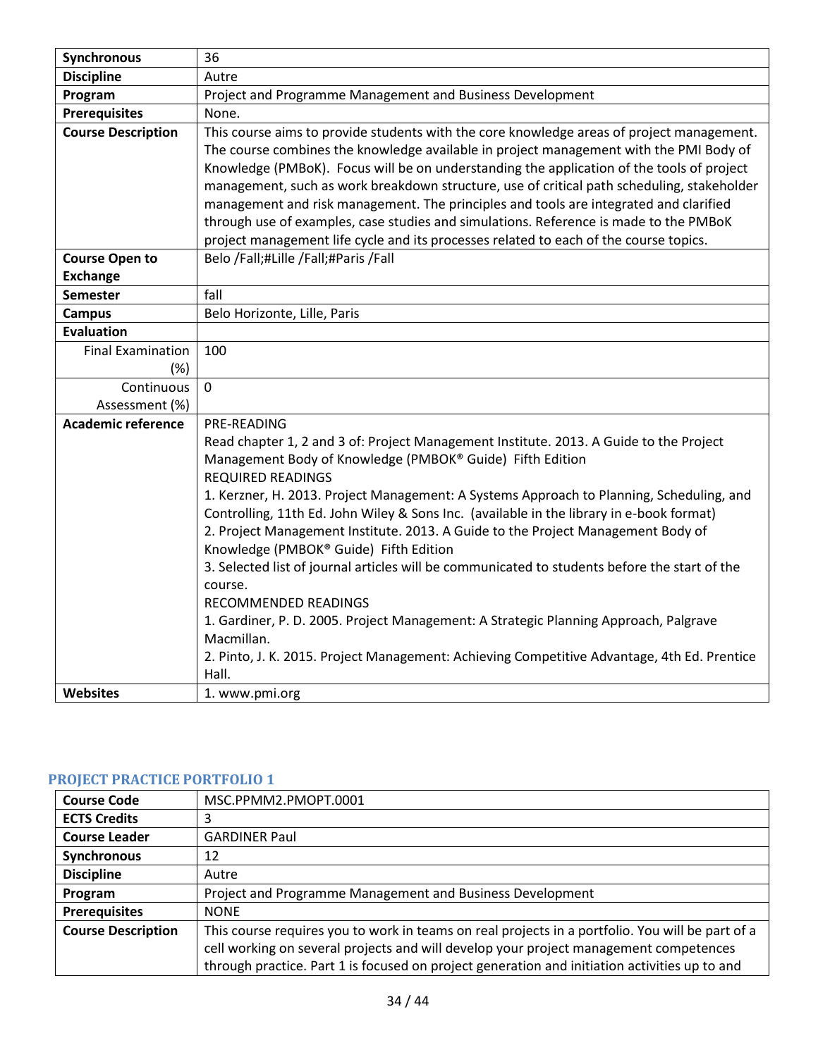| | |
|---|---|
| **Synchronous** | 36 |
| **Discipline** | Autre |
| **Program** | Project and Programme Management and Business Development |
| **Prerequisites** | None. |
| **Course Description** | This course aims to provide students with the core knowledge areas of project management. The course combines the knowledge available in project management with the PMI Body of Knowledge (PMBoK). Focus will be on understanding the application of the tools of project management, such as work breakdown structure, use of critical path scheduling, stakeholder management and risk management. The principles and tools are integrated and clarified through use of examples, case studies and simulations. Reference is made to the PMBoK project management life cycle and its processes related to each of the course topics. |
| **Course Open to Exchange** | Belo /Fall;#Lille /Fall;#Paris /Fall |
| **Semester** | fall |
| **Campus** | Belo Horizonte, Lille, Paris |
| **Evaluation** | |
| Final Examination (%) | 100 |
| Continuous Assessment (%) | 0 |
| **Academic reference** | PRE-READING<br>Read chapter 1, 2 and 3 of: Project Management Institute. 2013. A Guide to the Project Management Body of Knowledge (PMBOK® Guide) Fifth Edition<br>REQUIRED READINGS<br>1. Kerzner, H. 2013. Project Management: A Systems Approach to Planning, Scheduling, and Controlling, 11th Ed. John Wiley & Sons Inc. (available in the library in e-book format)<br>2. Project Management Institute. 2013. A Guide to the Project Management Body of Knowledge (PMBOK® Guide) Fifth Edition<br>3. Selected list of journal articles will be communicated to students before the start of the course.<br>RECOMMENDED READINGS<br>1. Gardiner, P. D. 2005. Project Management: A Strategic Planning Approach, Palgrave Macmillan.<br>2. Pinto, J. K. 2015. Project Management: Achieving Competitive Advantage, 4th Ed. Prentice Hall. |
| **Websites** | 1. www.pmi.org |

### PROJECT PRACTICE PORTFOLIO 1

| | |
|---|---|
| **Course Code** | MSC.PPMM2.PMOPT.0001 |
| **ECTS Credits** | 3 |
| **Course Leader** | GARDINER Paul |
| **Synchronous** | 12 |
| **Discipline** | Autre |
| **Program** | Project and Programme Management and Business Development |
| **Prerequisites** | NONE |
| **Course Description** | This course requires you to work in teams on real projects in a portfolio. You will be part of a cell working on several projects and will develop your project management competences through practice. Part 1 is focused on project generation and initiation activities up to and |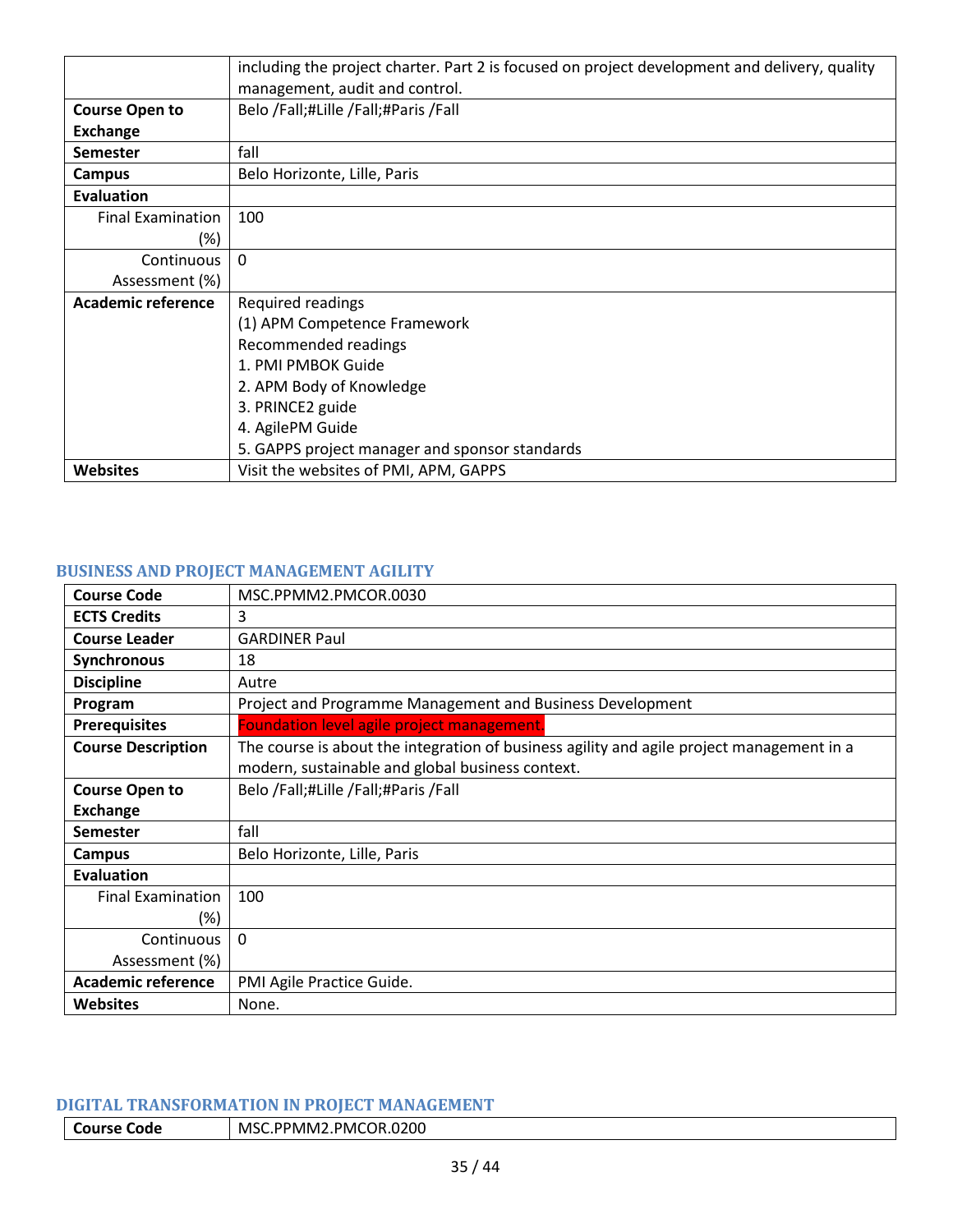| | |
|---|---|
| | including the project charter. Part 2 is focused on project development and delivery, quality management, audit and control. |
| **Course Open to Exchange** | Belo /Fall;#Lille /Fall;#Paris /Fall |
| **Semester** | fall |
| **Campus** | Belo Horizonte, Lille, Paris |
| **Evaluation** | |
| Final Examination (%) | 100 |
| Continuous Assessment (%) | 0 |
| **Academic reference** | Required readings<br>(1) APM Competence Framework<br>Recommended readings<br>1. PMI PMBOK Guide<br>2. APM Body of Knowledge<br>3. PRINCE2 guide<br>4. AgilePM Guide<br>5. GAPPS project manager and sponsor standards |
| **Websites** | Visit the websites of PMI, APM, GAPPS |

## BUSINESS AND PROJECT MANAGEMENT AGILITY

| | |
|---|---|
| **Course Code** | MSC.PPMM2.PMCOR.0030 |
| **ECTS Credits** | 3 |
| **Course Leader** | GARDINER Paul |
| **Synchronous** | 18 |
| **Discipline** | Autre |
| **Program** | Project and Programme Management and Business Development |
| **Prerequisites** | Foundation level agile project management. |
| **Course Description** | The course is about the integration of business agility and agile project management in a modern, sustainable and global business context. |
| **Course Open to Exchange** | Belo /Fall;#Lille /Fall;#Paris /Fall |
| **Semester** | fall |
| **Campus** | Belo Horizonte, Lille, Paris |
| **Evaluation** | |
| Final Examination (%) | 100 |
| Continuous Assessment (%) | 0 |
| **Academic reference** | PMI Agile Practice Guide. |
| **Websites** | None. |

## DIGITAL TRANSFORMATION IN PROJECT MANAGEMENT

| | |
|---|---|
| **Course Code** | MSC.PPMM2.PMCOR.0200 |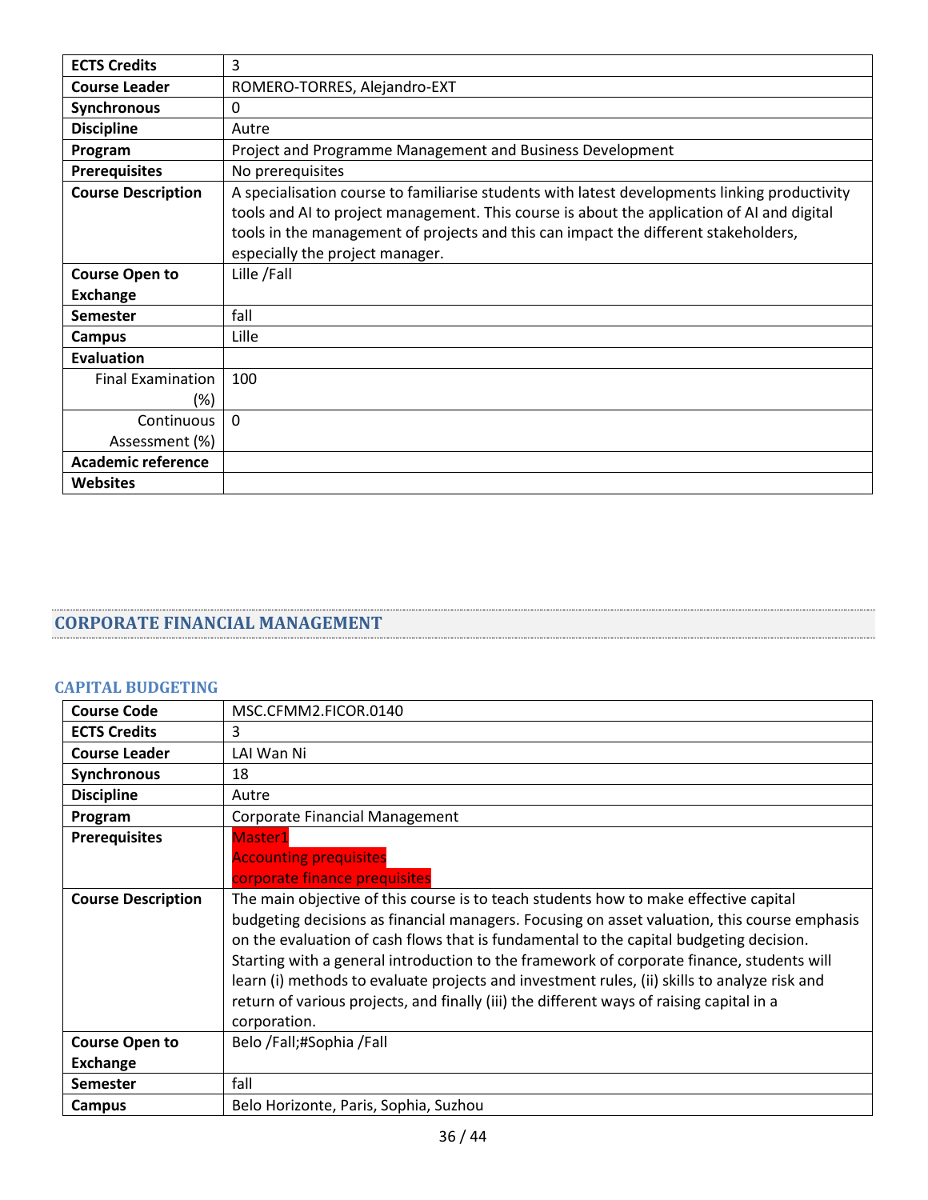| | |
|---|---|
| **ECTS Credits** | 3 |
| **Course Leader** | ROMERO-TORRES, Alejandro-EXT |
| **Synchronous** | 0 |
| **Discipline** | Autre |
| **Program** | Project and Programme Management and Business Development |
| **Prerequisites** | No prerequisites |
| **Course Description** | A specialisation course to familiarise students with latest developments linking productivity tools and AI to project management. This course is about the application of AI and digital tools in the management of projects and this can impact the different stakeholders, especially the project manager. |
| **Course Open to Exchange** | Lille /Fall |
| **Semester** | fall |
| **Campus** | Lille |
| **Evaluation** | |
| Final Examination (%) | 100 |
| Continuous Assessment (%) | 0 |
| **Academic reference** | |
| **Websites** | |

## CORPORATE FINANCIAL MANAGEMENT

### CAPITAL BUDGETING

| | |
|---|---|
| **Course Code** | MSC.CFMM2.FICOR.0140 |
| **ECTS Credits** | 3 |
| **Course Leader** | LAI Wan Ni |
| **Synchronous** | 18 |
| **Discipline** | Autre |
| **Program** | Corporate Financial Management |
| **Prerequisites** | Master1<br>Accounting prequisites<br>corporate finance prequisites |
| **Course Description** | The main objective of this course is to teach students how to make effective capital budgeting decisions as financial managers. Focusing on asset valuation, this course emphasis on the evaluation of cash flows that is fundamental to the capital budgeting decision. Starting with a general introduction to the framework of corporate finance, students will learn (i) methods to evaluate projects and investment rules, (ii) skills to analyze risk and return of various projects, and finally (iii) the different ways of raising capital in a corporation. |
| **Course Open to Exchange** | Belo /Fall;#Sophia /Fall |
| **Semester** | fall |
| **Campus** | Belo Horizonte, Paris, Sophia, Suzhou |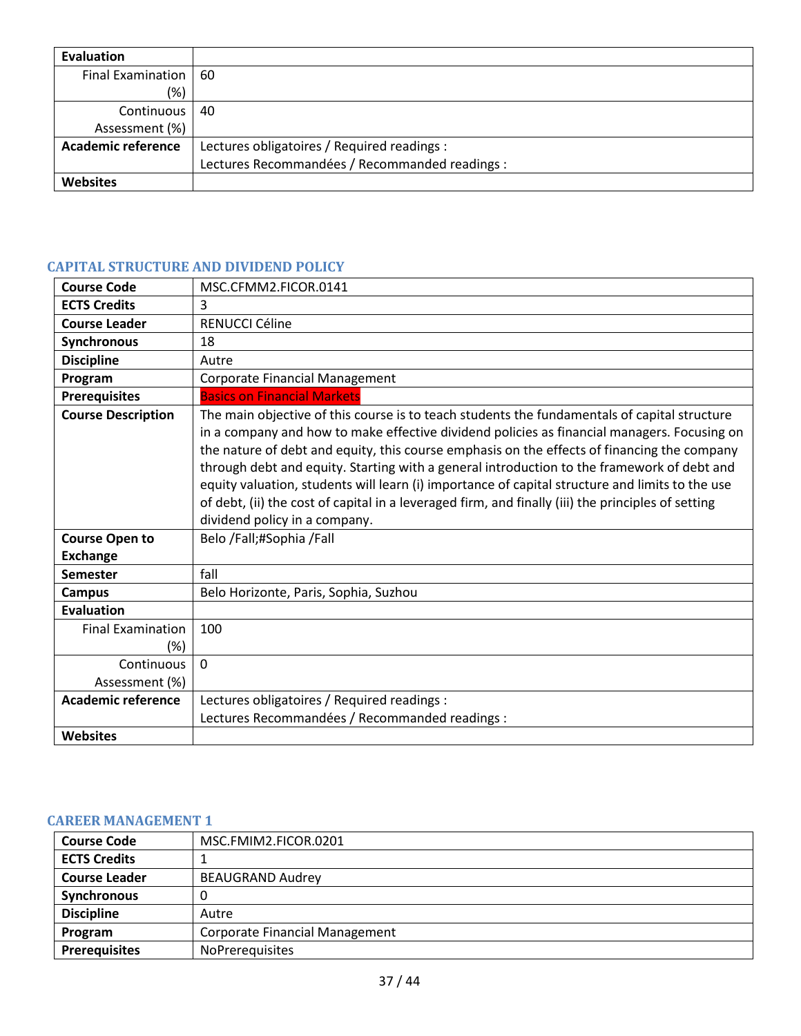| Evaluation | |
|---|---|
| Final Examination (%) | 60 |
| Continuous Assessment (%) | 40 |
| Academic reference | Lectures obligatoires / Required readings :<br>Lectures Recommandées / Recommanded readings : |
| Websites | |

### CAPITAL STRUCTURE AND DIVIDEND POLICY

| Course Code | MSC.CFMM2.FICOR.0141 |
|---|---|
| ECTS Credits | 3 |
| Course Leader | RENUCCI Céline |
| Synchronous | 18 |
| Discipline | Autre |
| Program | Corporate Financial Management |
| Prerequisites | Basics on Financial Markets |
| Course Description | The main objective of this course is to teach students the fundamentals of capital structure in a company and how to make effective dividend policies as financial managers. Focusing on the nature of debt and equity, this course emphasis on the effects of financing the company through debt and equity. Starting with a general introduction to the framework of debt and equity valuation, students will learn (i) importance of capital structure and limits to the use of debt, (ii) the cost of capital in a leveraged firm, and finally (iii) the principles of setting dividend policy in a company. |
| Course Open to Exchange | Belo /Fall;#Sophia /Fall |
| Semester | fall |
| Campus | Belo Horizonte, Paris, Sophia, Suzhou |
| Evaluation | |
| Final Examination (%) | 100 |
| Continuous Assessment (%) | 0 |
| Academic reference | Lectures obligatoires / Required readings :<br>Lectures Recommandées / Recommanded readings : |
| Websites | |

### CAREER MANAGEMENT 1

| Course Code | MSC.FMIM2.FICOR.0201 |
|---|---|
| ECTS Credits | 1 |
| Course Leader | BEAUGRAND Audrey |
| Synchronous | 0 |
| Discipline | Autre |
| Program | Corporate Financial Management |
| Prerequisites | NoPrerequisites |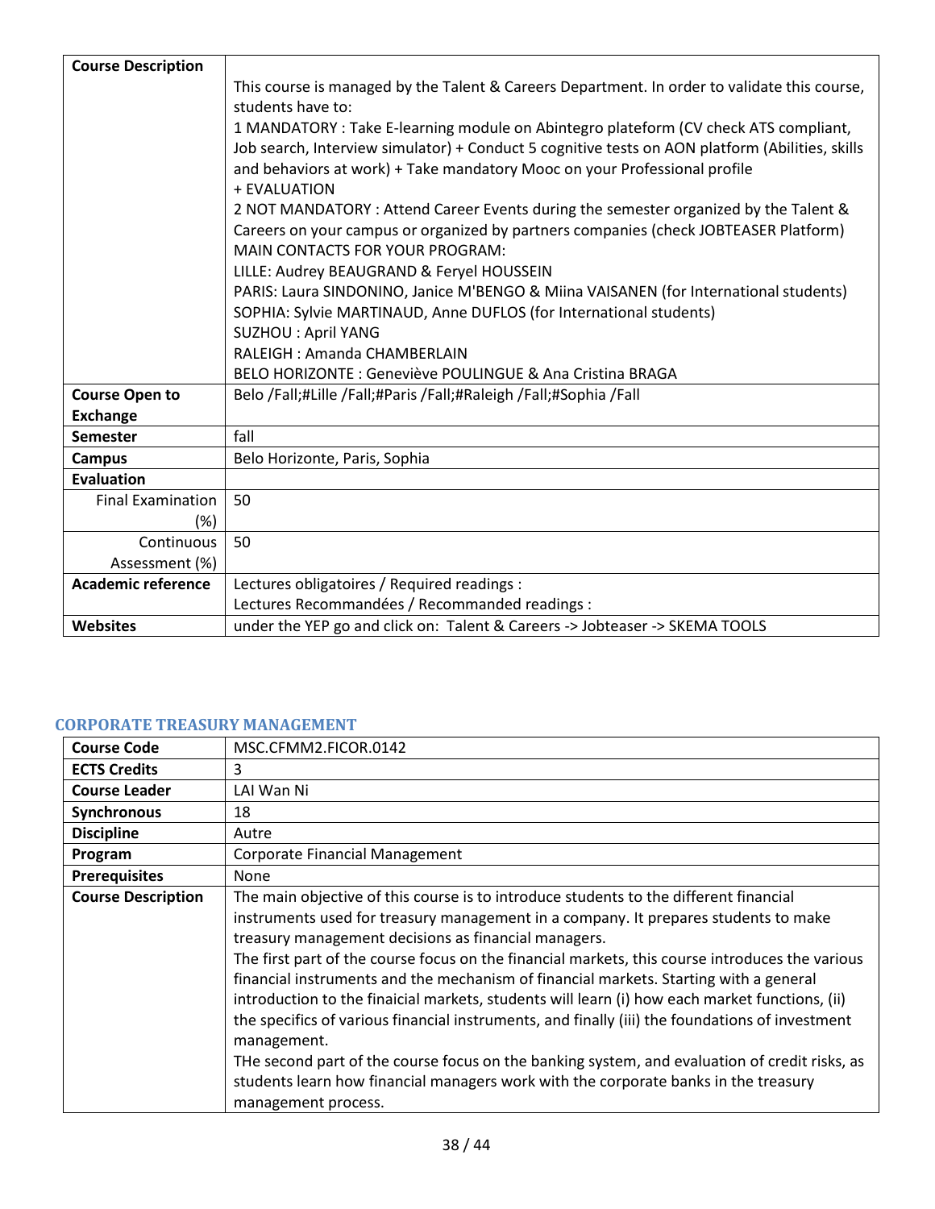| Course Description | This course is managed by the Talent & Careers Department. In order to validate this course, students have to:<br>1 MANDATORY : Take E-learning module on Abintegro plateform (CV check ATS compliant, Job search, Interview simulator) + Conduct 5 cognitive tests on AON platform (Abilities, skills and behaviors at work) + Take mandatory Mooc on your Professional profile<br>+ EVALUATION<br>2 NOT MANDATORY : Attend Career Events during the semester organized by the Talent & Careers on your campus or organized by partners companies (check JOBTEASER Platform)<br>MAIN CONTACTS FOR YOUR PROGRAM:<br>LILLE: Audrey BEAUGRAND & Feryel HOUSSEIN<br>PARIS: Laura SINDONINO, Janice M'BENGO & Miina VAISANEN (for International students)<br>SOPHIA: Sylvie MARTINAUD, Anne DUFLOS (for International students)<br>SUZHOU : April YANG<br>RALEIGH : Amanda CHAMBERLAIN<br>BELO HORIZONTE : Geneviève POULINGUE & Ana Cristina BRAGA |
|---|---|
| **Course Open to Exchange** | Belo /Fall;#Lille /Fall;#Paris /Fall;#Raleigh /Fall;#Sophia /Fall |
| **Semester** | fall |
| **Campus** | Belo Horizonte, Paris, Sophia |
| **Evaluation** | |
| Final Examination (%) | 50 |
| Continuous Assessment (%) | 50 |
| **Academic reference** | Lectures obligatoires / Required readings :<br>Lectures Recommandées / Recommanded readings : |
| **Websites** | under the YEP go and click on: Talent & Careers -> Jobteaser -> SKEMA TOOLS |

### CORPORATE TREASURY MANAGEMENT

| Course Code | MSC.CFMM2.FICOR.0142 |
|---|---|
| **ECTS Credits** | 3 |
| **Course Leader** | LAI Wan Ni |
| **Synchronous** | 18 |
| **Discipline** | Autre |
| **Program** | Corporate Financial Management |
| **Prerequisites** | None |
| **Course Description** | The main objective of this course is to introduce students to the different financial instruments used for treasury management in a company. It prepares students to make treasury management decisions as financial managers.<br>The first part of the course focus on the financial markets, this course introduces the various financial instruments and the mechanism of financial markets. Starting with a general introduction to the finaicial markets, students will learn (i) how each market functions, (ii) the specifics of various financial instruments, and finally (iii) the foundations of investment management.<br>THe second part of the course focus on the banking system, and evaluation of credit risks, as students learn how financial managers work with the corporate banks in the treasury management process. |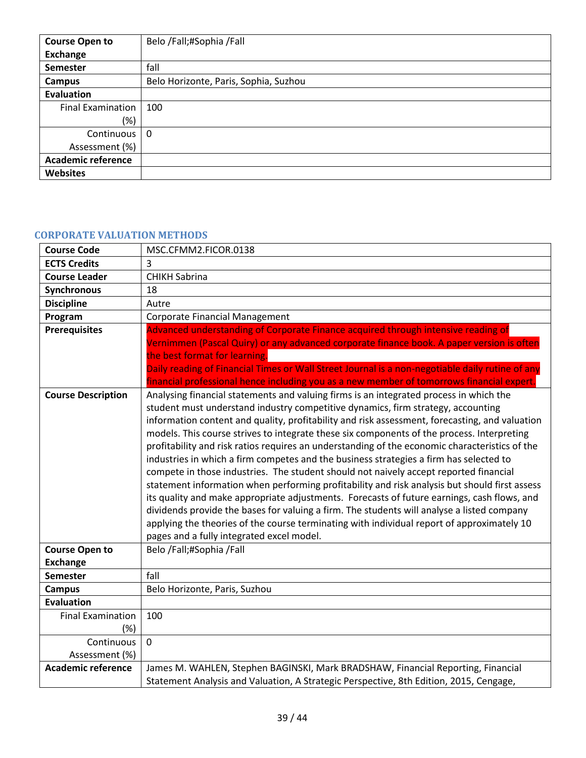| Course Open to Exchange | Belo /Fall;#Sophia /Fall |
|---|---|
| Semester | fall |
| Campus | Belo Horizonte, Paris, Sophia, Suzhou |
| Evaluation | |
| Final Examination (%) | 100 |
| Continuous Assessment (%) | 0 |
| Academic reference | |
| Websites | |

### CORPORATE VALUATION METHODS

| Course Code | MSC.CFMM2.FICOR.0138 |
|---|---|
| ECTS Credits | 3 |
| Course Leader | CHIKH Sabrina |
| Synchronous | 18 |
| Discipline | Autre |
| Program | Corporate Financial Management |
| Prerequisites | Advanced understanding of Corporate Finance acquired through intensive reading of Vernimmen (Pascal Quiry) or any advanced corporate finance book. A paper version is often the best format for learning.<br>Daily reading of Financial Times or Wall Street Journal is a non-negotiable daily rutine of any financial professional hence including you as a new member of tomorrows financial expert. |
| Course Description | Analysing financial statements and valuing firms is an integrated process in which the student must understand industry competitive dynamics, firm strategy, accounting information content and quality, profitability and risk assessment, forecasting, and valuation models. This course strives to integrate these six components of the process. Interpreting profitability and risk ratios requires an understanding of the economic characteristics of the industries in which a firm competes and the business strategies a firm has selected to compete in those industries. The student should not naively accept reported financial statement information when performing profitability and risk analysis but should first assess its quality and make appropriate adjustments. Forecasts of future earnings, cash flows, and dividends provide the bases for valuing a firm. The students will analyse a listed company applying the theories of the course terminating with individual report of approximately 10 pages and a fully integrated excel model. |
| Course Open to Exchange | Belo /Fall;#Sophia /Fall |
| Semester | fall |
| Campus | Belo Horizonte, Paris, Suzhou |
| Evaluation | |
| Final Examination (%) | 100 |
| Continuous Assessment (%) | 0 |
| Academic reference | James M. WAHLEN, Stephen BAGINSKI, Mark BRADSHAW, Financial Reporting, Financial Statement Analysis and Valuation, A Strategic Perspective, 8th Edition, 2015, Cengage, |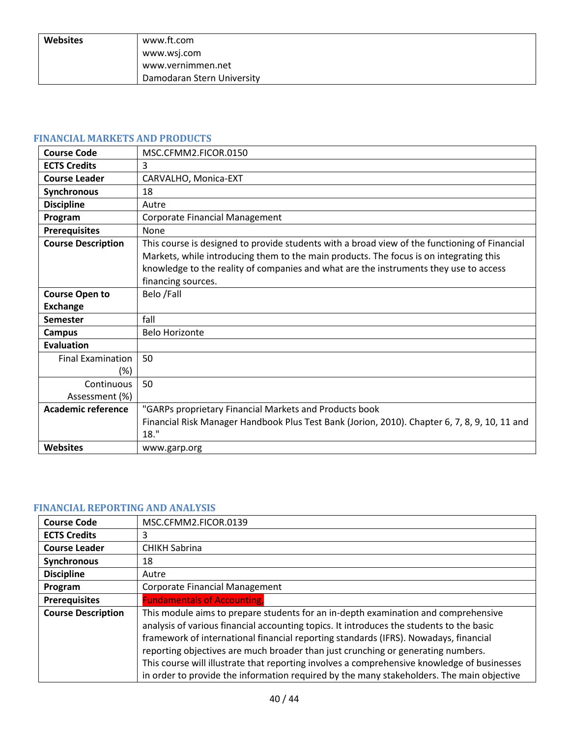| Websites | www.ft.com<br>www.wsj.com<br>www.vernimmen.net<br>Damodaran Stern University |
|---|---|

## FINANCIAL MARKETS AND PRODUCTS

| Course Code | MSC.CFMM2.FICOR.0150 |
|---|---|
| ECTS Credits | 3 |
| Course Leader | CARVALHO, Monica-EXT |
| Synchronous | 18 |
| Discipline | Autre |
| Program | Corporate Financial Management |
| Prerequisites | None |
| Course Description | This course is designed to provide students with a broad view of the functioning of Financial Markets, while introducing them to the main products. The focus is on integrating this knowledge to the reality of companies and what are the instruments they use to access financing sources. |
| Course Open to Exchange | Belo /Fall |
| Semester | fall |
| Campus | Belo Horizonte |
| Evaluation | |
| Final Examination (%) | 50 |
| Continuous Assessment (%) | 50 |
| Academic reference | "GARPs proprietary Financial Markets and Products book<br>Financial Risk Manager Handbook Plus Test Bank (Jorion, 2010). Chapter 6, 7, 8, 9, 10, 11 and 18." |
| Websites | www.garp.org |

## FINANCIAL REPORTING AND ANALYSIS

| Course Code | MSC.CFMM2.FICOR.0139 |
|---|---|
| ECTS Credits | 3 |
| Course Leader | CHIKH Sabrina |
| Synchronous | 18 |
| Discipline | Autre |
| Program | Corporate Financial Management |
| Prerequisites | Fundamentals of Accounting, |
| Course Description | This module aims to prepare students for an in-depth examination and comprehensive analysis of various financial accounting topics. It introduces the students to the basic framework of international financial reporting standards (IFRS). Nowadays, financial reporting objectives are much broader than just crunching or generating numbers.<br>This course will illustrate that reporting involves a comprehensive knowledge of businesses in order to provide the information required by the many stakeholders. The main objective |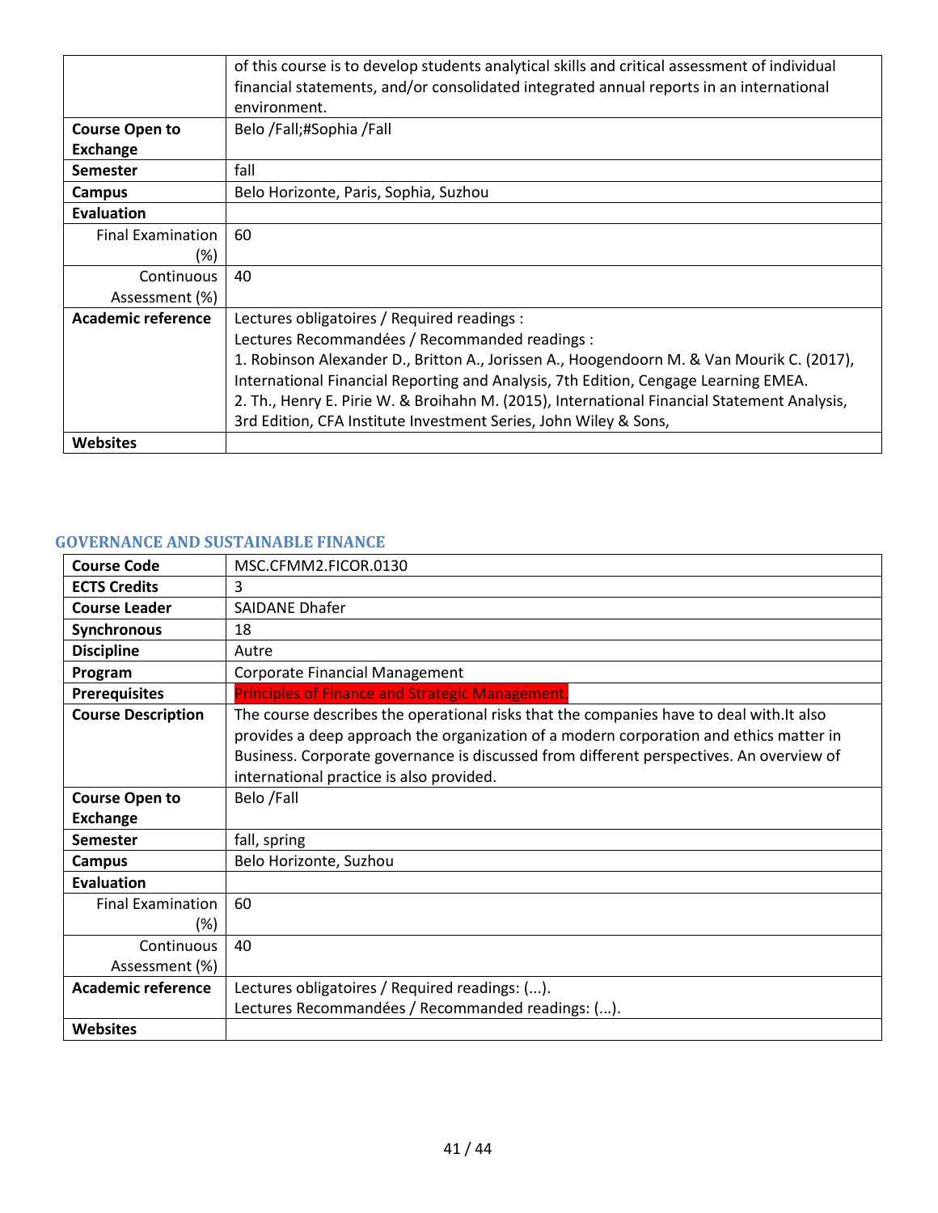|  | of this course is to develop students analytical skills and critical assessment of individual financial statements, and/or consolidated integrated annual reports in an international environment. |
|---|---|
| **Course Open to Exchange** | Belo /Fall;#Sophia /Fall |
| **Semester** | fall |
| **Campus** | Belo Horizonte, Paris, Sophia, Suzhou |
| **Evaluation** |  |
| Final Examination (%) | 60 |
| Continuous Assessment (%) | 40 |
| **Academic reference** | Lectures obligatoires / Required readings :<br>Lectures Recommandées / Recommanded readings :<br>1. Robinson Alexander D., Britton A., Jorissen A., Hoogendoorn M. & Van Mourik C. (2017), International Financial Reporting and Analysis, 7th Edition, Cengage Learning EMEA.<br>2. Th., Henry E. Pirie W. & Broihahn M. (2015), International Financial Statement Analysis, 3rd Edition, CFA Institute Investment Series, John Wiley & Sons, |
| **Websites** |  |

## GOVERNANCE AND SUSTAINABLE FINANCE

| **Course Code** | MSC.CFMM2.FICOR.0130 |
|---|---|
| **ECTS Credits** | 3 |
| **Course Leader** | SAIDANE Dhafer |
| **Synchronous** | 18 |
| **Discipline** | Autre |
| **Program** | Corporate Financial Management |
| **Prerequisites** | Principles of Finance and Strategic Management. |
| **Course Description** | The course describes the operational risks that the companies have to deal with.It also provides a deep approach the organization of a modern corporation and ethics matter in Business. Corporate governance is discussed from different perspectives. An overview of international practice is also provided. |
| **Course Open to Exchange** | Belo /Fall |
| **Semester** | fall, spring |
| **Campus** | Belo Horizonte, Suzhou |
| **Evaluation** |  |
| Final Examination (%) | 60 |
| Continuous Assessment (%) | 40 |
| **Academic reference** | Lectures obligatoires / Required readings: (...).<br>Lectures Recommandées / Recommanded readings: (...). |
| **Websites** |  |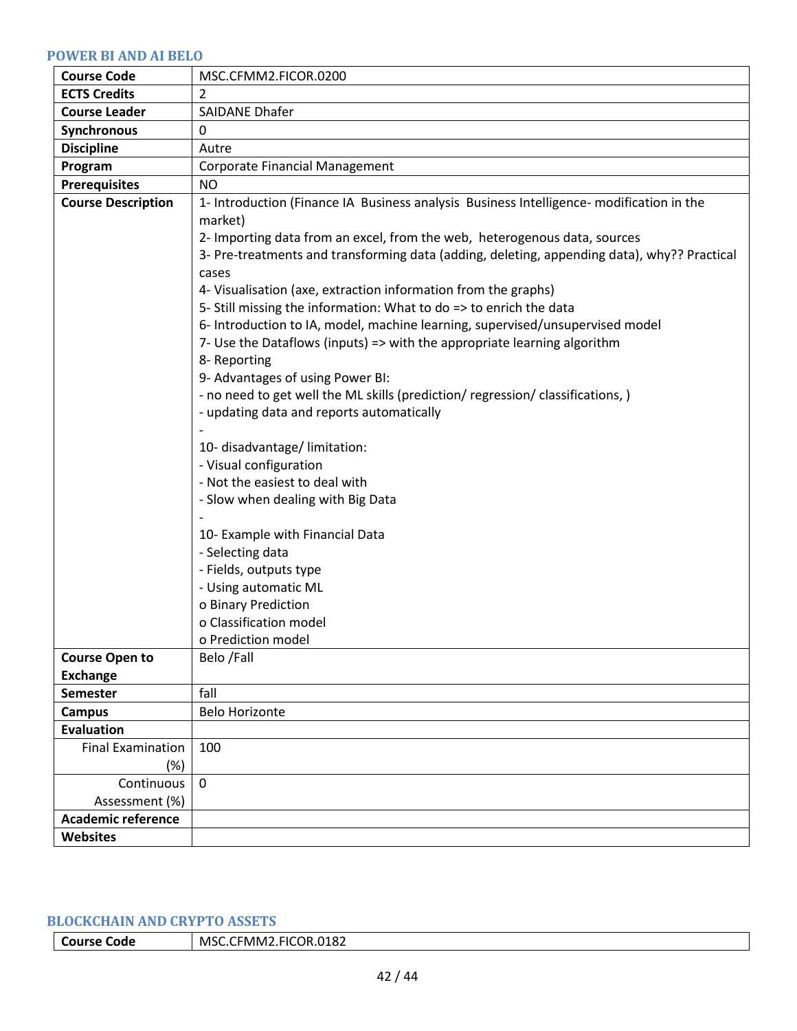## POWER BI AND AI BELO

| Course Code | MSC.CFMM2.FICOR.0200 |
|---|---|
| ECTS Credits | 2 |
| Course Leader | SAIDANE Dhafer |
| Synchronous | 0 |
| Discipline | Autre |
| Program | Corporate Financial Management |
| Prerequisites | NO |
| Course Description | 1- Introduction (Finance IA Business analysis Business Intelligence- modification in the market)<br>2- Importing data from an excel, from the web, heterogenous data, sources<br>3- Pre-treatments and transforming data (adding, deleting, appending data), why?? Practical cases<br>4- Visualisation (axe, extraction information from the graphs)<br>5- Still missing the information: What to do => to enrich the data<br>6- Introduction to IA, model, machine learning, supervised/unsupervised model<br>7- Use the Dataflows (inputs) => with the appropriate learning algorithm<br>8- Reporting<br>9- Advantages of using Power BI:<br>- no need to get well the ML skills (prediction/ regression/ classifications, )<br>- updating data and reports automatically<br>-<br>10- disadvantage/ limitation:<br>- Visual configuration<br>- Not the easiest to deal with<br>- Slow when dealing with Big Data<br>-<br>10- Example with Financial Data<br>- Selecting data<br>- Fields, outputs type<br>- Using automatic ML<br>o Binary Prediction<br>o Classification model<br>o Prediction model |
| Course Open to Exchange | Belo /Fall |
| Semester | fall |
| Campus | Belo Horizonte |
| Evaluation | |
| Final Examination (%) | 100 |
| Continuous Assessment (%) | 0 |
| Academic reference | |
| Websites | |

## BLOCKCHAIN AND CRYPTO ASSETS

| Course Code | MSC.CFMM2.FICOR.0182 |
|---|---|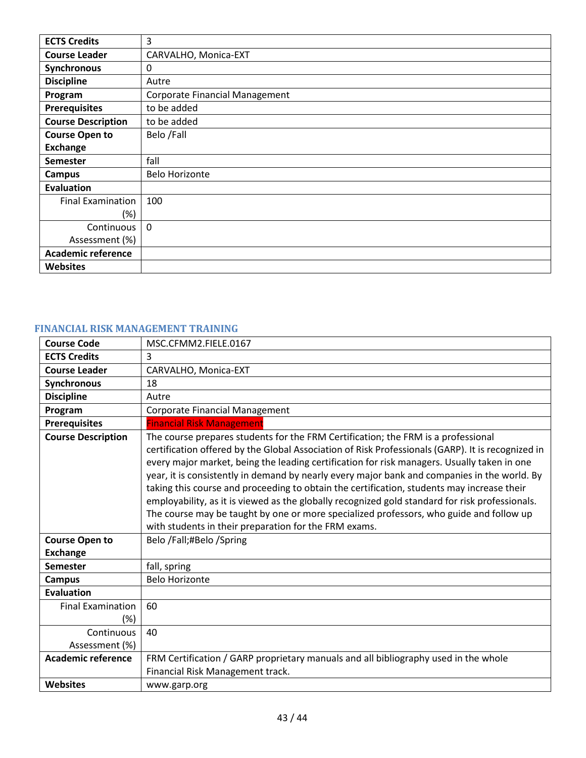| | |
|---|---|
| **ECTS Credits** | 3 |
| **Course Leader** | CARVALHO, Monica-EXT |
| **Synchronous** | 0 |
| **Discipline** | Autre |
| **Program** | Corporate Financial Management |
| **Prerequisites** | to be added |
| **Course Description** | to be added |
| **Course Open to Exchange** | Belo /Fall |
| **Semester** | fall |
| **Campus** | Belo Horizonte |
| **Evaluation** | |
| Final Examination (%) | 100 |
| Continuous Assessment (%) | 0 |
| **Academic reference** | |
| **Websites** | |

### FINANCIAL RISK MANAGEMENT TRAINING

| | |
|---|---|
| **Course Code** | MSC.CFMM2.FIELE.0167 |
| **ECTS Credits** | 3 |
| **Course Leader** | CARVALHO, Monica-EXT |
| **Synchronous** | 18 |
| **Discipline** | Autre |
| **Program** | Corporate Financial Management |
| **Prerequisites** | Financial Risk Management |
| **Course Description** | The course prepares students for the FRM Certification; the FRM is a professional certification offered by the Global Association of Risk Professionals (GARP). It is recognized in every major market, being the leading certification for risk managers. Usually taken in one year, it is consistently in demand by nearly every major bank and companies in the world. By taking this course and proceeding to obtain the certification, students may increase their employability, as it is viewed as the globally recognized gold standard for risk professionals. The course may be taught by one or more specialized professors, who guide and follow up with students in their preparation for the FRM exams. |
| **Course Open to Exchange** | Belo /Fall;#Belo /Spring |
| **Semester** | fall, spring |
| **Campus** | Belo Horizonte |
| **Evaluation** | |
| Final Examination (%) | 60 |
| Continuous Assessment (%) | 40 |
| **Academic reference** | FRM Certification / GARP proprietary manuals and all bibliography used in the whole Financial Risk Management track. |
| **Websites** | www.garp.org |